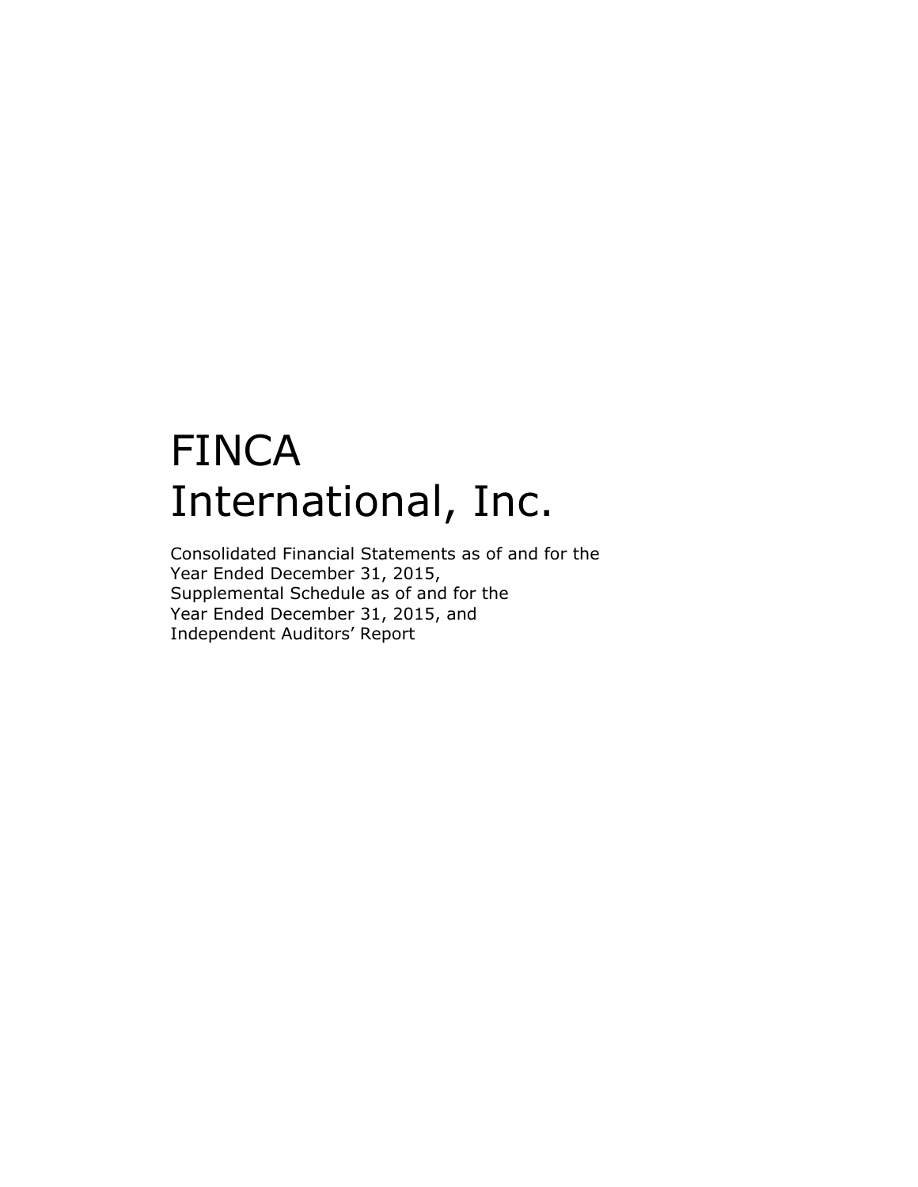# FINCA International, Inc.

Consolidated Financial Statements as of and for the Year Ended December 31, 2015,
Supplemental Schedule as of and for the Year Ended December 31, 2015, and
Independent Auditors' Report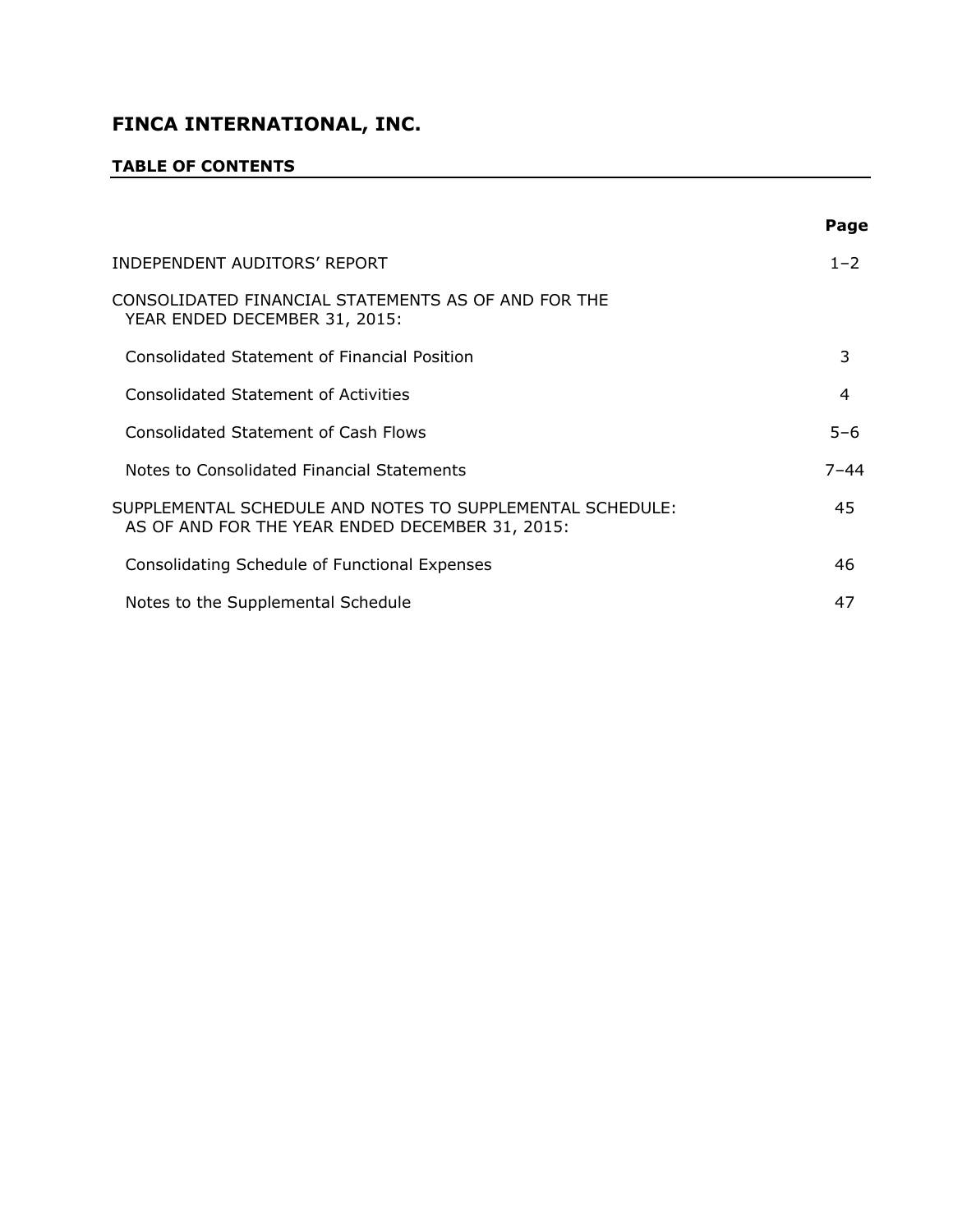# FINCA INTERNATIONAL, INC.

## TABLE OF CONTENTS

| | Page |
|---|---|
| INDEPENDENT AUDITORS' REPORT | 1–2 |
| CONSOLIDATED FINANCIAL STATEMENTS AS OF AND FOR THE YEAR ENDED DECEMBER 31, 2015: | |
| Consolidated Statement of Financial Position | 3 |
| Consolidated Statement of Activities | 4 |
| Consolidated Statement of Cash Flows | 5–6 |
| Notes to Consolidated Financial Statements | 7–44 |
| SUPPLEMENTAL SCHEDULE AND NOTES TO SUPPLEMENTAL SCHEDULE: AS OF AND FOR THE YEAR ENDED DECEMBER 31, 2015: | 45 |
| Consolidating Schedule of Functional Expenses | 46 |
| Notes to the Supplemental Schedule | 47 |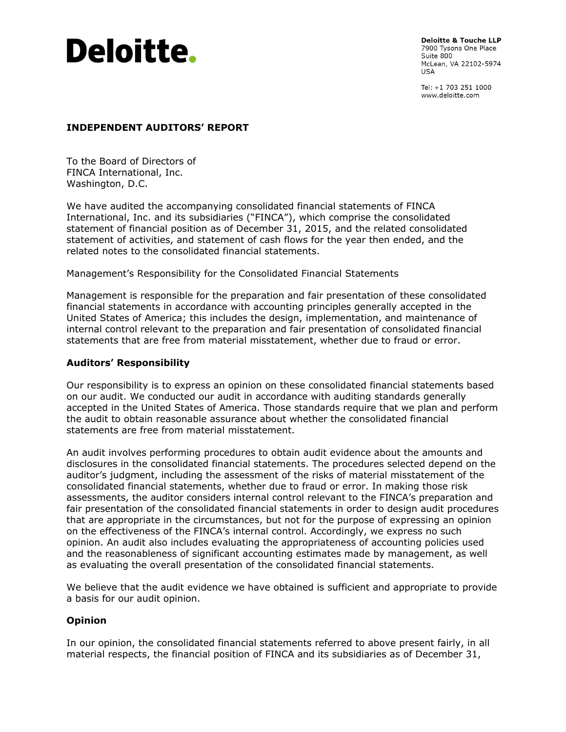Deloitte.

**Deloitte & Touche LLP**
7900 Tysons One Place
Suite 800
McLean, VA 22102-5974
USA

Tel: +1 703 251 1000
www.deloitte.com

**INDEPENDENT AUDITORS' REPORT**

To the Board of Directors of
FINCA International, Inc.
Washington, D.C.

We have audited the accompanying consolidated financial statements of FINCA International, Inc. and its subsidiaries ("FINCA"), which comprise the consolidated statement of financial position as of December 31, 2015, and the related consolidated statement of activities, and statement of cash flows for the year then ended, and the related notes to the consolidated financial statements.

Management's Responsibility for the Consolidated Financial Statements

Management is responsible for the preparation and fair presentation of these consolidated financial statements in accordance with accounting principles generally accepted in the United States of America; this includes the design, implementation, and maintenance of internal control relevant to the preparation and fair presentation of consolidated financial statements that are free from material misstatement, whether due to fraud or error.

**Auditors' Responsibility**

Our responsibility is to express an opinion on these consolidated financial statements based on our audit. We conducted our audit in accordance with auditing standards generally accepted in the United States of America. Those standards require that we plan and perform the audit to obtain reasonable assurance about whether the consolidated financial statements are free from material misstatement.

An audit involves performing procedures to obtain audit evidence about the amounts and disclosures in the consolidated financial statements. The procedures selected depend on the auditor's judgment, including the assessment of the risks of material misstatement of the consolidated financial statements, whether due to fraud or error. In making those risk assessments, the auditor considers internal control relevant to the FINCA's preparation and fair presentation of the consolidated financial statements in order to design audit procedures that are appropriate in the circumstances, but not for the purpose of expressing an opinion on the effectiveness of the FINCA's internal control. Accordingly, we express no such opinion. An audit also includes evaluating the appropriateness of accounting policies used and the reasonableness of significant accounting estimates made by management, as well as evaluating the overall presentation of the consolidated financial statements.

We believe that the audit evidence we have obtained is sufficient and appropriate to provide a basis for our audit opinion.

**Opinion**

In our opinion, the consolidated financial statements referred to above present fairly, in all material respects, the financial position of FINCA and its subsidiaries as of December 31,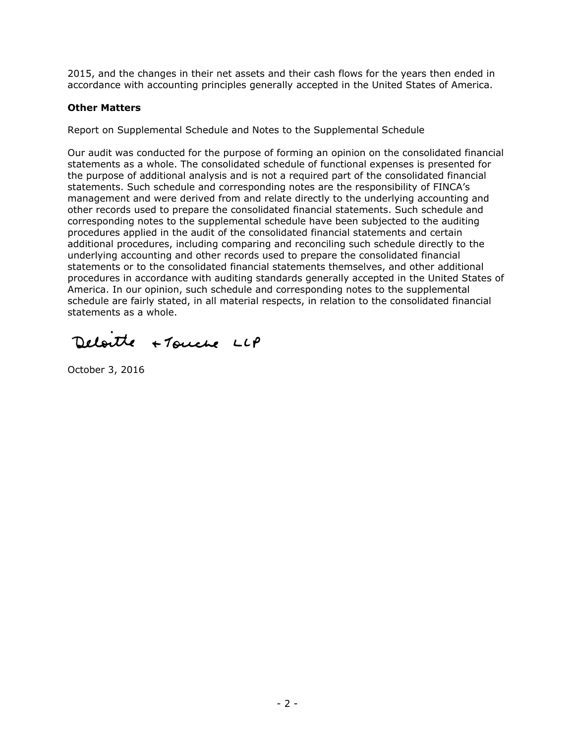2015, and the changes in their net assets and their cash flows for the years then ended in accordance with accounting principles generally accepted in the United States of America.

**Other Matters**

Report on Supplemental Schedule and Notes to the Supplemental Schedule

Our audit was conducted for the purpose of forming an opinion on the consolidated financial statements as a whole. The consolidated schedule of functional expenses is presented for the purpose of additional analysis and is not a required part of the consolidated financial statements. Such schedule and corresponding notes are the responsibility of FINCA's management and were derived from and relate directly to the underlying accounting and other records used to prepare the consolidated financial statements. Such schedule and corresponding notes to the supplemental schedule have been subjected to the auditing procedures applied in the audit of the consolidated financial statements and certain additional procedures, including comparing and reconciling such schedule directly to the underlying accounting and other records used to prepare the consolidated financial statements or to the consolidated financial statements themselves, and other additional procedures in accordance with auditing standards generally accepted in the United States of America. In our opinion, such schedule and corresponding notes to the supplemental schedule are fairly stated, in all material respects, in relation to the consolidated financial statements as a whole.

Deloitte & Touche LLP

October 3, 2016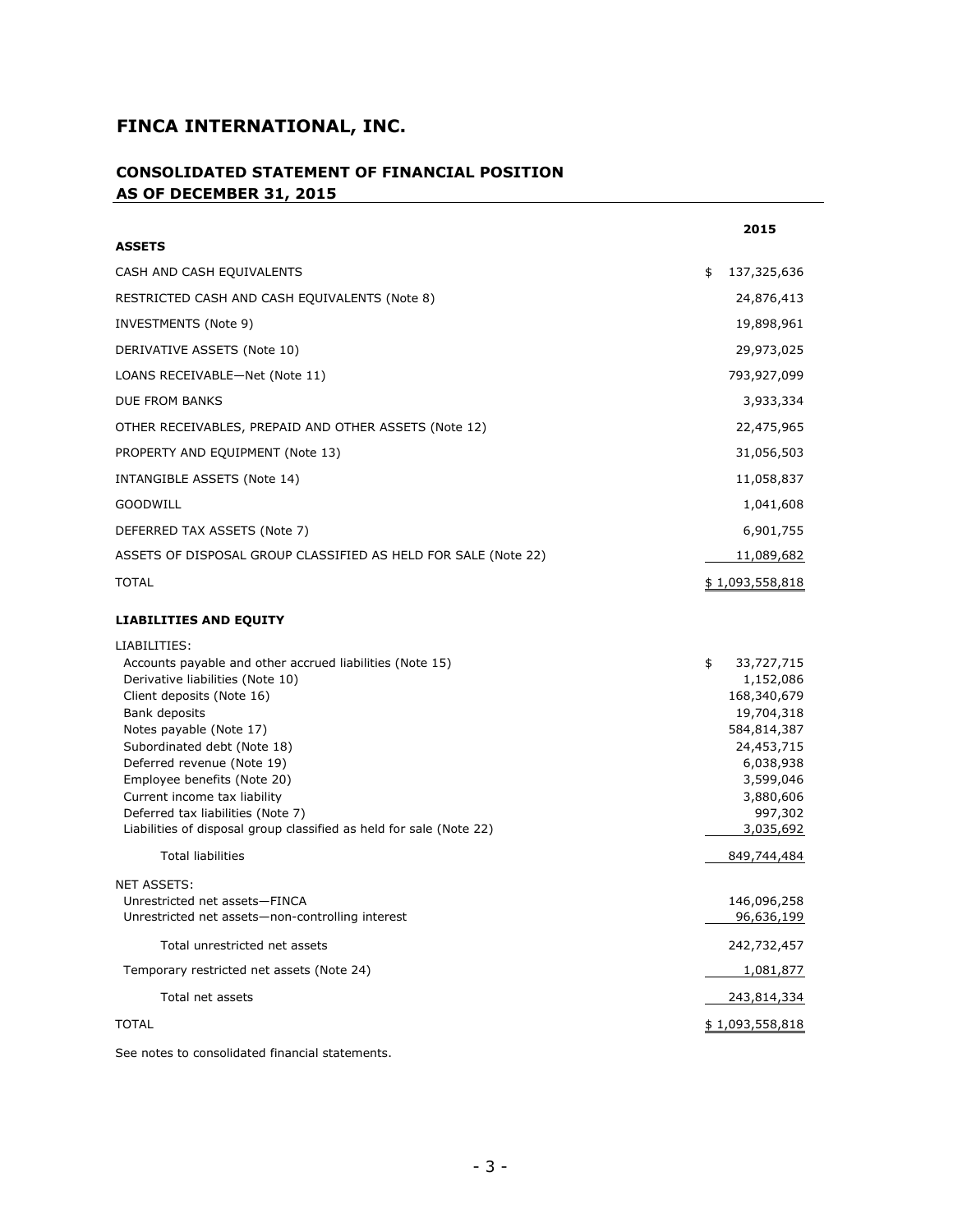# FINCA INTERNATIONAL, INC.

## CONSOLIDATED STATEMENT OF FINANCIAL POSITION AS OF DECEMBER 31, 2015

| | 2015 |
|---|---|
| **ASSETS** | |
| CASH AND CASH EQUIVALENTS | $ 137,325,636 |
| RESTRICTED CASH AND CASH EQUIVALENTS (Note 8) | 24,876,413 |
| INVESTMENTS (Note 9) | 19,898,961 |
| DERIVATIVE ASSETS (Note 10) | 29,973,025 |
| LOANS RECEIVABLE—Net (Note 11) | 793,927,099 |
| DUE FROM BANKS | 3,933,334 |
| OTHER RECEIVABLES, PREPAID AND OTHER ASSETS (Note 12) | 22,475,965 |
| PROPERTY AND EQUIPMENT (Note 13) | 31,056,503 |
| INTANGIBLE ASSETS (Note 14) | 11,058,837 |
| GOODWILL | 1,041,608 |
| DEFERRED TAX ASSETS (Note 7) | 6,901,755 |
| ASSETS OF DISPOSAL GROUP CLASSIFIED AS HELD FOR SALE (Note 22) | 11,089,682 |
| TOTAL | $ 1,093,558,818 |
| **LIABILITIES AND EQUITY** | |
| LIABILITIES: | |
| Accounts payable and other accrued liabilities (Note 15) | $ 33,727,715 |
| Derivative liabilities (Note 10) | 1,152,086 |
| Client deposits (Note 16) | 168,340,679 |
| Bank deposits | 19,704,318 |
| Notes payable (Note 17) | 584,814,387 |
| Subordinated debt (Note 18) | 24,453,715 |
| Deferred revenue (Note 19) | 6,038,938 |
| Employee benefits (Note 20) | 3,599,046 |
| Current income tax liability | 3,880,606 |
| Deferred tax liabilities (Note 7) | 997,302 |
| Liabilities of disposal group classified as held for sale (Note 22) | 3,035,692 |
| Total liabilities | 849,744,484 |
| NET ASSETS: | |
| Unrestricted net assets—FINCA | 146,096,258 |
| Unrestricted net assets—non-controlling interest | 96,636,199 |
| Total unrestricted net assets | 242,732,457 |
| Temporary restricted net assets (Note 24) | 1,081,877 |
| Total net assets | 243,814,334 |
| TOTAL | $ 1,093,558,818 |

See notes to consolidated financial statements.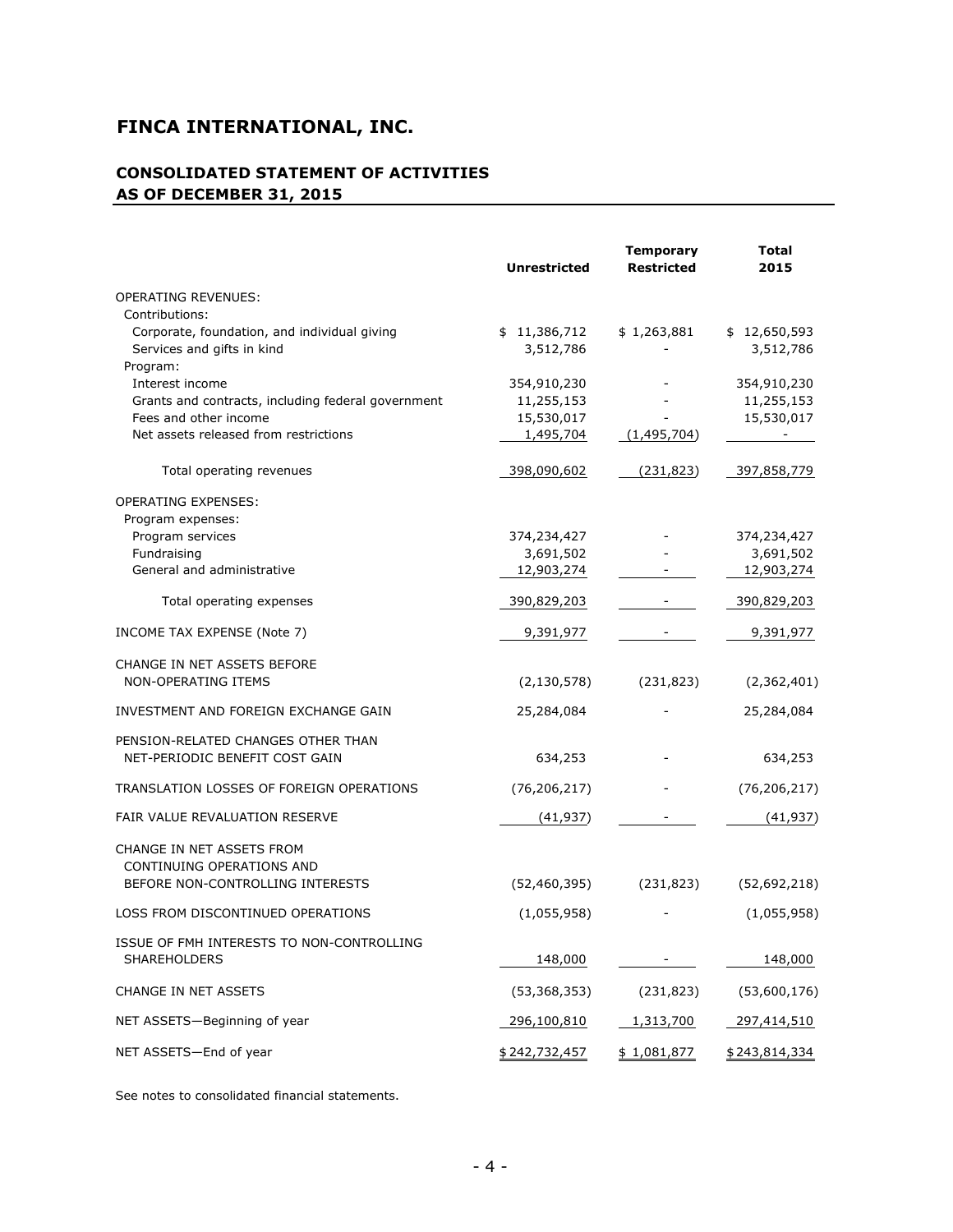# FINCA INTERNATIONAL, INC.

## CONSOLIDATED STATEMENT OF ACTIVITIES
## AS OF DECEMBER 31, 2015

| | Unrestricted | Temporary Restricted | Total 2015 |
|---|---|---|---|
| OPERATING REVENUES: | | | |
| Contributions: | | | |
| Corporate, foundation, and individual giving | $ 11,386,712 | $ 1,263,881 | $ 12,650,593 |
| Services and gifts in kind | 3,512,786 | - | 3,512,786 |
| Program: | | | |
| Interest income | 354,910,230 | - | 354,910,230 |
| Grants and contracts, including federal government | 11,255,153 | - | 11,255,153 |
| Fees and other income | 15,530,017 | - | 15,530,017 |
| Net assets released from restrictions | 1,495,704 | (1,495,704) | - |
| Total operating revenues | 398,090,602 | (231,823) | 397,858,779 |
| OPERATING EXPENSES: | | | |
| Program expenses: | | | |
| Program services | 374,234,427 | - | 374,234,427 |
| Fundraising | 3,691,502 | - | 3,691,502 |
| General and administrative | 12,903,274 | - | 12,903,274 |
| Total operating expenses | 390,829,203 | - | 390,829,203 |
| INCOME TAX EXPENSE (Note 7) | 9,391,977 | - | 9,391,977 |
| CHANGE IN NET ASSETS BEFORE NON-OPERATING ITEMS | (2,130,578) | (231,823) | (2,362,401) |
| INVESTMENT AND FOREIGN EXCHANGE GAIN | 25,284,084 | - | 25,284,084 |
| PENSION-RELATED CHANGES OTHER THAN NET-PERIODIC BENEFIT COST GAIN | 634,253 | - | 634,253 |
| TRANSLATION LOSSES OF FOREIGN OPERATIONS | (76,206,217) | - | (76,206,217) |
| FAIR VALUE REVALUATION RESERVE | (41,937) | - | (41,937) |
| CHANGE IN NET ASSETS FROM CONTINUING OPERATIONS AND BEFORE NON-CONTROLLING INTERESTS | (52,460,395) | (231,823) | (52,692,218) |
| LOSS FROM DISCONTINUED OPERATIONS | (1,055,958) | - | (1,055,958) |
| ISSUE OF FMH INTERESTS TO NON-CONTROLLING SHAREHOLDERS | 148,000 | - | 148,000 |
| CHANGE IN NET ASSETS | (53,368,353) | (231,823) | (53,600,176) |
| NET ASSETS—Beginning of year | 296,100,810 | 1,313,700 | 297,414,510 |
| NET ASSETS—End of year | $ 242,732,457 | $ 1,081,877 | $ 243,814,334 |

See notes to consolidated financial statements.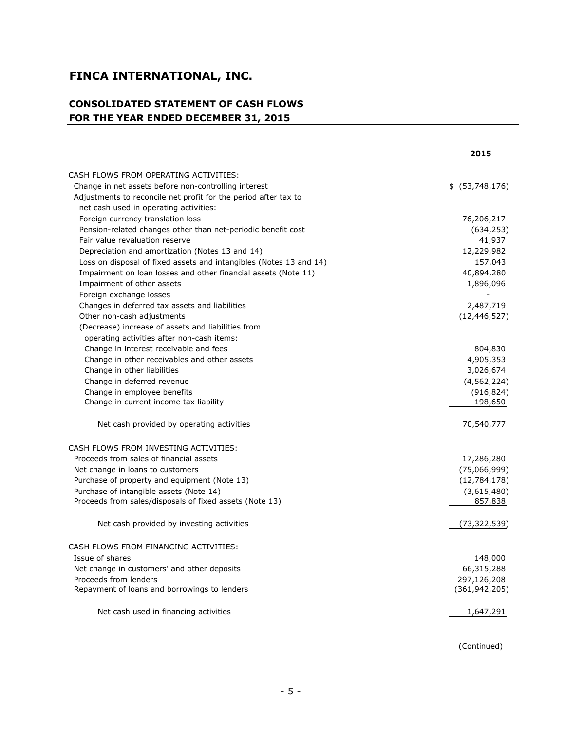# FINCA INTERNATIONAL, INC.

## CONSOLIDATED STATEMENT OF CASH FLOWS
## FOR THE YEAR ENDED DECEMBER 31, 2015

| | 2015 |
|---|---|
| CASH FLOWS FROM OPERATING ACTIVITIES: | |
| Change in net assets before non-controlling interest | $ (53,748,176) |
| Adjustments to reconcile net profit for the period after tax to net cash used in operating activities: | |
| Foreign currency translation loss | 76,206,217 |
| Pension-related changes other than net-periodic benefit cost | (634,253) |
| Fair value revaluation reserve | 41,937 |
| Depreciation and amortization (Notes 13 and 14) | 12,229,982 |
| Loss on disposal of fixed assets and intangibles (Notes 13 and 14) | 157,043 |
| Impairment on loan losses and other financial assets (Note 11) | 40,894,280 |
| Impairment of other assets | 1,896,096 |
| Foreign exchange losses | - |
| Changes in deferred tax assets and liabilities | 2,487,719 |
| Other non-cash adjustments | (12,446,527) |
| (Decrease) increase of assets and liabilities from operating activities after non-cash items: | |
| Change in interest receivable and fees | 804,830 |
| Change in other receivables and other assets | 4,905,353 |
| Change in other liabilities | 3,026,674 |
| Change in deferred revenue | (4,562,224) |
| Change in employee benefits | (916,824) |
| Change in current income tax liability | 198,650 |
| Net cash provided by operating activities | 70,540,777 |
| CASH FLOWS FROM INVESTING ACTIVITIES: | |
| Proceeds from sales of financial assets | 17,286,280 |
| Net change in loans to customers | (75,066,999) |
| Purchase of property and equipment (Note 13) | (12,784,178) |
| Purchase of intangible assets (Note 14) | (3,615,480) |
| Proceeds from sales/disposals of fixed assets (Note 13) | 857,838 |
| Net cash provided by investing activities | (73,322,539) |
| CASH FLOWS FROM FINANCING ACTIVITIES: | |
| Issue of shares | 148,000 |
| Net change in customers' and other deposits | 66,315,288 |
| Proceeds from lenders | 297,126,208 |
| Repayment of loans and borrowings to lenders | (361,942,205) |
| Net cash used in financing activities | 1,647,291 |

(Continued)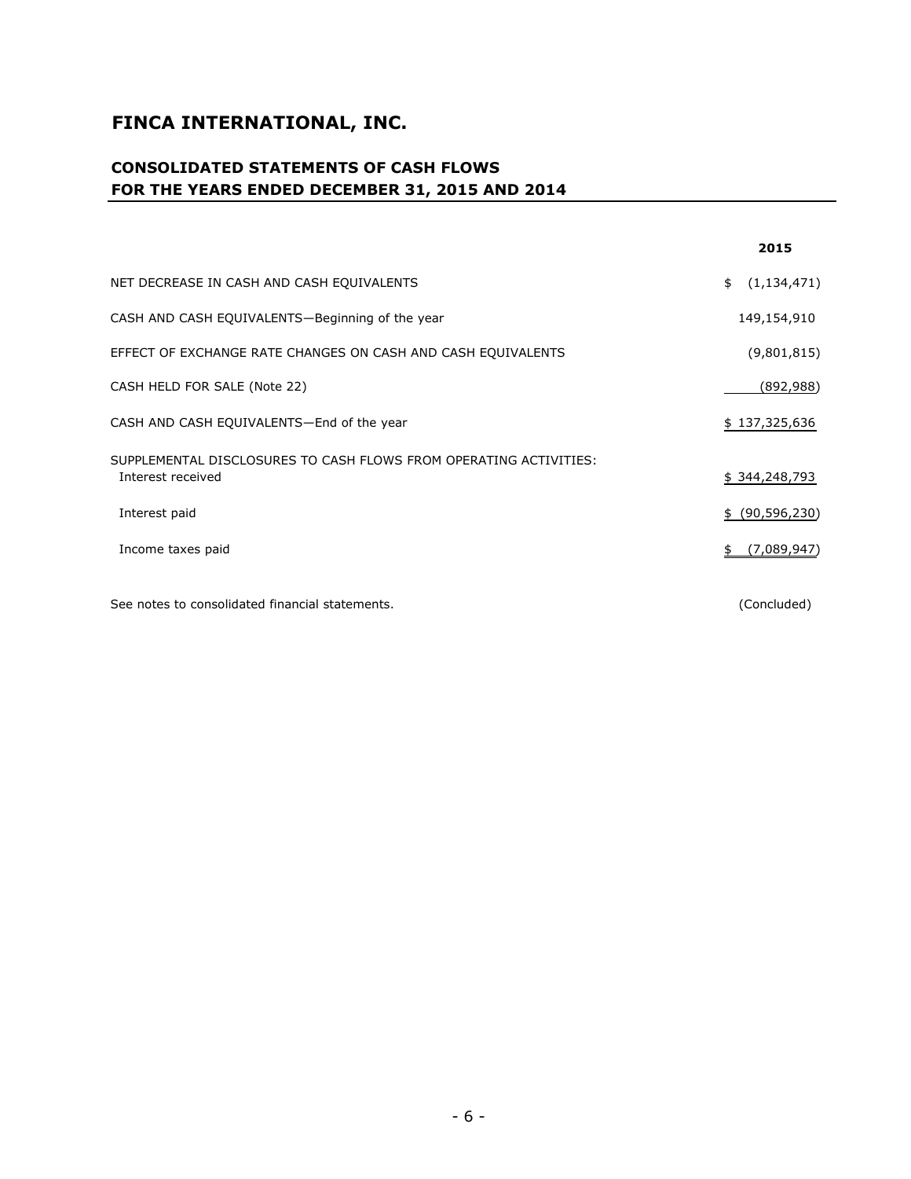# FINCA INTERNATIONAL, INC.

## CONSOLIDATED STATEMENTS OF CASH FLOWS
## FOR THE YEARS ENDED DECEMBER 31, 2015 AND 2014

| | 2015 |
|---|---|
| NET DECREASE IN CASH AND CASH EQUIVALENTS | $ (1,134,471) |
| CASH AND CASH EQUIVALENTS—Beginning of the year | 149,154,910 |
| EFFECT OF EXCHANGE RATE CHANGES ON CASH AND CASH EQUIVALENTS | (9,801,815) |
| CASH HELD FOR SALE (Note 22) | (892,988) |
| CASH AND CASH EQUIVALENTS—End of the year | $ 137,325,636 |
| SUPPLEMENTAL DISCLOSURES TO CASH FLOWS FROM OPERATING ACTIVITIES: | |
| Interest received | $ 344,248,793 |
| Interest paid | $ (90,596,230) |
| Income taxes paid | $ (7,089,947) |

See notes to consolidated financial statements. (Concluded)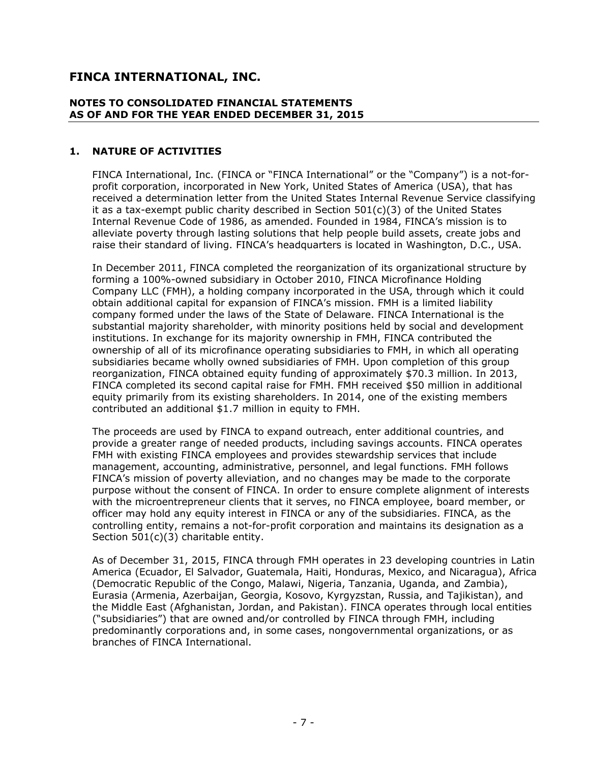# FINCA INTERNATIONAL, INC.

**NOTES TO CONSOLIDATED FINANCIAL STATEMENTS**
**AS OF AND FOR THE YEAR ENDED DECEMBER 31, 2015**

## 1. NATURE OF ACTIVITIES

FINCA International, Inc. (FINCA or "FINCA International" or the "Company") is a not-for-profit corporation, incorporated in New York, United States of America (USA), that has received a determination letter from the United States Internal Revenue Service classifying it as a tax-exempt public charity described in Section 501(c)(3) of the United States Internal Revenue Code of 1986, as amended. Founded in 1984, FINCA's mission is to alleviate poverty through lasting solutions that help people build assets, create jobs and raise their standard of living. FINCA's headquarters is located in Washington, D.C., USA.

In December 2011, FINCA completed the reorganization of its organizational structure by forming a 100%-owned subsidiary in October 2010, FINCA Microfinance Holding Company LLC (FMH), a holding company incorporated in the USA, through which it could obtain additional capital for expansion of FINCA's mission. FMH is a limited liability company formed under the laws of the State of Delaware. FINCA International is the substantial majority shareholder, with minority positions held by social and development institutions. In exchange for its majority ownership in FMH, FINCA contributed the ownership of all of its microfinance operating subsidiaries to FMH, in which all operating subsidiaries became wholly owned subsidiaries of FMH. Upon completion of this group reorganization, FINCA obtained equity funding of approximately $70.3 million. In 2013, FINCA completed its second capital raise for FMH. FMH received $50 million in additional equity primarily from its existing shareholders. In 2014, one of the existing members contributed an additional $1.7 million in equity to FMH.

The proceeds are used by FINCA to expand outreach, enter additional countries, and provide a greater range of needed products, including savings accounts. FINCA operates FMH with existing FINCA employees and provides stewardship services that include management, accounting, administrative, personnel, and legal functions. FMH follows FINCA's mission of poverty alleviation, and no changes may be made to the corporate purpose without the consent of FINCA. In order to ensure complete alignment of interests with the microentrepreneur clients that it serves, no FINCA employee, board member, or officer may hold any equity interest in FINCA or any of the subsidiaries. FINCA, as the controlling entity, remains a not-for-profit corporation and maintains its designation as a Section 501(c)(3) charitable entity.

As of December 31, 2015, FINCA through FMH operates in 23 developing countries in Latin America (Ecuador, El Salvador, Guatemala, Haiti, Honduras, Mexico, and Nicaragua), Africa (Democratic Republic of the Congo, Malawi, Nigeria, Tanzania, Uganda, and Zambia), Eurasia (Armenia, Azerbaijan, Georgia, Kosovo, Kyrgyzstan, Russia, and Tajikistan), and the Middle East (Afghanistan, Jordan, and Pakistan). FINCA operates through local entities ("subsidiaries") that are owned and/or controlled by FINCA through FMH, including predominantly corporations and, in some cases, nongovernmental organizations, or as branches of FINCA International.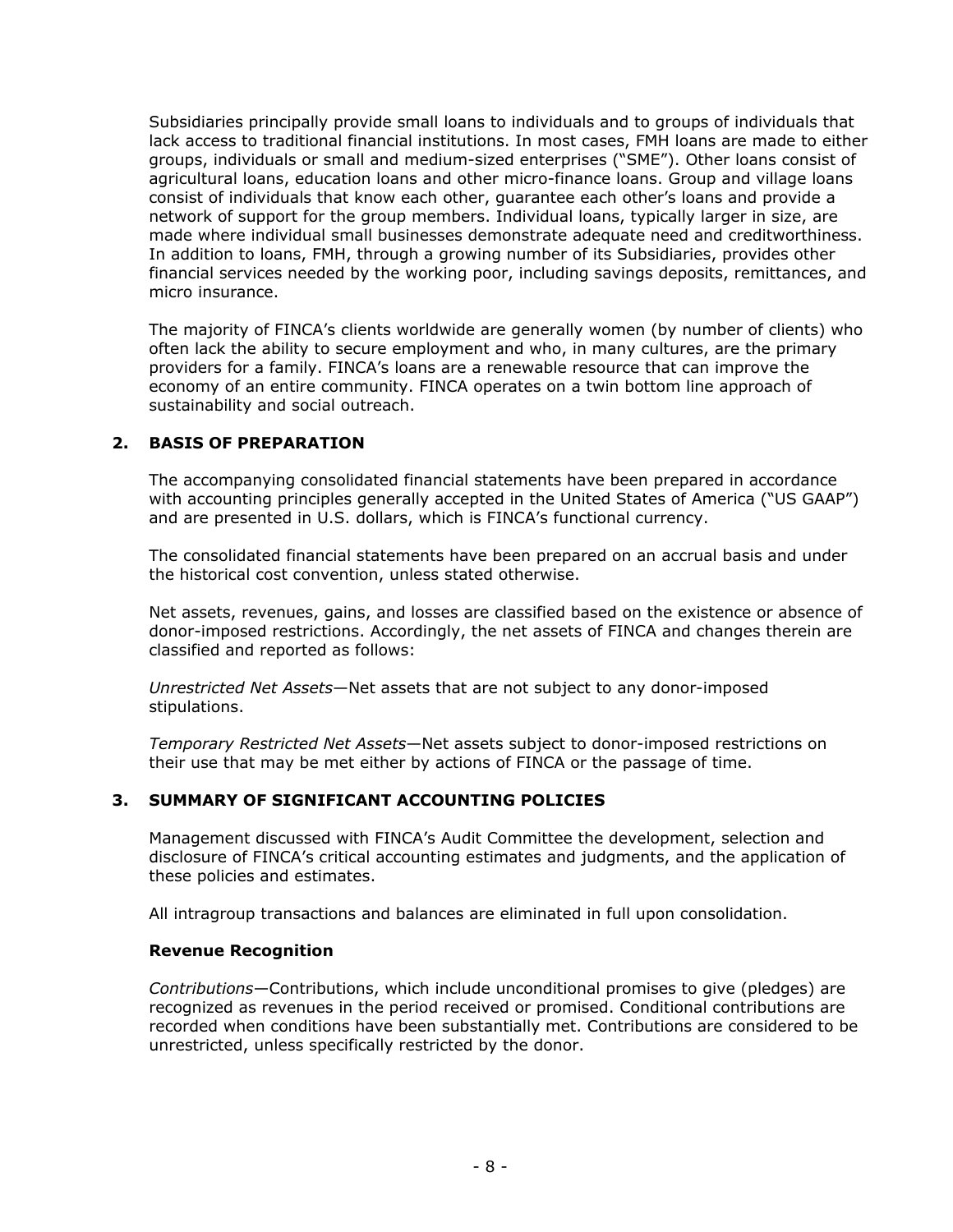Subsidiaries principally provide small loans to individuals and to groups of individuals that lack access to traditional financial institutions. In most cases, FMH loans are made to either groups, individuals or small and medium-sized enterprises ("SME"). Other loans consist of agricultural loans, education loans and other micro-finance loans. Group and village loans consist of individuals that know each other, guarantee each other's loans and provide a network of support for the group members. Individual loans, typically larger in size, are made where individual small businesses demonstrate adequate need and creditworthiness. In addition to loans, FMH, through a growing number of its Subsidiaries, provides other financial services needed by the working poor, including savings deposits, remittances, and micro insurance.

The majority of FINCA's clients worldwide are generally women (by number of clients) who often lack the ability to secure employment and who, in many cultures, are the primary providers for a family. FINCA's loans are a renewable resource that can improve the economy of an entire community. FINCA operates on a twin bottom line approach of sustainability and social outreach.

## 2. BASIS OF PREPARATION

The accompanying consolidated financial statements have been prepared in accordance with accounting principles generally accepted in the United States of America ("US GAAP") and are presented in U.S. dollars, which is FINCA's functional currency.

The consolidated financial statements have been prepared on an accrual basis and under the historical cost convention, unless stated otherwise.

Net assets, revenues, gains, and losses are classified based on the existence or absence of donor-imposed restrictions. Accordingly, the net assets of FINCA and changes therein are classified and reported as follows:

*Unrestricted Net Assets*—Net assets that are not subject to any donor-imposed stipulations.

*Temporary Restricted Net Assets*—Net assets subject to donor-imposed restrictions on their use that may be met either by actions of FINCA or the passage of time.

## 3. SUMMARY OF SIGNIFICANT ACCOUNTING POLICIES

Management discussed with FINCA's Audit Committee the development, selection and disclosure of FINCA's critical accounting estimates and judgments, and the application of these policies and estimates.

All intragroup transactions and balances are eliminated in full upon consolidation.

### Revenue Recognition

*Contributions*—Contributions, which include unconditional promises to give (pledges) are recognized as revenues in the period received or promised. Conditional contributions are recorded when conditions have been substantially met. Contributions are considered to be unrestricted, unless specifically restricted by the donor.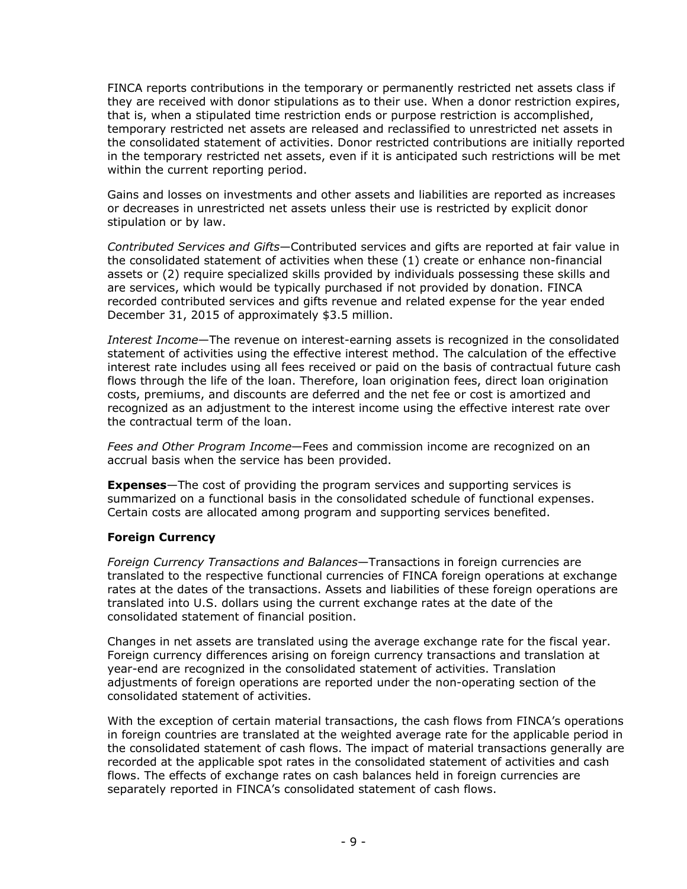FINCA reports contributions in the temporary or permanently restricted net assets class if they are received with donor stipulations as to their use. When a donor restriction expires, that is, when a stipulated time restriction ends or purpose restriction is accomplished, temporary restricted net assets are released and reclassified to unrestricted net assets in the consolidated statement of activities. Donor restricted contributions are initially reported in the temporary restricted net assets, even if it is anticipated such restrictions will be met within the current reporting period.

Gains and losses on investments and other assets and liabilities are reported as increases or decreases in unrestricted net assets unless their use is restricted by explicit donor stipulation or by law.

*Contributed Services and Gifts*—Contributed services and gifts are reported at fair value in the consolidated statement of activities when these (1) create or enhance non-financial assets or (2) require specialized skills provided by individuals possessing these skills and are services, which would be typically purchased if not provided by donation. FINCA recorded contributed services and gifts revenue and related expense for the year ended December 31, 2015 of approximately $3.5 million.

*Interest Income*—The revenue on interest-earning assets is recognized in the consolidated statement of activities using the effective interest method. The calculation of the effective interest rate includes using all fees received or paid on the basis of contractual future cash flows through the life of the loan. Therefore, loan origination fees, direct loan origination costs, premiums, and discounts are deferred and the net fee or cost is amortized and recognized as an adjustment to the interest income using the effective interest rate over the contractual term of the loan.

*Fees and Other Program Income*—Fees and commission income are recognized on an accrual basis when the service has been provided.

**Expenses**—The cost of providing the program services and supporting services is summarized on a functional basis in the consolidated schedule of functional expenses. Certain costs are allocated among program and supporting services benefited.

**Foreign Currency**

*Foreign Currency Transactions and Balances*—Transactions in foreign currencies are translated to the respective functional currencies of FINCA foreign operations at exchange rates at the dates of the transactions. Assets and liabilities of these foreign operations are translated into U.S. dollars using the current exchange rates at the date of the consolidated statement of financial position.

Changes in net assets are translated using the average exchange rate for the fiscal year. Foreign currency differences arising on foreign currency transactions and translation at year-end are recognized in the consolidated statement of activities. Translation adjustments of foreign operations are reported under the non-operating section of the consolidated statement of activities.

With the exception of certain material transactions, the cash flows from FINCA's operations in foreign countries are translated at the weighted average rate for the applicable period in the consolidated statement of cash flows. The impact of material transactions generally are recorded at the applicable spot rates in the consolidated statement of activities and cash flows. The effects of exchange rates on cash balances held in foreign currencies are separately reported in FINCA's consolidated statement of cash flows.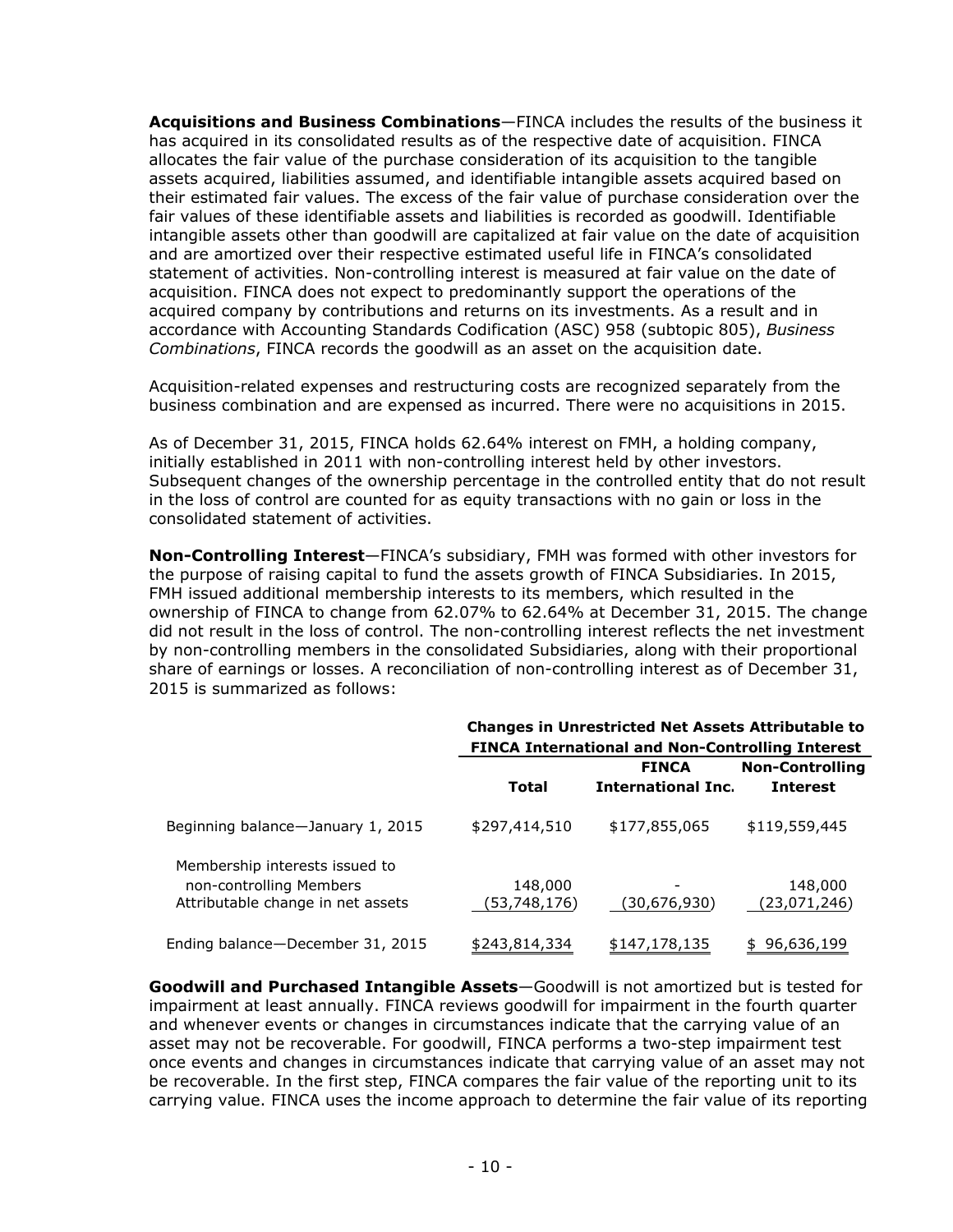**Acquisitions and Business Combinations**—FINCA includes the results of the business it has acquired in its consolidated results as of the respective date of acquisition. FINCA allocates the fair value of the purchase consideration of its acquisition to the tangible assets acquired, liabilities assumed, and identifiable intangible assets acquired based on their estimated fair values. The excess of the fair value of purchase consideration over the fair values of these identifiable assets and liabilities is recorded as goodwill. Identifiable intangible assets other than goodwill are capitalized at fair value on the date of acquisition and are amortized over their respective estimated useful life in FINCA's consolidated statement of activities. Non-controlling interest is measured at fair value on the date of acquisition. FINCA does not expect to predominantly support the operations of the acquired company by contributions and returns on its investments. As a result and in accordance with Accounting Standards Codification (ASC) 958 (subtopic 805), *Business Combinations*, FINCA records the goodwill as an asset on the acquisition date.

Acquisition-related expenses and restructuring costs are recognized separately from the business combination and are expensed as incurred. There were no acquisitions in 2015.

As of December 31, 2015, FINCA holds 62.64% interest on FMH, a holding company, initially established in 2011 with non-controlling interest held by other investors. Subsequent changes of the ownership percentage in the controlled entity that do not result in the loss of control are counted for as equity transactions with no gain or loss in the consolidated statement of activities.

**Non-Controlling Interest**—FINCA's subsidiary, FMH was formed with other investors for the purpose of raising capital to fund the assets growth of FINCA Subsidiaries. In 2015, FMH issued additional membership interests to its members, which resulted in the ownership of FINCA to change from 62.07% to 62.64% at December 31, 2015. The change did not result in the loss of control. The non-controlling interest reflects the net investment by non-controlling members in the consolidated Subsidiaries, along with their proportional share of earnings or losses. A reconciliation of non-controlling interest as of December 31, 2015 is summarized as follows:

| | Changes in Unrestricted Net Assets Attributable to FINCA International and Non-Controlling Interest | | |
|---|---|---|---|
| | **Total** | **FINCA International Inc.** | **Non-Controlling Interest** |
| Beginning balance—January 1, 2015 | $297,414,510 | $177,855,065 | $119,559,445 |
| Membership interests issued to non-controlling Members | 148,000 | - | 148,000 |
| Attributable change in net assets | (53,748,176) | (30,676,930) | (23,071,246) |
| Ending balance—December 31, 2015 | $243,814,334 | $147,178,135 | $ 96,636,199 |

**Goodwill and Purchased Intangible Assets**—Goodwill is not amortized but is tested for impairment at least annually. FINCA reviews goodwill for impairment in the fourth quarter and whenever events or changes in circumstances indicate that the carrying value of an asset may not be recoverable. For goodwill, FINCA performs a two-step impairment test once events and changes in circumstances indicate that carrying value of an asset may not be recoverable. In the first step, FINCA compares the fair value of the reporting unit to its carrying value. FINCA uses the income approach to determine the fair value of its reporting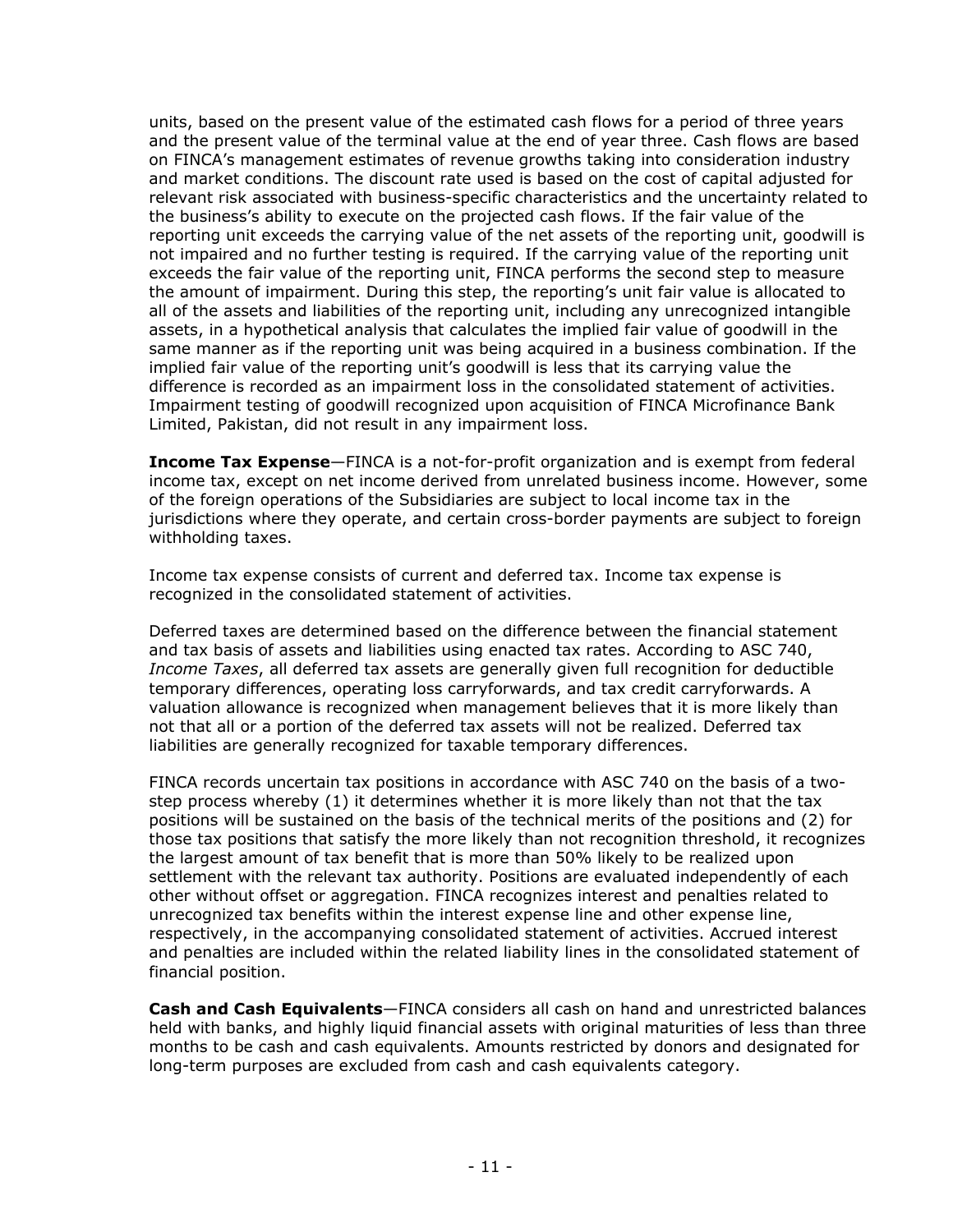units, based on the present value of the estimated cash flows for a period of three years and the present value of the terminal value at the end of year three. Cash flows are based on FINCA's management estimates of revenue growths taking into consideration industry and market conditions. The discount rate used is based on the cost of capital adjusted for relevant risk associated with business-specific characteristics and the uncertainty related to the business's ability to execute on the projected cash flows. If the fair value of the reporting unit exceeds the carrying value of the net assets of the reporting unit, goodwill is not impaired and no further testing is required. If the carrying value of the reporting unit exceeds the fair value of the reporting unit, FINCA performs the second step to measure the amount of impairment. During this step, the reporting's unit fair value is allocated to all of the assets and liabilities of the reporting unit, including any unrecognized intangible assets, in a hypothetical analysis that calculates the implied fair value of goodwill in the same manner as if the reporting unit was being acquired in a business combination. If the implied fair value of the reporting unit's goodwill is less that its carrying value the difference is recorded as an impairment loss in the consolidated statement of activities. Impairment testing of goodwill recognized upon acquisition of FINCA Microfinance Bank Limited, Pakistan, did not result in any impairment loss.

**Income Tax Expense**—FINCA is a not-for-profit organization and is exempt from federal income tax, except on net income derived from unrelated business income. However, some of the foreign operations of the Subsidiaries are subject to local income tax in the jurisdictions where they operate, and certain cross-border payments are subject to foreign withholding taxes.

Income tax expense consists of current and deferred tax. Income tax expense is recognized in the consolidated statement of activities.

Deferred taxes are determined based on the difference between the financial statement and tax basis of assets and liabilities using enacted tax rates. According to ASC 740, *Income Taxes*, all deferred tax assets are generally given full recognition for deductible temporary differences, operating loss carryforwards, and tax credit carryforwards. A valuation allowance is recognized when management believes that it is more likely than not that all or a portion of the deferred tax assets will not be realized. Deferred tax liabilities are generally recognized for taxable temporary differences.

FINCA records uncertain tax positions in accordance with ASC 740 on the basis of a two-step process whereby (1) it determines whether it is more likely than not that the tax positions will be sustained on the basis of the technical merits of the positions and (2) for those tax positions that satisfy the more likely than not recognition threshold, it recognizes the largest amount of tax benefit that is more than 50% likely to be realized upon settlement with the relevant tax authority. Positions are evaluated independently of each other without offset or aggregation. FINCA recognizes interest and penalties related to unrecognized tax benefits within the interest expense line and other expense line, respectively, in the accompanying consolidated statement of activities. Accrued interest and penalties are included within the related liability lines in the consolidated statement of financial position.

**Cash and Cash Equivalents**—FINCA considers all cash on hand and unrestricted balances held with banks, and highly liquid financial assets with original maturities of less than three months to be cash and cash equivalents. Amounts restricted by donors and designated for long-term purposes are excluded from cash and cash equivalents category.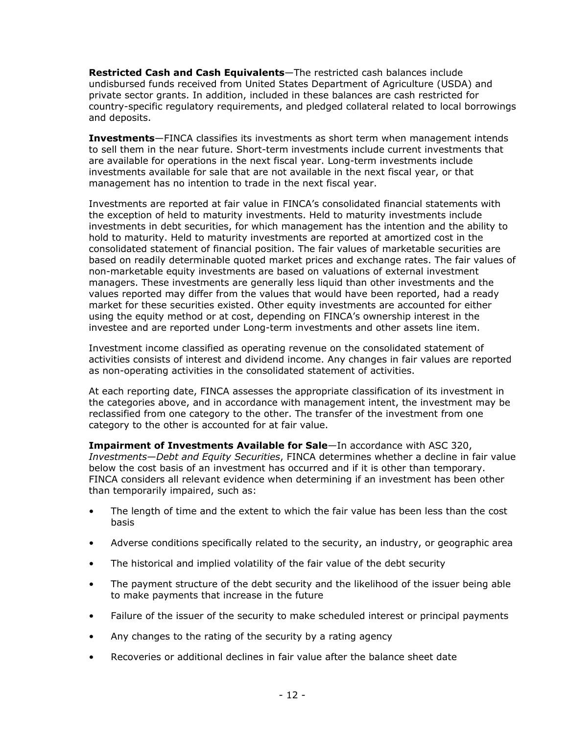**Restricted Cash and Cash Equivalents**—The restricted cash balances include undisbursed funds received from United States Department of Agriculture (USDA) and private sector grants. In addition, included in these balances are cash restricted for country-specific regulatory requirements, and pledged collateral related to local borrowings and deposits.

**Investments**—FINCA classifies its investments as short term when management intends to sell them in the near future. Short-term investments include current investments that are available for operations in the next fiscal year. Long-term investments include investments available for sale that are not available in the next fiscal year, or that management has no intention to trade in the next fiscal year.

Investments are reported at fair value in FINCA's consolidated financial statements with the exception of held to maturity investments. Held to maturity investments include investments in debt securities, for which management has the intention and the ability to hold to maturity. Held to maturity investments are reported at amortized cost in the consolidated statement of financial position. The fair values of marketable securities are based on readily determinable quoted market prices and exchange rates. The fair values of non-marketable equity investments are based on valuations of external investment managers. These investments are generally less liquid than other investments and the values reported may differ from the values that would have been reported, had a ready market for these securities existed. Other equity investments are accounted for either using the equity method or at cost, depending on FINCA's ownership interest in the investee and are reported under Long-term investments and other assets line item.

Investment income classified as operating revenue on the consolidated statement of activities consists of interest and dividend income. Any changes in fair values are reported as non-operating activities in the consolidated statement of activities.

At each reporting date, FINCA assesses the appropriate classification of its investment in the categories above, and in accordance with management intent, the investment may be reclassified from one category to the other. The transfer of the investment from one category to the other is accounted for at fair value.

**Impairment of Investments Available for Sale**—In accordance with ASC 320, *Investments—Debt and Equity Securities*, FINCA determines whether a decline in fair value below the cost basis of an investment has occurred and if it is other than temporary. FINCA considers all relevant evidence when determining if an investment has been other than temporarily impaired, such as:

- The length of time and the extent to which the fair value has been less than the cost basis
- Adverse conditions specifically related to the security, an industry, or geographic area
- The historical and implied volatility of the fair value of the debt security
- The payment structure of the debt security and the likelihood of the issuer being able to make payments that increase in the future
- Failure of the issuer of the security to make scheduled interest or principal payments
- Any changes to the rating of the security by a rating agency
- Recoveries or additional declines in fair value after the balance sheet date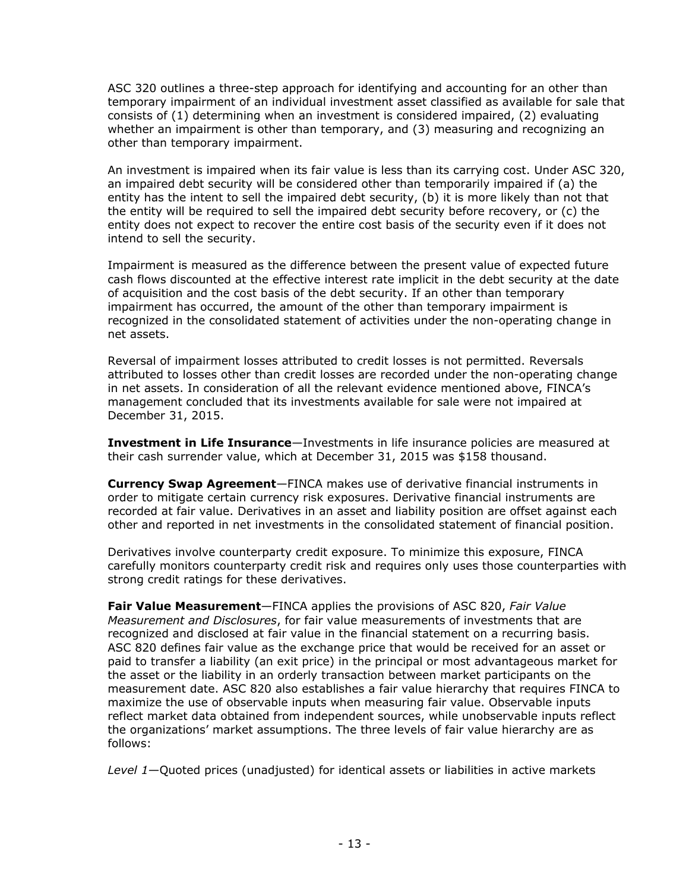ASC 320 outlines a three-step approach for identifying and accounting for an other than temporary impairment of an individual investment asset classified as available for sale that consists of (1) determining when an investment is considered impaired, (2) evaluating whether an impairment is other than temporary, and (3) measuring and recognizing an other than temporary impairment.

An investment is impaired when its fair value is less than its carrying cost. Under ASC 320, an impaired debt security will be considered other than temporarily impaired if (a) the entity has the intent to sell the impaired debt security, (b) it is more likely than not that the entity will be required to sell the impaired debt security before recovery, or (c) the entity does not expect to recover the entire cost basis of the security even if it does not intend to sell the security.

Impairment is measured as the difference between the present value of expected future cash flows discounted at the effective interest rate implicit in the debt security at the date of acquisition and the cost basis of the debt security. If an other than temporary impairment has occurred, the amount of the other than temporary impairment is recognized in the consolidated statement of activities under the non-operating change in net assets.

Reversal of impairment losses attributed to credit losses is not permitted. Reversals attributed to losses other than credit losses are recorded under the non-operating change in net assets. In consideration of all the relevant evidence mentioned above, FINCA's management concluded that its investments available for sale were not impaired at December 31, 2015.

**Investment in Life Insurance**—Investments in life insurance policies are measured at their cash surrender value, which at December 31, 2015 was $158 thousand.

**Currency Swap Agreement**—FINCA makes use of derivative financial instruments in order to mitigate certain currency risk exposures. Derivative financial instruments are recorded at fair value. Derivatives in an asset and liability position are offset against each other and reported in net investments in the consolidated statement of financial position.

Derivatives involve counterparty credit exposure. To minimize this exposure, FINCA carefully monitors counterparty credit risk and requires only uses those counterparties with strong credit ratings for these derivatives.

**Fair Value Measurement**—FINCA applies the provisions of ASC 820, *Fair Value Measurement and Disclosures*, for fair value measurements of investments that are recognized and disclosed at fair value in the financial statement on a recurring basis. ASC 820 defines fair value as the exchange price that would be received for an asset or paid to transfer a liability (an exit price) in the principal or most advantageous market for the asset or the liability in an orderly transaction between market participants on the measurement date. ASC 820 also establishes a fair value hierarchy that requires FINCA to maximize the use of observable inputs when measuring fair value. Observable inputs reflect market data obtained from independent sources, while unobservable inputs reflect the organizations' market assumptions. The three levels of fair value hierarchy are as follows:

*Level 1*—Quoted prices (unadjusted) for identical assets or liabilities in active markets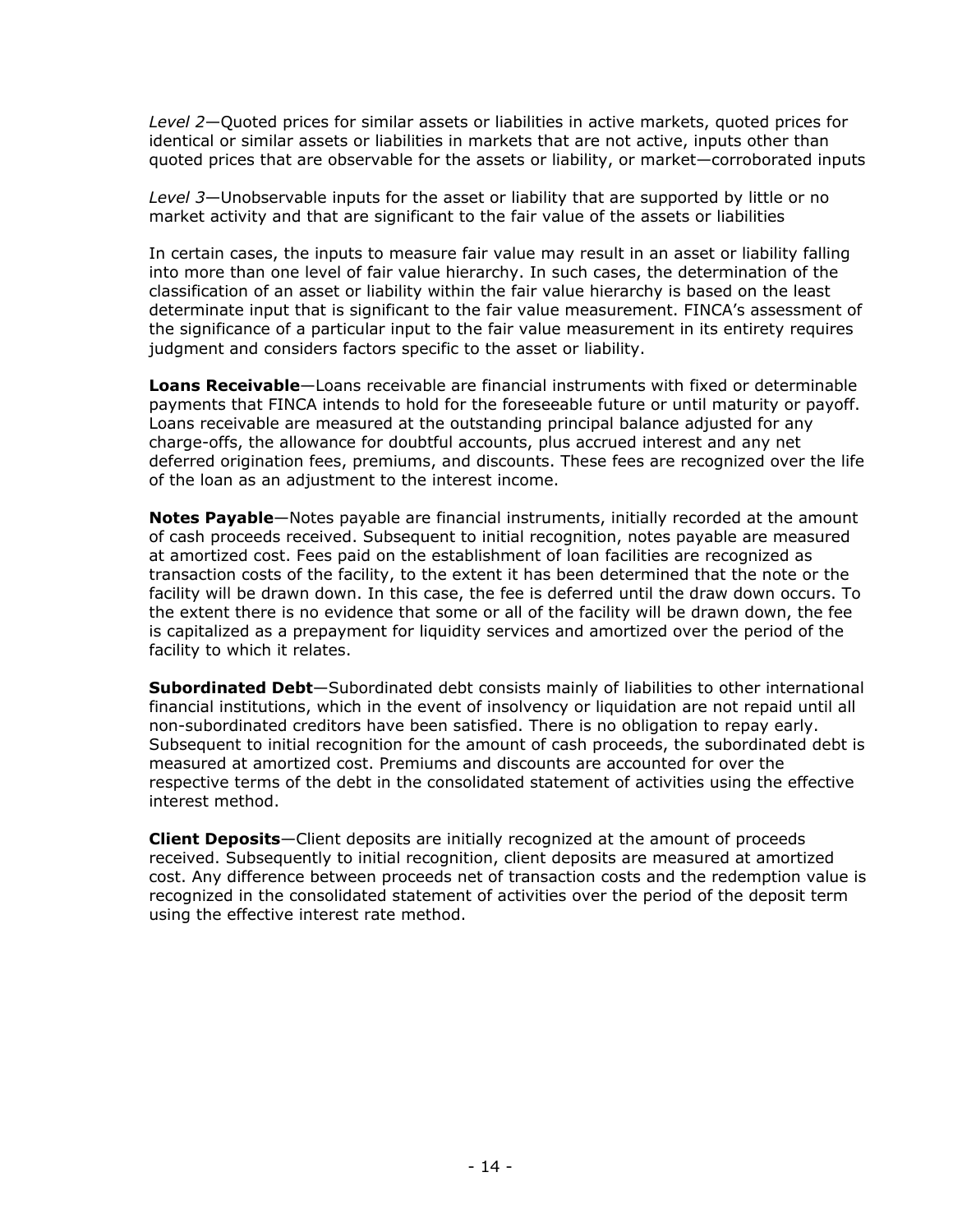*Level 2*—Quoted prices for similar assets or liabilities in active markets, quoted prices for identical or similar assets or liabilities in markets that are not active, inputs other than quoted prices that are observable for the assets or liability, or market—corroborated inputs

*Level 3*—Unobservable inputs for the asset or liability that are supported by little or no market activity and that are significant to the fair value of the assets or liabilities

In certain cases, the inputs to measure fair value may result in an asset or liability falling into more than one level of fair value hierarchy. In such cases, the determination of the classification of an asset or liability within the fair value hierarchy is based on the least determinate input that is significant to the fair value measurement. FINCA's assessment of the significance of a particular input to the fair value measurement in its entirety requires judgment and considers factors specific to the asset or liability.

**Loans Receivable**—Loans receivable are financial instruments with fixed or determinable payments that FINCA intends to hold for the foreseeable future or until maturity or payoff. Loans receivable are measured at the outstanding principal balance adjusted for any charge-offs, the allowance for doubtful accounts, plus accrued interest and any net deferred origination fees, premiums, and discounts. These fees are recognized over the life of the loan as an adjustment to the interest income.

**Notes Payable**—Notes payable are financial instruments, initially recorded at the amount of cash proceeds received. Subsequent to initial recognition, notes payable are measured at amortized cost. Fees paid on the establishment of loan facilities are recognized as transaction costs of the facility, to the extent it has been determined that the note or the facility will be drawn down. In this case, the fee is deferred until the draw down occurs. To the extent there is no evidence that some or all of the facility will be drawn down, the fee is capitalized as a prepayment for liquidity services and amortized over the period of the facility to which it relates.

**Subordinated Debt**—Subordinated debt consists mainly of liabilities to other international financial institutions, which in the event of insolvency or liquidation are not repaid until all non-subordinated creditors have been satisfied. There is no obligation to repay early. Subsequent to initial recognition for the amount of cash proceeds, the subordinated debt is measured at amortized cost. Premiums and discounts are accounted for over the respective terms of the debt in the consolidated statement of activities using the effective interest method.

**Client Deposits**—Client deposits are initially recognized at the amount of proceeds received. Subsequently to initial recognition, client deposits are measured at amortized cost. Any difference between proceeds net of transaction costs and the redemption value is recognized in the consolidated statement of activities over the period of the deposit term using the effective interest rate method.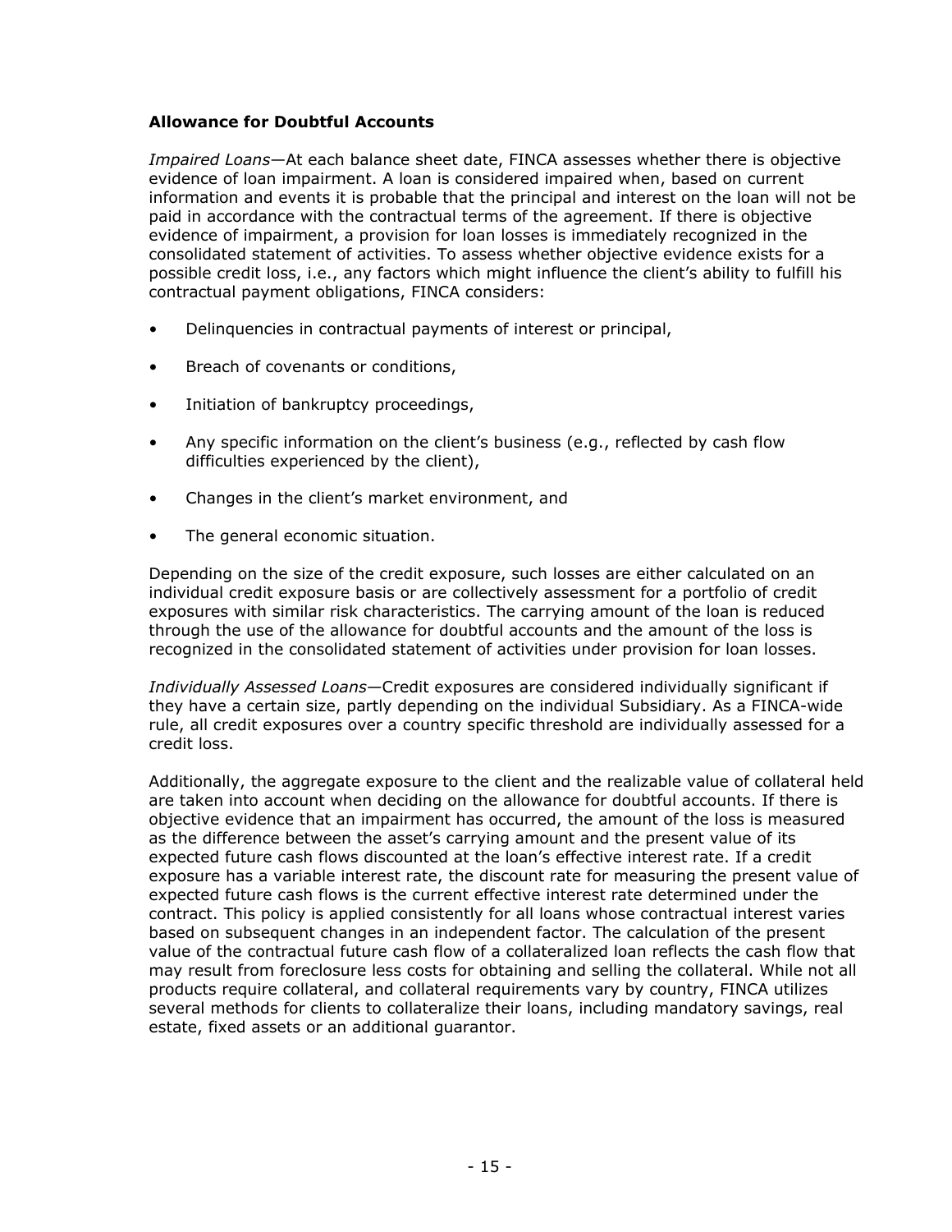### Allowance for Doubtful Accounts

*Impaired Loans*—At each balance sheet date, FINCA assesses whether there is objective evidence of loan impairment. A loan is considered impaired when, based on current information and events it is probable that the principal and interest on the loan will not be paid in accordance with the contractual terms of the agreement. If there is objective evidence of impairment, a provision for loan losses is immediately recognized in the consolidated statement of activities. To assess whether objective evidence exists for a possible credit loss, i.e., any factors which might influence the client's ability to fulfill his contractual payment obligations, FINCA considers:

- Delinquencies in contractual payments of interest or principal,
- Breach of covenants or conditions,
- Initiation of bankruptcy proceedings,
- Any specific information on the client's business (e.g., reflected by cash flow difficulties experienced by the client),
- Changes in the client's market environment, and
- The general economic situation.

Depending on the size of the credit exposure, such losses are either calculated on an individual credit exposure basis or are collectively assessment for a portfolio of credit exposures with similar risk characteristics. The carrying amount of the loan is reduced through the use of the allowance for doubtful accounts and the amount of the loss is recognized in the consolidated statement of activities under provision for loan losses.

*Individually Assessed Loans*—Credit exposures are considered individually significant if they have a certain size, partly depending on the individual Subsidiary. As a FINCA-wide rule, all credit exposures over a country specific threshold are individually assessed for a credit loss.

Additionally, the aggregate exposure to the client and the realizable value of collateral held are taken into account when deciding on the allowance for doubtful accounts. If there is objective evidence that an impairment has occurred, the amount of the loss is measured as the difference between the asset's carrying amount and the present value of its expected future cash flows discounted at the loan's effective interest rate. If a credit exposure has a variable interest rate, the discount rate for measuring the present value of expected future cash flows is the current effective interest rate determined under the contract. This policy is applied consistently for all loans whose contractual interest varies based on subsequent changes in an independent factor. The calculation of the present value of the contractual future cash flow of a collateralized loan reflects the cash flow that may result from foreclosure less costs for obtaining and selling the collateral. While not all products require collateral, and collateral requirements vary by country, FINCA utilizes several methods for clients to collateralize their loans, including mandatory savings, real estate, fixed assets or an additional guarantor.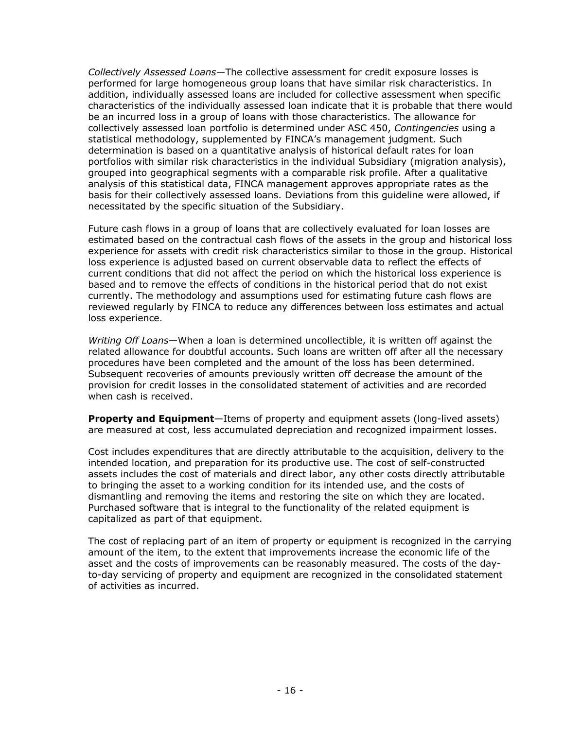*Collectively Assessed Loans*—The collective assessment for credit exposure losses is performed for large homogeneous group loans that have similar risk characteristics. In addition, individually assessed loans are included for collective assessment when specific characteristics of the individually assessed loan indicate that it is probable that there would be an incurred loss in a group of loans with those characteristics. The allowance for collectively assessed loan portfolio is determined under ASC 450, *Contingencies* using a statistical methodology, supplemented by FINCA's management judgment. Such determination is based on a quantitative analysis of historical default rates for loan portfolios with similar risk characteristics in the individual Subsidiary (migration analysis), grouped into geographical segments with a comparable risk profile. After a qualitative analysis of this statistical data, FINCA management approves appropriate rates as the basis for their collectively assessed loans. Deviations from this guideline were allowed, if necessitated by the specific situation of the Subsidiary.

Future cash flows in a group of loans that are collectively evaluated for loan losses are estimated based on the contractual cash flows of the assets in the group and historical loss experience for assets with credit risk characteristics similar to those in the group. Historical loss experience is adjusted based on current observable data to reflect the effects of current conditions that did not affect the period on which the historical loss experience is based and to remove the effects of conditions in the historical period that do not exist currently. The methodology and assumptions used for estimating future cash flows are reviewed regularly by FINCA to reduce any differences between loss estimates and actual loss experience.

*Writing Off Loans*—When a loan is determined uncollectible, it is written off against the related allowance for doubtful accounts. Such loans are written off after all the necessary procedures have been completed and the amount of the loss has been determined. Subsequent recoveries of amounts previously written off decrease the amount of the provision for credit losses in the consolidated statement of activities and are recorded when cash is received.

**Property and Equipment**—Items of property and equipment assets (long-lived assets) are measured at cost, less accumulated depreciation and recognized impairment losses.

Cost includes expenditures that are directly attributable to the acquisition, delivery to the intended location, and preparation for its productive use. The cost of self-constructed assets includes the cost of materials and direct labor, any other costs directly attributable to bringing the asset to a working condition for its intended use, and the costs of dismantling and removing the items and restoring the site on which they are located. Purchased software that is integral to the functionality of the related equipment is capitalized as part of that equipment.

The cost of replacing part of an item of property or equipment is recognized in the carrying amount of the item, to the extent that improvements increase the economic life of the asset and the costs of improvements can be reasonably measured. The costs of the day-to-day servicing of property and equipment are recognized in the consolidated statement of activities as incurred.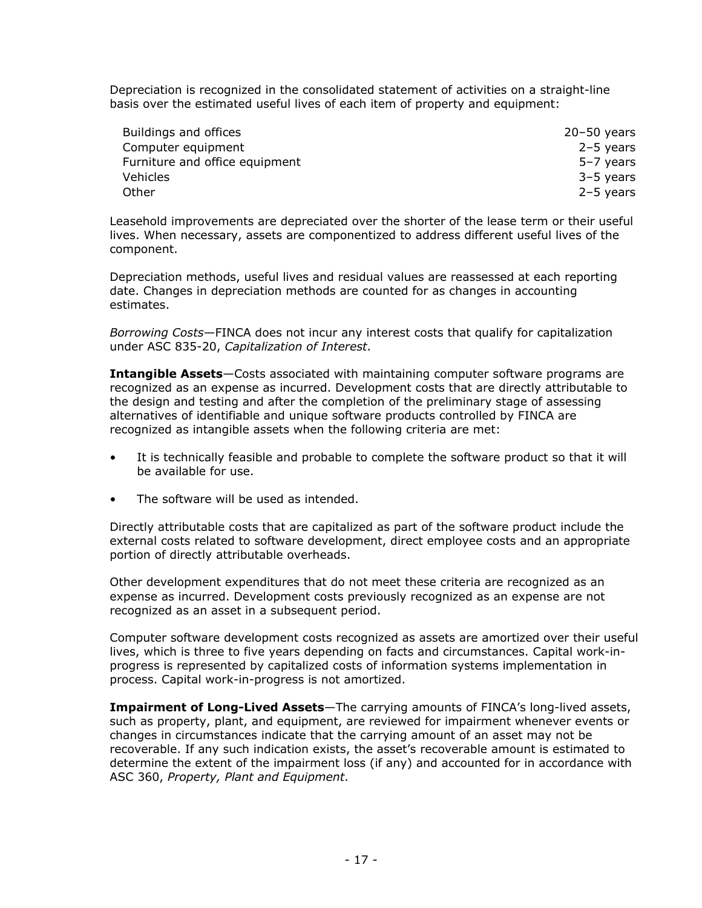Depreciation is recognized in the consolidated statement of activities on a straight-line basis over the estimated useful lives of each item of property and equipment:

| | |
|---|---|
| Buildings and offices | 20–50 years |
| Computer equipment | 2–5 years |
| Furniture and office equipment | 5–7 years |
| Vehicles | 3–5 years |
| Other | 2–5 years |

Leasehold improvements are depreciated over the shorter of the lease term or their useful lives. When necessary, assets are componentized to address different useful lives of the component.

Depreciation methods, useful lives and residual values are reassessed at each reporting date. Changes in depreciation methods are counted for as changes in accounting estimates.

*Borrowing Costs*—FINCA does not incur any interest costs that qualify for capitalization under ASC 835-20, *Capitalization of Interest*.

**Intangible Assets**—Costs associated with maintaining computer software programs are recognized as an expense as incurred. Development costs that are directly attributable to the design and testing and after the completion of the preliminary stage of assessing alternatives of identifiable and unique software products controlled by FINCA are recognized as intangible assets when the following criteria are met:

- It is technically feasible and probable to complete the software product so that it will be available for use.
- The software will be used as intended.

Directly attributable costs that are capitalized as part of the software product include the external costs related to software development, direct employee costs and an appropriate portion of directly attributable overheads.

Other development expenditures that do not meet these criteria are recognized as an expense as incurred. Development costs previously recognized as an expense are not recognized as an asset in a subsequent period.

Computer software development costs recognized as assets are amortized over their useful lives, which is three to five years depending on facts and circumstances. Capital work-in-progress is represented by capitalized costs of information systems implementation in process. Capital work-in-progress is not amortized.

**Impairment of Long-Lived Assets**—The carrying amounts of FINCA's long-lived assets, such as property, plant, and equipment, are reviewed for impairment whenever events or changes in circumstances indicate that the carrying amount of an asset may not be recoverable. If any such indication exists, the asset's recoverable amount is estimated to determine the extent of the impairment loss (if any) and accounted for in accordance with ASC 360, *Property, Plant and Equipment*.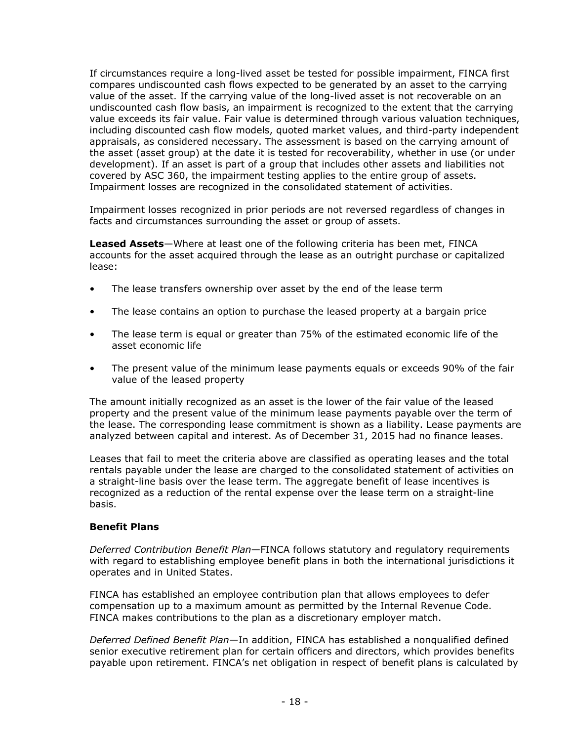If circumstances require a long-lived asset be tested for possible impairment, FINCA first compares undiscounted cash flows expected to be generated by an asset to the carrying value of the asset. If the carrying value of the long-lived asset is not recoverable on an undiscounted cash flow basis, an impairment is recognized to the extent that the carrying value exceeds its fair value. Fair value is determined through various valuation techniques, including discounted cash flow models, quoted market values, and third-party independent appraisals, as considered necessary. The assessment is based on the carrying amount of the asset (asset group) at the date it is tested for recoverability, whether in use (or under development). If an asset is part of a group that includes other assets and liabilities not covered by ASC 360, the impairment testing applies to the entire group of assets. Impairment losses are recognized in the consolidated statement of activities.

Impairment losses recognized in prior periods are not reversed regardless of changes in facts and circumstances surrounding the asset or group of assets.

**Leased Assets**—Where at least one of the following criteria has been met, FINCA accounts for the asset acquired through the lease as an outright purchase or capitalized lease:

- The lease transfers ownership over asset by the end of the lease term
- The lease contains an option to purchase the leased property at a bargain price
- The lease term is equal or greater than 75% of the estimated economic life of the asset economic life
- The present value of the minimum lease payments equals or exceeds 90% of the fair value of the leased property

The amount initially recognized as an asset is the lower of the fair value of the leased property and the present value of the minimum lease payments payable over the term of the lease. The corresponding lease commitment is shown as a liability. Lease payments are analyzed between capital and interest. As of December 31, 2015 had no finance leases.

Leases that fail to meet the criteria above are classified as operating leases and the total rentals payable under the lease are charged to the consolidated statement of activities on a straight-line basis over the lease term. The aggregate benefit of lease incentives is recognized as a reduction of the rental expense over the lease term on a straight-line basis.

**Benefit Plans**

*Deferred Contribution Benefit Plan*—FINCA follows statutory and regulatory requirements with regard to establishing employee benefit plans in both the international jurisdictions it operates and in United States.

FINCA has established an employee contribution plan that allows employees to defer compensation up to a maximum amount as permitted by the Internal Revenue Code. FINCA makes contributions to the plan as a discretionary employer match.

*Deferred Defined Benefit Plan*—In addition, FINCA has established a nonqualified defined senior executive retirement plan for certain officers and directors, which provides benefits payable upon retirement. FINCA's net obligation in respect of benefit plans is calculated by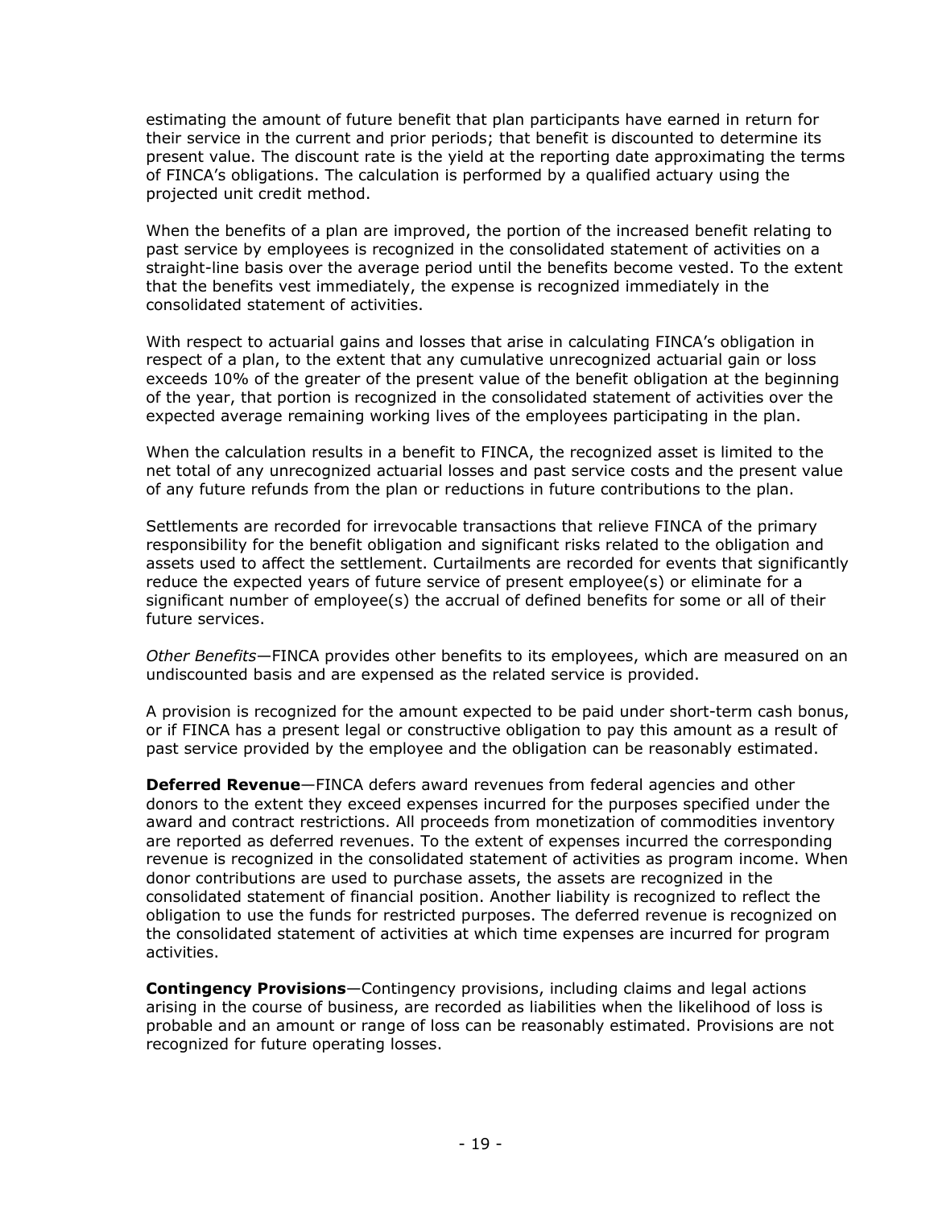estimating the amount of future benefit that plan participants have earned in return for their service in the current and prior periods; that benefit is discounted to determine its present value. The discount rate is the yield at the reporting date approximating the terms of FINCA's obligations. The calculation is performed by a qualified actuary using the projected unit credit method.

When the benefits of a plan are improved, the portion of the increased benefit relating to past service by employees is recognized in the consolidated statement of activities on a straight-line basis over the average period until the benefits become vested. To the extent that the benefits vest immediately, the expense is recognized immediately in the consolidated statement of activities.

With respect to actuarial gains and losses that arise in calculating FINCA's obligation in respect of a plan, to the extent that any cumulative unrecognized actuarial gain or loss exceeds 10% of the greater of the present value of the benefit obligation at the beginning of the year, that portion is recognized in the consolidated statement of activities over the expected average remaining working lives of the employees participating in the plan.

When the calculation results in a benefit to FINCA, the recognized asset is limited to the net total of any unrecognized actuarial losses and past service costs and the present value of any future refunds from the plan or reductions in future contributions to the plan.

Settlements are recorded for irrevocable transactions that relieve FINCA of the primary responsibility for the benefit obligation and significant risks related to the obligation and assets used to affect the settlement. Curtailments are recorded for events that significantly reduce the expected years of future service of present employee(s) or eliminate for a significant number of employee(s) the accrual of defined benefits for some or all of their future services.

*Other Benefits*—FINCA provides other benefits to its employees, which are measured on an undiscounted basis and are expensed as the related service is provided.

A provision is recognized for the amount expected to be paid under short-term cash bonus, or if FINCA has a present legal or constructive obligation to pay this amount as a result of past service provided by the employee and the obligation can be reasonably estimated.

**Deferred Revenue**—FINCA defers award revenues from federal agencies and other donors to the extent they exceed expenses incurred for the purposes specified under the award and contract restrictions. All proceeds from monetization of commodities inventory are reported as deferred revenues. To the extent of expenses incurred the corresponding revenue is recognized in the consolidated statement of activities as program income. When donor contributions are used to purchase assets, the assets are recognized in the consolidated statement of financial position. Another liability is recognized to reflect the obligation to use the funds for restricted purposes. The deferred revenue is recognized on the consolidated statement of activities at which time expenses are incurred for program activities.

**Contingency Provisions**—Contingency provisions, including claims and legal actions arising in the course of business, are recorded as liabilities when the likelihood of loss is probable and an amount or range of loss can be reasonably estimated. Provisions are not recognized for future operating losses.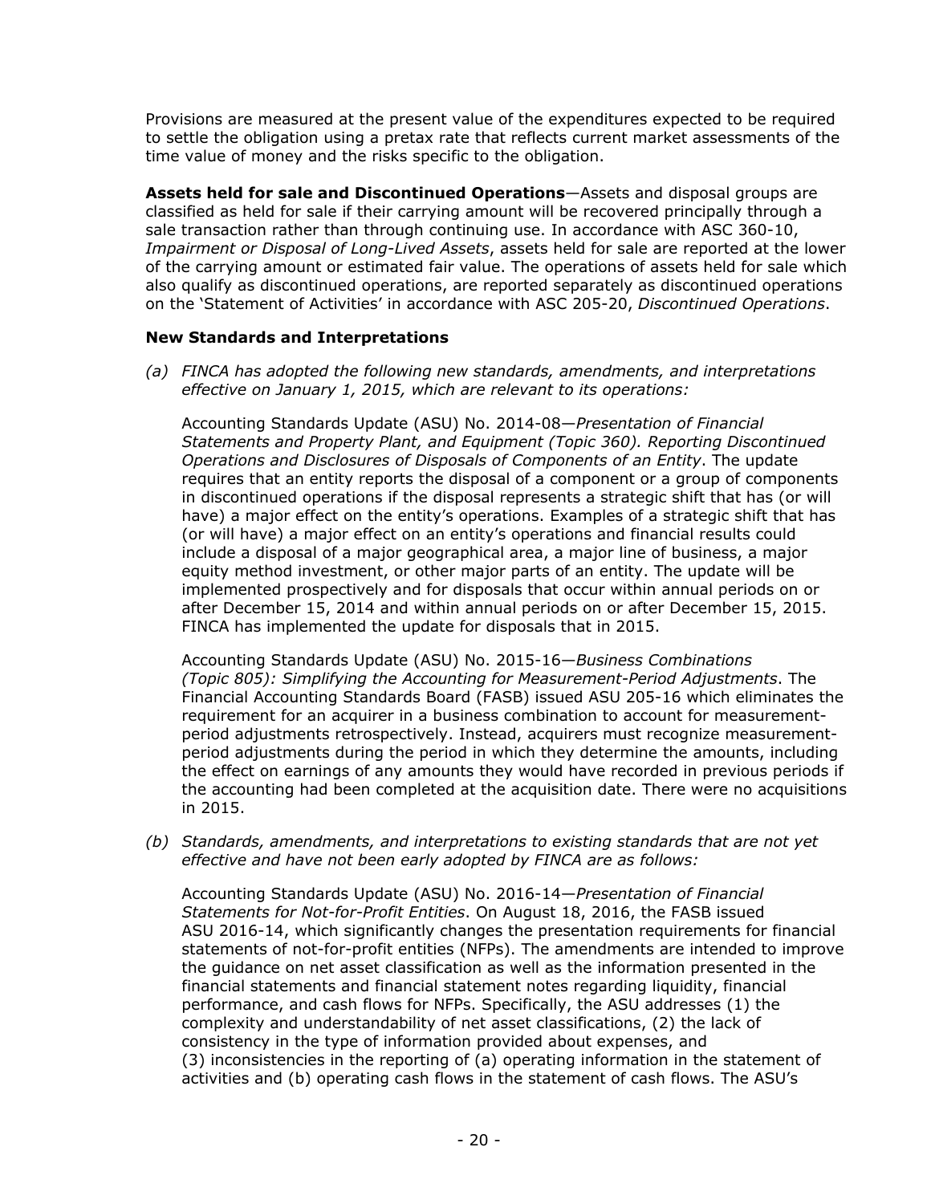Provisions are measured at the present value of the expenditures expected to be required to settle the obligation using a pretax rate that reflects current market assessments of the time value of money and the risks specific to the obligation.

**Assets held for sale and Discontinued Operations**—Assets and disposal groups are classified as held for sale if their carrying amount will be recovered principally through a sale transaction rather than through continuing use. In accordance with ASC 360-10, *Impairment or Disposal of Long-Lived Assets*, assets held for sale are reported at the lower of the carrying amount or estimated fair value. The operations of assets held for sale which also qualify as discontinued operations, are reported separately as discontinued operations on the 'Statement of Activities' in accordance with ASC 205-20, *Discontinued Operations*.

**New Standards and Interpretations**

*(a) FINCA has adopted the following new standards, amendments, and interpretations effective on January 1, 2015, which are relevant to its operations:*

Accounting Standards Update (ASU) No. 2014-08—*Presentation of Financial Statements and Property Plant, and Equipment (Topic 360). Reporting Discontinued Operations and Disclosures of Disposals of Components of an Entity*. The update requires that an entity reports the disposal of a component or a group of components in discontinued operations if the disposal represents a strategic shift that has (or will have) a major effect on the entity's operations. Examples of a strategic shift that has (or will have) a major effect on an entity's operations and financial results could include a disposal of a major geographical area, a major line of business, a major equity method investment, or other major parts of an entity. The update will be implemented prospectively and for disposals that occur within annual periods on or after December 15, 2014 and within annual periods on or after December 15, 2015. FINCA has implemented the update for disposals that in 2015.

Accounting Standards Update (ASU) No. 2015-16—*Business Combinations (Topic 805): Simplifying the Accounting for Measurement-Period Adjustments*. The Financial Accounting Standards Board (FASB) issued ASU 205-16 which eliminates the requirement for an acquirer in a business combination to account for measurement-period adjustments retrospectively. Instead, acquirers must recognize measurement-period adjustments during the period in which they determine the amounts, including the effect on earnings of any amounts they would have recorded in previous periods if the accounting had been completed at the acquisition date. There were no acquisitions in 2015.

*(b) Standards, amendments, and interpretations to existing standards that are not yet effective and have not been early adopted by FINCA are as follows:*

Accounting Standards Update (ASU) No. 2016-14—*Presentation of Financial Statements for Not-for-Profit Entities*. On August 18, 2016, the FASB issued ASU 2016-14, which significantly changes the presentation requirements for financial statements of not-for-profit entities (NFPs). The amendments are intended to improve the guidance on net asset classification as well as the information presented in the financial statements and financial statement notes regarding liquidity, financial performance, and cash flows for NFPs. Specifically, the ASU addresses (1) the complexity and understandability of net asset classifications, (2) the lack of consistency in the type of information provided about expenses, and (3) inconsistencies in the reporting of (a) operating information in the statement of activities and (b) operating cash flows in the statement of cash flows. The ASU's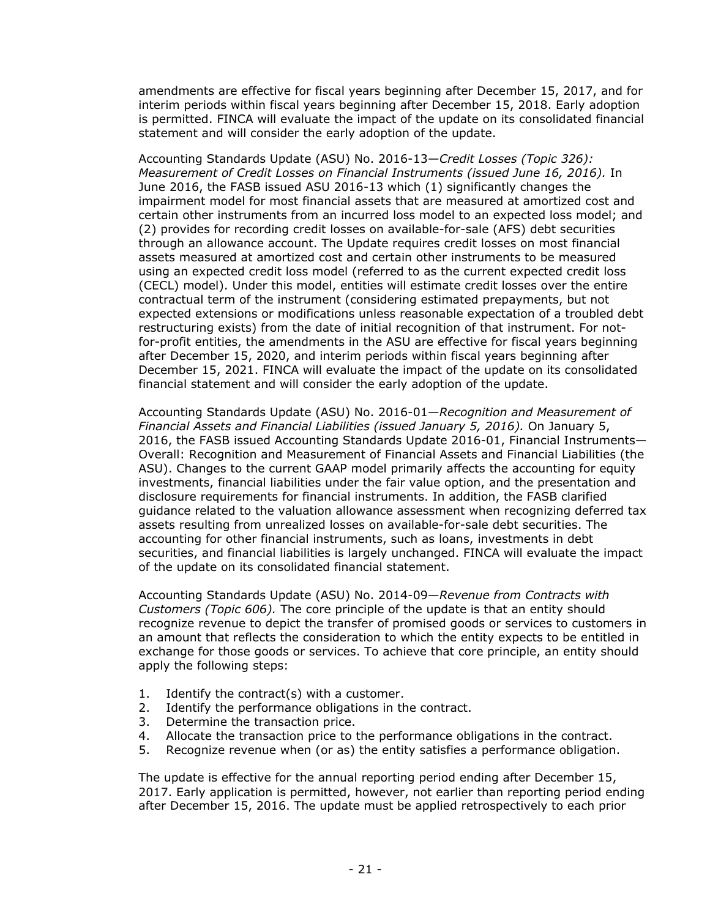amendments are effective for fiscal years beginning after December 15, 2017, and for interim periods within fiscal years beginning after December 15, 2018. Early adoption is permitted. FINCA will evaluate the impact of the update on its consolidated financial statement and will consider the early adoption of the update.

Accounting Standards Update (ASU) No. 2016-13—*Credit Losses (Topic 326): Measurement of Credit Losses on Financial Instruments (issued June 16, 2016).* In June 2016, the FASB issued ASU 2016-13 which (1) significantly changes the impairment model for most financial assets that are measured at amortized cost and certain other instruments from an incurred loss model to an expected loss model; and (2) provides for recording credit losses on available-for-sale (AFS) debt securities through an allowance account. The Update requires credit losses on most financial assets measured at amortized cost and certain other instruments to be measured using an expected credit loss model (referred to as the current expected credit loss (CECL) model). Under this model, entities will estimate credit losses over the entire contractual term of the instrument (considering estimated prepayments, but not expected extensions or modifications unless reasonable expectation of a troubled debt restructuring exists) from the date of initial recognition of that instrument. For not-for-profit entities, the amendments in the ASU are effective for fiscal years beginning after December 15, 2020, and interim periods within fiscal years beginning after December 15, 2021. FINCA will evaluate the impact of the update on its consolidated financial statement and will consider the early adoption of the update.

Accounting Standards Update (ASU) No. 2016-01—*Recognition and Measurement of Financial Assets and Financial Liabilities (issued January 5, 2016).* On January 5, 2016, the FASB issued Accounting Standards Update 2016-01, Financial Instruments—Overall: Recognition and Measurement of Financial Assets and Financial Liabilities (the ASU). Changes to the current GAAP model primarily affects the accounting for equity investments, financial liabilities under the fair value option, and the presentation and disclosure requirements for financial instruments. In addition, the FASB clarified guidance related to the valuation allowance assessment when recognizing deferred tax assets resulting from unrealized losses on available-for-sale debt securities. The accounting for other financial instruments, such as loans, investments in debt securities, and financial liabilities is largely unchanged. FINCA will evaluate the impact of the update on its consolidated financial statement.

Accounting Standards Update (ASU) No. 2014-09—*Revenue from Contracts with Customers (Topic 606).* The core principle of the update is that an entity should recognize revenue to depict the transfer of promised goods or services to customers in an amount that reflects the consideration to which the entity expects to be entitled in exchange for those goods or services. To achieve that core principle, an entity should apply the following steps:

1. Identify the contract(s) with a customer.
2. Identify the performance obligations in the contract.
3. Determine the transaction price.
4. Allocate the transaction price to the performance obligations in the contract.
5. Recognize revenue when (or as) the entity satisfies a performance obligation.

The update is effective for the annual reporting period ending after December 15, 2017. Early application is permitted, however, not earlier than reporting period ending after December 15, 2016. The update must be applied retrospectively to each prior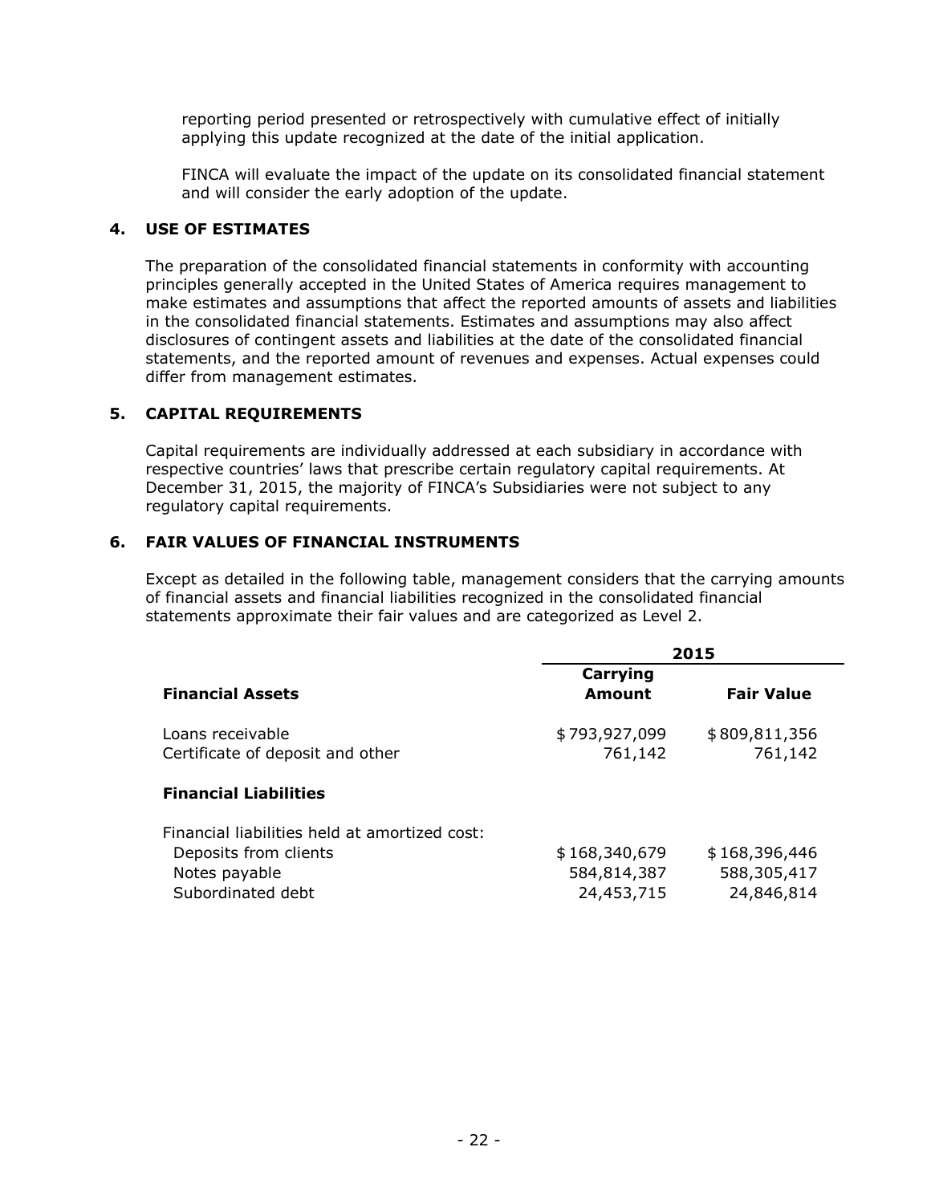reporting period presented or retrospectively with cumulative effect of initially applying this update recognized at the date of the initial application.

FINCA will evaluate the impact of the update on its consolidated financial statement and will consider the early adoption of the update.

## 4. USE OF ESTIMATES

The preparation of the consolidated financial statements in conformity with accounting principles generally accepted in the United States of America requires management to make estimates and assumptions that affect the reported amounts of assets and liabilities in the consolidated financial statements. Estimates and assumptions may also affect disclosures of contingent assets and liabilities at the date of the consolidated financial statements, and the reported amount of revenues and expenses. Actual expenses could differ from management estimates.

## 5. CAPITAL REQUIREMENTS

Capital requirements are individually addressed at each subsidiary in accordance with respective countries' laws that prescribe certain regulatory capital requirements. At December 31, 2015, the majority of FINCA's Subsidiaries were not subject to any regulatory capital requirements.

## 6. FAIR VALUES OF FINANCIAL INSTRUMENTS

Except as detailed in the following table, management considers that the carrying amounts of financial assets and financial liabilities recognized in the consolidated financial statements approximate their fair values and are categorized as Level 2.

| | 2015 | |
|---|---|---|
| **Financial Assets** | **Carrying Amount** | **Fair Value** |
| Loans receivable | $793,927,099 | $809,811,356 |
| Certificate of deposit and other | 761,142 | 761,142 |
| **Financial Liabilities** | | |
| Financial liabilities held at amortized cost: | | |
| Deposits from clients | $168,340,679 | $168,396,446 |
| Notes payable | 584,814,387 | 588,305,417 |
| Subordinated debt | 24,453,715 | 24,846,814 |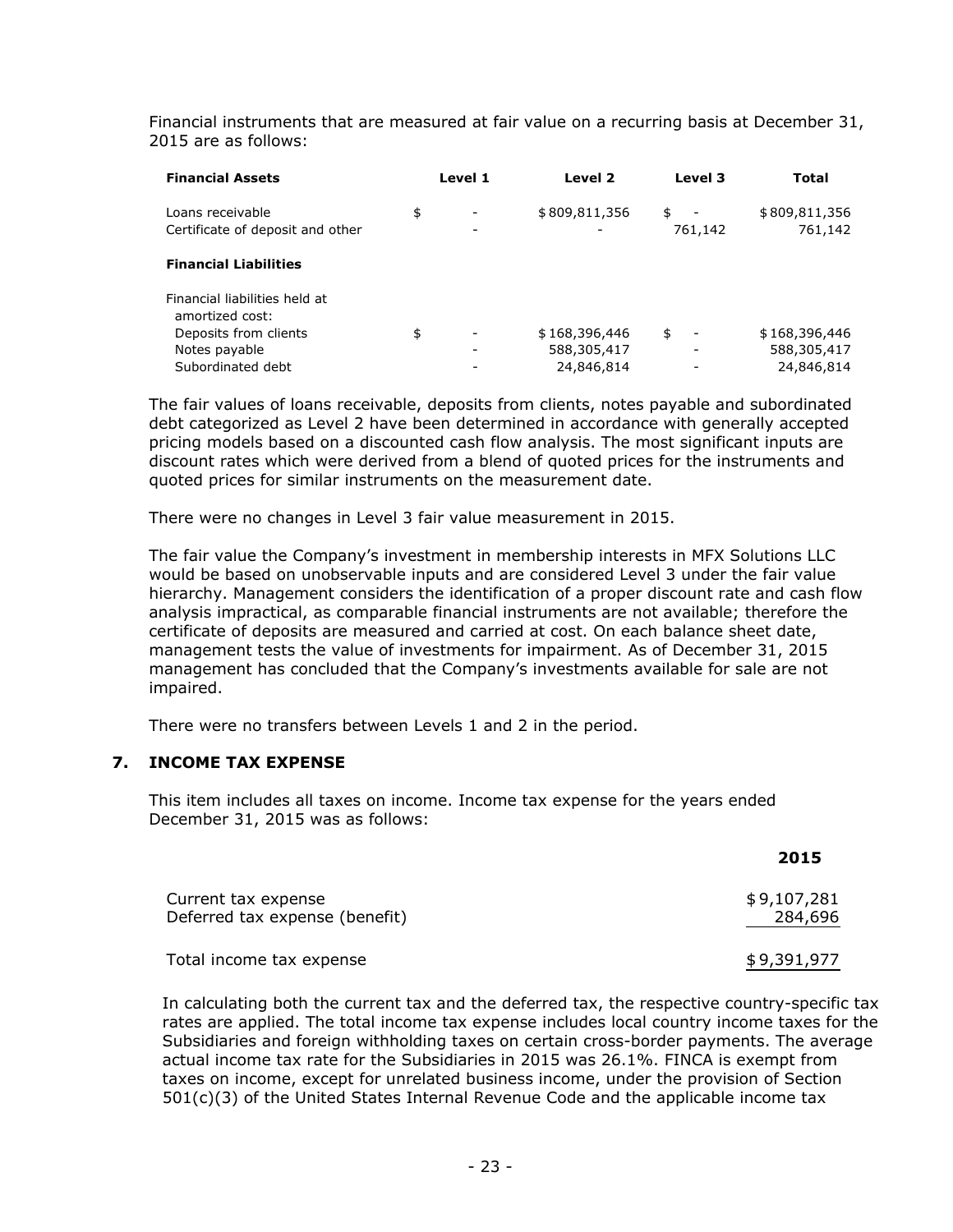Financial instruments that are measured at fair value on a recurring basis at December 31, 2015 are as follows:

| Financial Assets | Level 1 | Level 2 | Level 3 | Total |
|---|---|---|---|---|
| Loans receivable | $ - | $ 809,811,356 | $ - | $ 809,811,356 |
| Certificate of deposit and other | - | - | 761,142 | 761,142 |
| **Financial Liabilities** | | | | |
| Financial liabilities held at amortized cost: | | | | |
| Deposits from clients | $ - | $ 168,396,446 | $ - | $ 168,396,446 |
| Notes payable | - | 588,305,417 | - | 588,305,417 |
| Subordinated debt | - | 24,846,814 | - | 24,846,814 |

The fair values of loans receivable, deposits from clients, notes payable and subordinated debt categorized as Level 2 have been determined in accordance with generally accepted pricing models based on a discounted cash flow analysis. The most significant inputs are discount rates which were derived from a blend of quoted prices for the instruments and quoted prices for similar instruments on the measurement date.

There were no changes in Level 3 fair value measurement in 2015.

The fair value the Company's investment in membership interests in MFX Solutions LLC would be based on unobservable inputs and are considered Level 3 under the fair value hierarchy. Management considers the identification of a proper discount rate and cash flow analysis impractical, as comparable financial instruments are not available; therefore the certificate of deposits are measured and carried at cost. On each balance sheet date, management tests the value of investments for impairment. As of December 31, 2015 management has concluded that the Company's investments available for sale are not impaired.

There were no transfers between Levels 1 and 2 in the period.

## 7. INCOME TAX EXPENSE

This item includes all taxes on income. Income tax expense for the years ended December 31, 2015 was as follows:

| | 2015 |
|---|---|
| Current tax expense | $ 9,107,281 |
| Deferred tax expense (benefit) | 284,696 |
| Total income tax expense | $ 9,391,977 |

In calculating both the current tax and the deferred tax, the respective country-specific tax rates are applied. The total income tax expense includes local country income taxes for the Subsidiaries and foreign withholding taxes on certain cross-border payments. The average actual income tax rate for the Subsidiaries in 2015 was 26.1%. FINCA is exempt from taxes on income, except for unrelated business income, under the provision of Section 501(c)(3) of the United States Internal Revenue Code and the applicable income tax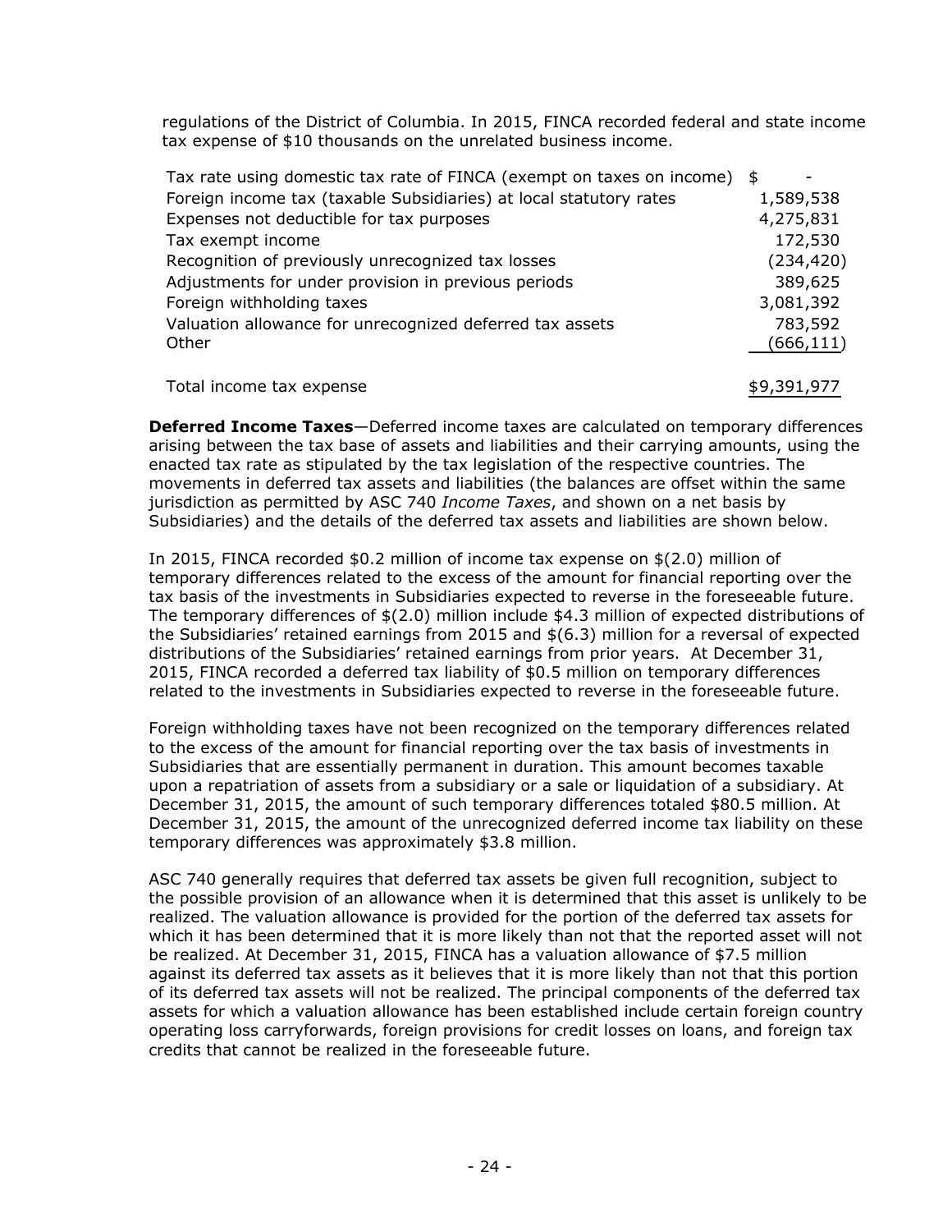regulations of the District of Columbia. In 2015, FINCA recorded federal and state income tax expense of $10 thousands on the unrelated business income.

| | |
|---|---|
| Tax rate using domestic tax rate of FINCA (exempt on taxes on income) | $ - |
| Foreign income tax (taxable Subsidiaries) at local statutory rates | 1,589,538 |
| Expenses not deductible for tax purposes | 4,275,831 |
| Tax exempt income | 172,530 |
| Recognition of previously unrecognized tax losses | (234,420) |
| Adjustments for under provision in previous periods | 389,625 |
| Foreign withholding taxes | 3,081,392 |
| Valuation allowance for unrecognized deferred tax assets | 783,592 |
| Other | (666,111) |
| Total income tax expense | $9,391,977 |

**Deferred Income Taxes**—Deferred income taxes are calculated on temporary differences arising between the tax base of assets and liabilities and their carrying amounts, using the enacted tax rate as stipulated by the tax legislation of the respective countries. The movements in deferred tax assets and liabilities (the balances are offset within the same jurisdiction as permitted by ASC 740 *Income Taxes*, and shown on a net basis by Subsidiaries) and the details of the deferred tax assets and liabilities are shown below.

In 2015, FINCA recorded $0.2 million of income tax expense on $(2.0) million of temporary differences related to the excess of the amount for financial reporting over the tax basis of the investments in Subsidiaries expected to reverse in the foreseeable future. The temporary differences of $(2.0) million include $4.3 million of expected distributions of the Subsidiaries' retained earnings from 2015 and $(6.3) million for a reversal of expected distributions of the Subsidiaries' retained earnings from prior years. At December 31, 2015, FINCA recorded a deferred tax liability of $0.5 million on temporary differences related to the investments in Subsidiaries expected to reverse in the foreseeable future.

Foreign withholding taxes have not been recognized on the temporary differences related to the excess of the amount for financial reporting over the tax basis of investments in Subsidiaries that are essentially permanent in duration. This amount becomes taxable upon a repatriation of assets from a subsidiary or a sale or liquidation of a subsidiary. At December 31, 2015, the amount of such temporary differences totaled $80.5 million. At December 31, 2015, the amount of the unrecognized deferred income tax liability on these temporary differences was approximately $3.8 million.

ASC 740 generally requires that deferred tax assets be given full recognition, subject to the possible provision of an allowance when it is determined that this asset is unlikely to be realized. The valuation allowance is provided for the portion of the deferred tax assets for which it has been determined that it is more likely than not that the reported asset will not be realized. At December 31, 2015, FINCA has a valuation allowance of $7.5 million against its deferred tax assets as it believes that it is more likely than not that this portion of its deferred tax assets will not be realized. The principal components of the deferred tax assets for which a valuation allowance has been established include certain foreign country operating loss carryforwards, foreign provisions for credit losses on loans, and foreign tax credits that cannot be realized in the foreseeable future.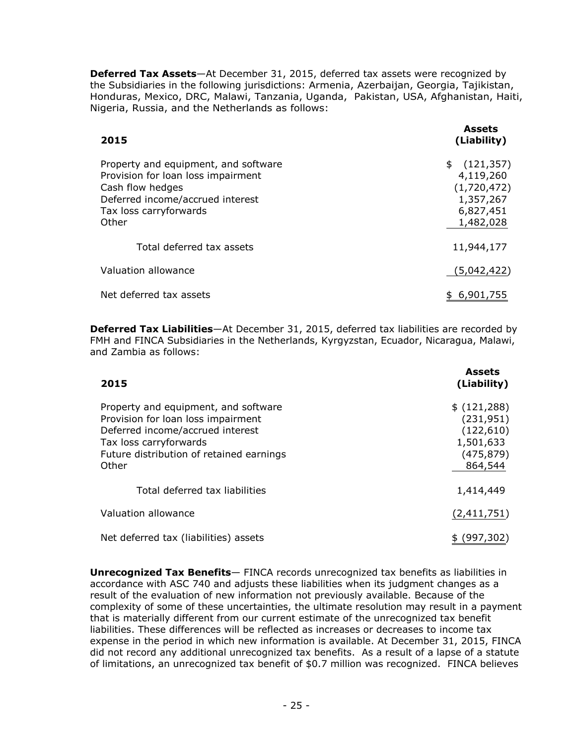**Deferred Tax Assets**—At December 31, 2015, deferred tax assets were recognized by the Subsidiaries in the following jurisdictions: Armenia, Azerbaijan, Georgia, Tajikistan, Honduras, Mexico, DRC, Malawi, Tanzania, Uganda, Pakistan, USA, Afghanistan, Haiti, Nigeria, Russia, and the Netherlands as follows:

| 2015 | Assets (Liability) |
|---|---|
| Property and equipment, and software | $ (121,357) |
| Provision for loan loss impairment | 4,119,260 |
| Cash flow hedges | (1,720,472) |
| Deferred income/accrued interest | 1,357,267 |
| Tax loss carryforwards | 6,827,451 |
| Other | 1,482,028 |
| Total deferred tax assets | 11,944,177 |
| Valuation allowance | (5,042,422) |
| Net deferred tax assets | $ 6,901,755 |

**Deferred Tax Liabilities**—At December 31, 2015, deferred tax liabilities are recorded by FMH and FINCA Subsidiaries in the Netherlands, Kyrgyzstan, Ecuador, Nicaragua, Malawi, and Zambia as follows:

| 2015 | Assets (Liability) |
|---|---|
| Property and equipment, and software | $ (121,288) |
| Provision for loan loss impairment | (231,951) |
| Deferred income/accrued interest | (122,610) |
| Tax loss carryforwards | 1,501,633 |
| Future distribution of retained earnings | (475,879) |
| Other | 864,544 |
| Total deferred tax liabilities | 1,414,449 |
| Valuation allowance | (2,411,751) |
| Net deferred tax (liabilities) assets | $ (997,302) |

**Unrecognized Tax Benefits**— FINCA records unrecognized tax benefits as liabilities in accordance with ASC 740 and adjusts these liabilities when its judgment changes as a result of the evaluation of new information not previously available. Because of the complexity of some of these uncertainties, the ultimate resolution may result in a payment that is materially different from our current estimate of the unrecognized tax benefit liabilities. These differences will be reflected as increases or decreases to income tax expense in the period in which new information is available. At December 31, 2015, FINCA did not record any additional unrecognized tax benefits. As a result of a lapse of a statute of limitations, an unrecognized tax benefit of $0.7 million was recognized. FINCA believes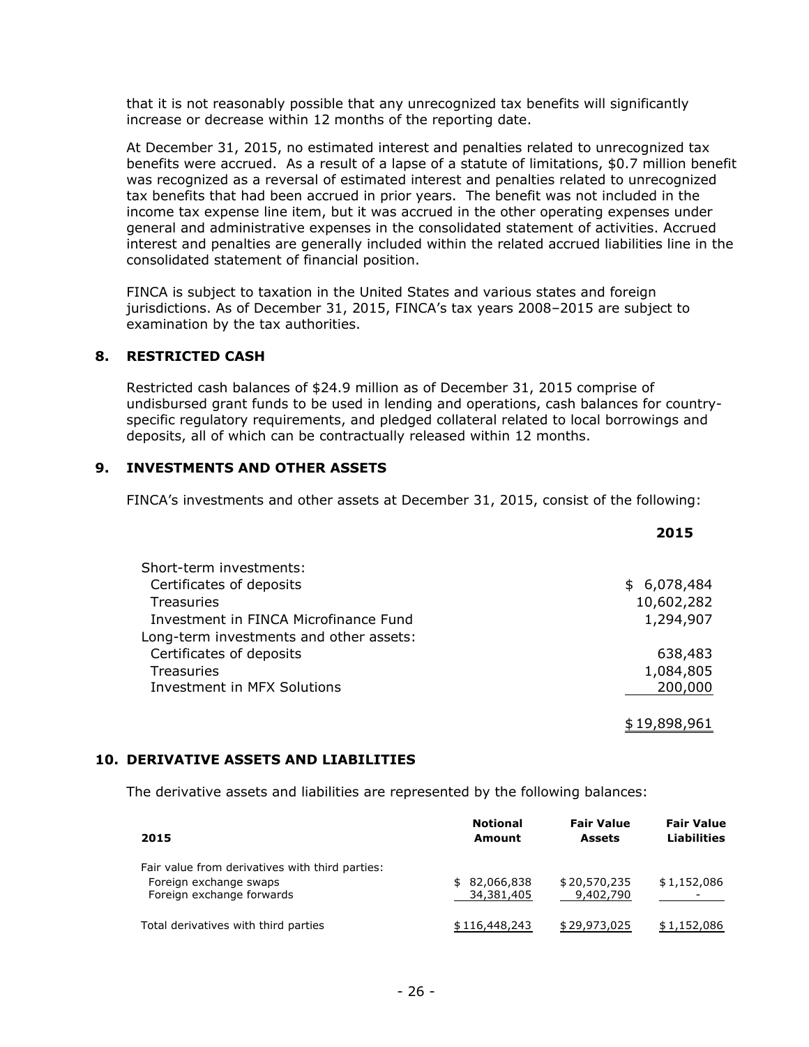that it is not reasonably possible that any unrecognized tax benefits will significantly increase or decrease within 12 months of the reporting date.

At December 31, 2015, no estimated interest and penalties related to unrecognized tax benefits were accrued. As a result of a lapse of a statute of limitations, $0.7 million benefit was recognized as a reversal of estimated interest and penalties related to unrecognized tax benefits that had been accrued in prior years. The benefit was not included in the income tax expense line item, but it was accrued in the other operating expenses under general and administrative expenses in the consolidated statement of activities. Accrued interest and penalties are generally included within the related accrued liabilities line in the consolidated statement of financial position.

FINCA is subject to taxation in the United States and various states and foreign jurisdictions. As of December 31, 2015, FINCA's tax years 2008–2015 are subject to examination by the tax authorities.

## 8. RESTRICTED CASH

Restricted cash balances of $24.9 million as of December 31, 2015 comprise of undisbursed grant funds to be used in lending and operations, cash balances for country-specific regulatory requirements, and pledged collateral related to local borrowings and deposits, all of which can be contractually released within 12 months.

## 9. INVESTMENTS AND OTHER ASSETS

FINCA's investments and other assets at December 31, 2015, consist of the following:

| | **2015** |
|---|---|
| Short-term investments: | |
| Certificates of deposits | $ 6,078,484 |
| Treasuries | 10,602,282 |
| Investment in FINCA Microfinance Fund | 1,294,907 |
| Long-term investments and other assets: | |
| Certificates of deposits | 638,483 |
| Treasuries | 1,084,805 |
| Investment in MFX Solutions | 200,000 |
| | $ 19,898,961 |

## 10. DERIVATIVE ASSETS AND LIABILITIES

The derivative assets and liabilities are represented by the following balances:

| 2015 | Notional Amount | Fair Value Assets | Fair Value Liabilities |
|---|---|---|---|
| Fair value from derivatives with third parties: | | | |
| Foreign exchange swaps | $ 82,066,838 | $ 20,570,235 | $ 1,152,086 |
| Foreign exchange forwards | 34,381,405 | 9,402,790 | - |
| Total derivatives with third parties | $ 116,448,243 | $ 29,973,025 | $ 1,152,086 |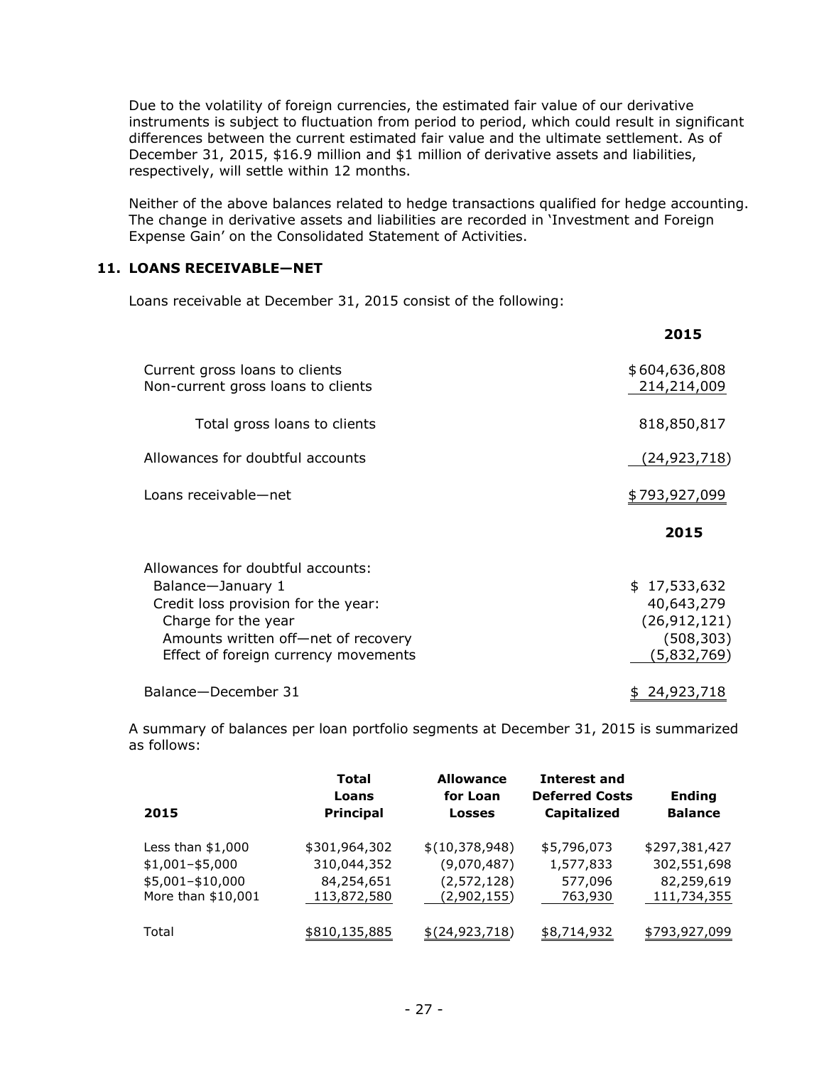Due to the volatility of foreign currencies, the estimated fair value of our derivative instruments is subject to fluctuation from period to period, which could result in significant differences between the current estimated fair value and the ultimate settlement. As of December 31, 2015, $16.9 million and $1 million of derivative assets and liabilities, respectively, will settle within 12 months.

Neither of the above balances related to hedge transactions qualified for hedge accounting. The change in derivative assets and liabilities are recorded in 'Investment and Foreign Expense Gain' on the Consolidated Statement of Activities.

## 11. LOANS RECEIVABLE—NET

Loans receivable at December 31, 2015 consist of the following:

| | 2015 |
|---|---|
| Current gross loans to clients | $604,636,808 |
| Non-current gross loans to clients | 214,214,009 |
| Total gross loans to clients | 818,850,817 |
| Allowances for doubtful accounts | (24,923,718) |
| Loans receivable—net | $793,927,099 |

| | 2015 |
|---|---|
| Allowances for doubtful accounts: | |
| Balance—January 1 | $ 17,533,632 |
| Credit loss provision for the year: | 40,643,279 |
| Charge for the year | (26,912,121) |
| Amounts written off—net of recovery | (508,303) |
| Effect of foreign currency movements | (5,832,769) |
| Balance—December 31 | $ 24,923,718 |

A summary of balances per loan portfolio segments at December 31, 2015 is summarized as follows:

| 2015 | Total Loans Principal | Allowance for Loan Losses | Interest and Deferred Costs Capitalized | Ending Balance |
|---|---|---|---|---|
| Less than $1,000 | $301,964,302 | $(10,378,948) | $5,796,073 | $297,381,427 |
| $1,001–$5,000 | 310,044,352 | (9,070,487) | 1,577,833 | 302,551,698 |
| $5,001–$10,000 | 84,254,651 | (2,572,128) | 577,096 | 82,259,619 |
| More than $10,001 | 113,872,580 | (2,902,155) | 763,930 | 111,734,355 |
| Total | $810,135,885 | $(24,923,718) | $8,714,932 | $793,927,099 |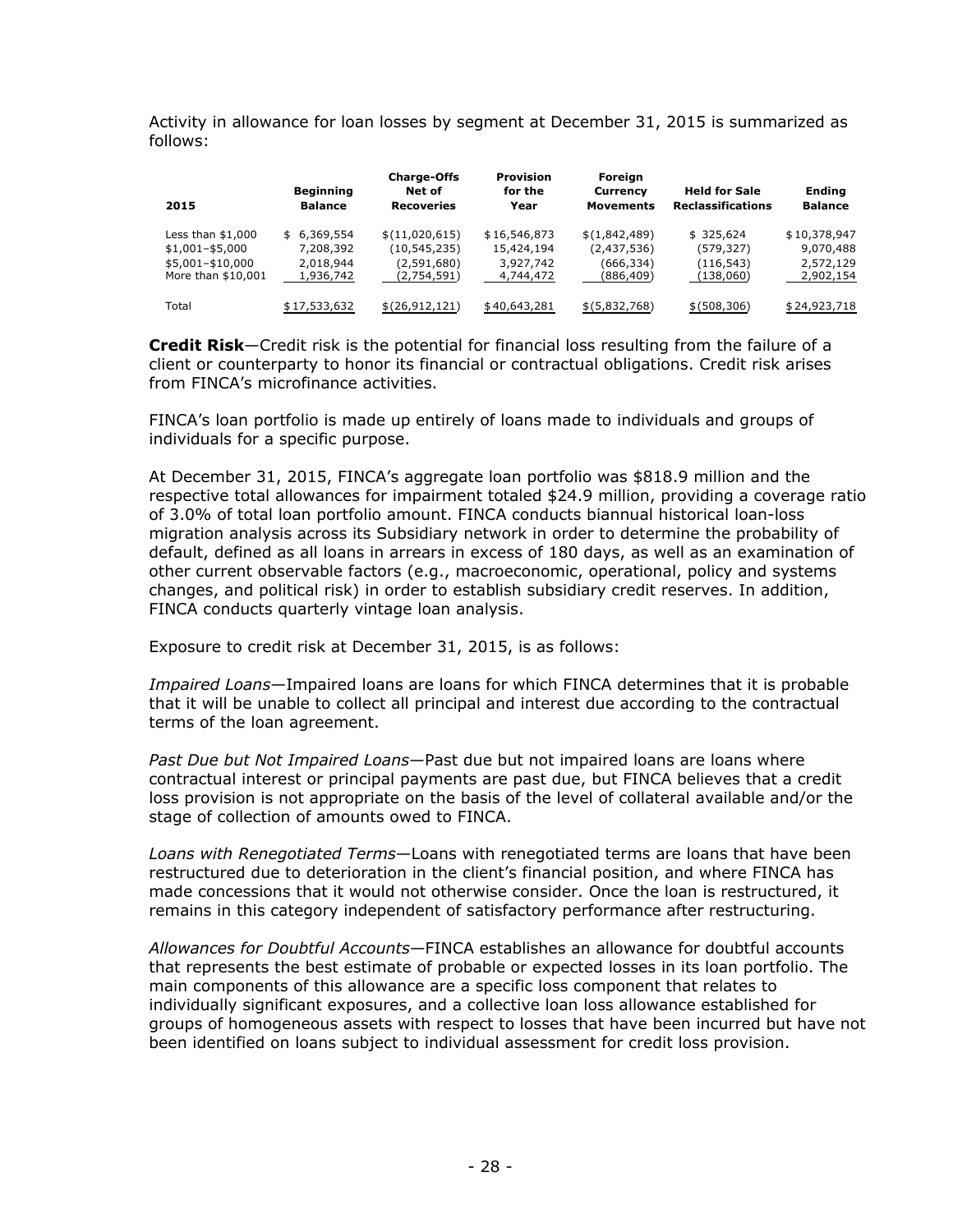Activity in allowance for loan losses by segment at December 31, 2015 is summarized as follows:

| 2015 | Beginning Balance | Charge-Offs Net of Recoveries | Provision for the Year | Foreign Currency Movements | Held for Sale Reclassifications | Ending Balance |
|---|---|---|---|---|---|---|
| Less than $1,000 | $ 6,369,554 | $(11,020,615) | $16,546,873 | $(1,842,489) | $ 325,624 | $10,378,947 |
| $1,001–$5,000 | 7,208,392 | (10,545,235) | 15,424,194 | (2,437,536) | (579,327) | 9,070,488 |
| $5,001–$10,000 | 2,018,944 | (2,591,680) | 3,927,742 | (666,334) | (116,543) | 2,572,129 |
| More than $10,001 | 1,936,742 | (2,754,591) | 4,744,472 | (886,409) | (138,060) | 2,902,154 |
| Total | $17,533,632 | $(26,912,121) | $40,643,281 | $(5,832,768) | $(508,306) | $24,923,718 |

**Credit Risk**—Credit risk is the potential for financial loss resulting from the failure of a client or counterparty to honor its financial or contractual obligations. Credit risk arises from FINCA's microfinance activities.

FINCA's loan portfolio is made up entirely of loans made to individuals and groups of individuals for a specific purpose.

At December 31, 2015, FINCA's aggregate loan portfolio was $818.9 million and the respective total allowances for impairment totaled $24.9 million, providing a coverage ratio of 3.0% of total loan portfolio amount. FINCA conducts biannual historical loan-loss migration analysis across its Subsidiary network in order to determine the probability of default, defined as all loans in arrears in excess of 180 days, as well as an examination of other current observable factors (e.g., macroeconomic, operational, policy and systems changes, and political risk) in order to establish subsidiary credit reserves. In addition, FINCA conducts quarterly vintage loan analysis.

Exposure to credit risk at December 31, 2015, is as follows:

*Impaired Loans*—Impaired loans are loans for which FINCA determines that it is probable that it will be unable to collect all principal and interest due according to the contractual terms of the loan agreement.

*Past Due but Not Impaired Loans*—Past due but not impaired loans are loans where contractual interest or principal payments are past due, but FINCA believes that a credit loss provision is not appropriate on the basis of the level of collateral available and/or the stage of collection of amounts owed to FINCA.

*Loans with Renegotiated Terms*—Loans with renegotiated terms are loans that have been restructured due to deterioration in the client's financial position, and where FINCA has made concessions that it would not otherwise consider. Once the loan is restructured, it remains in this category independent of satisfactory performance after restructuring.

*Allowances for Doubtful Accounts*—FINCA establishes an allowance for doubtful accounts that represents the best estimate of probable or expected losses in its loan portfolio. The main components of this allowance are a specific loss component that relates to individually significant exposures, and a collective loan loss allowance established for groups of homogeneous assets with respect to losses that have been incurred but have not been identified on loans subject to individual assessment for credit loss provision.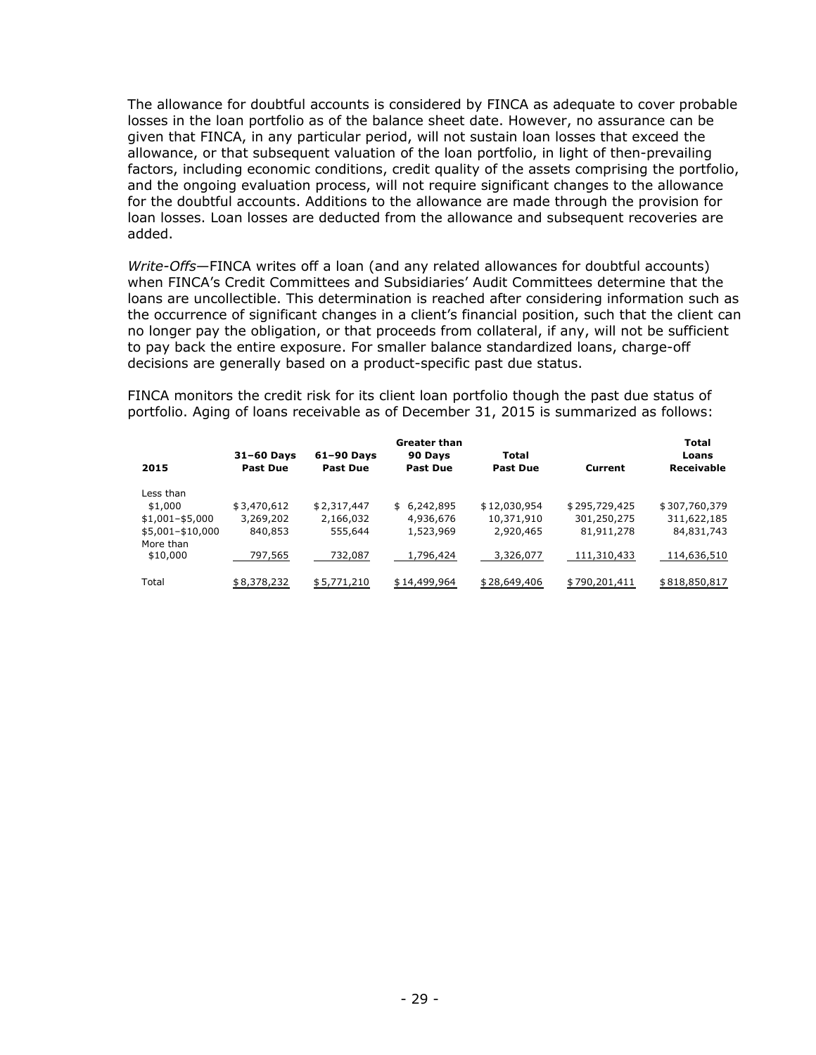The allowance for doubtful accounts is considered by FINCA as adequate to cover probable losses in the loan portfolio as of the balance sheet date. However, no assurance can be given that FINCA, in any particular period, will not sustain loan losses that exceed the allowance, or that subsequent valuation of the loan portfolio, in light of then-prevailing factors, including economic conditions, credit quality of the assets comprising the portfolio, and the ongoing evaluation process, will not require significant changes to the allowance for the doubtful accounts. Additions to the allowance are made through the provision for loan losses. Loan losses are deducted from the allowance and subsequent recoveries are added.

*Write-Offs*—FINCA writes off a loan (and any related allowances for doubtful accounts) when FINCA's Credit Committees and Subsidiaries' Audit Committees determine that the loans are uncollectible. This determination is reached after considering information such as the occurrence of significant changes in a client's financial position, such that the client can no longer pay the obligation, or that proceeds from collateral, if any, will not be sufficient to pay back the entire exposure. For smaller balance standardized loans, charge-off decisions are generally based on a product-specific past due status.

FINCA monitors the credit risk for its client loan portfolio though the past due status of portfolio. Aging of loans receivable as of December 31, 2015 is summarized as follows:

| 2015 | 31–60 Days Past Due | 61–90 Days Past Due | Greater than 90 Days Past Due | Total Past Due | Current | Total Loans Receivable |
|---|---|---|---|---|---|---|
| Less than $1,000 | $3,470,612 | $2,317,447 | $ 6,242,895 | $12,030,954 | $295,729,425 | $307,760,379 |
| $1,001–$5,000 | 3,269,202 | 2,166,032 | 4,936,676 | 10,371,910 | 301,250,275 | 311,622,185 |
| $5,001–$10,000 | 840,853 | 555,644 | 1,523,969 | 2,920,465 | 81,911,278 | 84,831,743 |
| More than $10,000 | 797,565 | 732,087 | 1,796,424 | 3,326,077 | 111,310,433 | 114,636,510 |
| Total | $8,378,232 | $5,771,210 | $14,499,964 | $28,649,406 | $790,201,411 | $818,850,817 |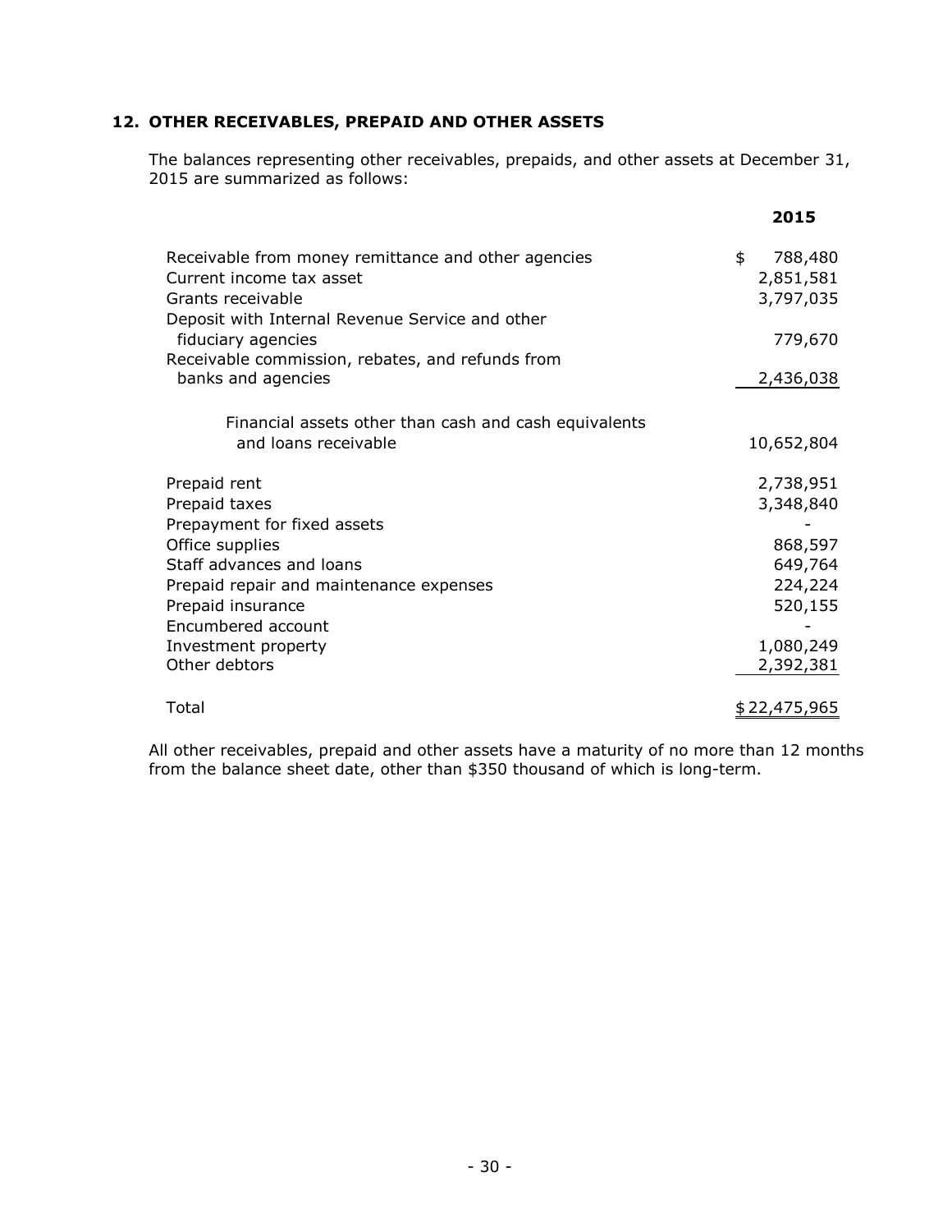## 12. OTHER RECEIVABLES, PREPAID AND OTHER ASSETS

The balances representing other receivables, prepaids, and other assets at December 31, 2015 are summarized as follows:

| | 2015 |
|---|---|
| Receivable from money remittance and other agencies | $ 788,480 |
| Current income tax asset | 2,851,581 |
| Grants receivable | 3,797,035 |
| Deposit with Internal Revenue Service and other fiduciary agencies | 779,670 |
| Receivable commission, rebates, and refunds from banks and agencies | 2,436,038 |
| Financial assets other than cash and cash equivalents and loans receivable | 10,652,804 |
| Prepaid rent | 2,738,951 |
| Prepaid taxes | 3,348,840 |
| Prepayment for fixed assets | - |
| Office supplies | 868,597 |
| Staff advances and loans | 649,764 |
| Prepaid repair and maintenance expenses | 224,224 |
| Prepaid insurance | 520,155 |
| Encumbered account | - |
| Investment property | 1,080,249 |
| Other debtors | 2,392,381 |
| Total | $ 22,475,965 |

All other receivables, prepaid and other assets have a maturity of no more than 12 months from the balance sheet date, other than $350 thousand of which is long-term.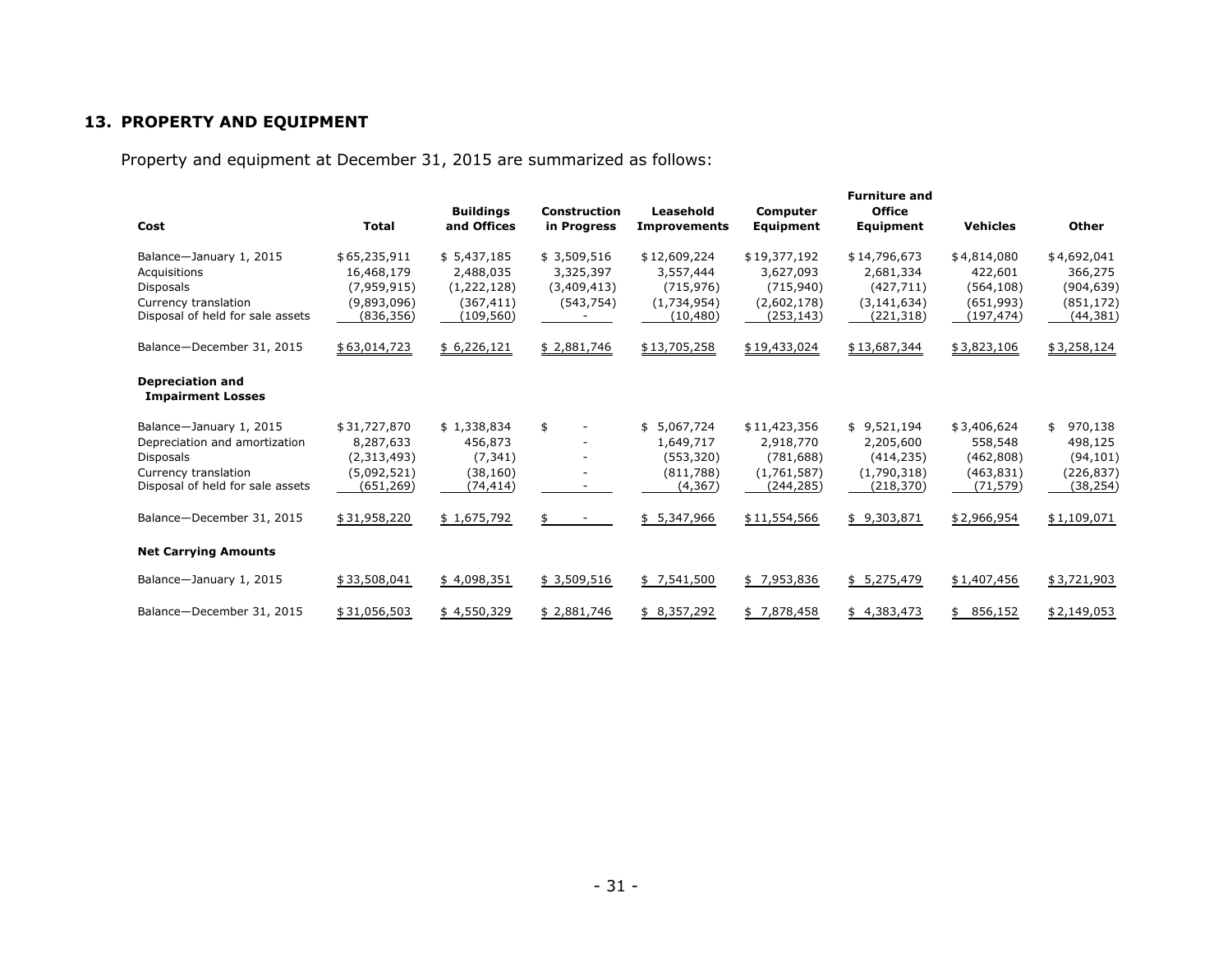## 13. PROPERTY AND EQUIPMENT

Property and equipment at December 31, 2015 are summarized as follows:

| Cost | Total | Buildings and Offices | Construction in Progress | Leasehold Improvements | Computer Equipment | Furniture and Office Equipment | Vehicles | Other |
|---|---|---|---|---|---|---|---|---|
| Balance—January 1, 2015 | $65,235,911 | $ 5,437,185 | $ 3,509,516 | $12,609,224 | $19,377,192 | $14,796,673 | $4,814,080 | $4,692,041 |
| Acquisitions | 16,468,179 | 2,488,035 | 3,325,397 | 3,557,444 | 3,627,093 | 2,681,334 | 422,601 | 366,275 |
| Disposals | (7,959,915) | (1,222,128) | (3,409,413) | (715,976) | (715,940) | (427,711) | (564,108) | (904,639) |
| Currency translation | (9,893,096) | (367,411) | (543,754) | (1,734,954) | (2,602,178) | (3,141,634) | (651,993) | (851,172) |
| Disposal of held for sale assets | (836,356) | (109,560) | - | (10,480) | (253,143) | (221,318) | (197,474) | (44,381) |
| Balance—December 31, 2015 | $63,014,723 | $ 6,226,121 | $ 2,881,746 | $13,705,258 | $19,433,024 | $13,687,344 | $3,823,106 | $3,258,124 |
| **Depreciation and Impairment Losses** | | | | | | | | |
| Balance—January 1, 2015 | $31,727,870 | $ 1,338,834 | $ - | $ 5,067,724 | $11,423,356 | $ 9,521,194 | $3,406,624 | $ 970,138 |
| Depreciation and amortization | 8,287,633 | 456,873 | - | 1,649,717 | 2,918,770 | 2,205,600 | 558,548 | 498,125 |
| Disposals | (2,313,493) | (7,341) | - | (553,320) | (781,688) | (414,235) | (462,808) | (94,101) |
| Currency translation | (5,092,521) | (38,160) | - | (811,788) | (1,761,587) | (1,790,318) | (463,831) | (226,837) |
| Disposal of held for sale assets | (651,269) | (74,414) | - | (4,367) | (244,285) | (218,370) | (71,579) | (38,254) |
| Balance—December 31, 2015 | $31,958,220 | $ 1,675,792 | $ - | $ 5,347,966 | $11,554,566 | $ 9,303,871 | $2,966,954 | $1,109,071 |
| **Net Carrying Amounts** | | | | | | | | |
| Balance—January 1, 2015 | $33,508,041 | $ 4,098,351 | $ 3,509,516 | $ 7,541,500 | $ 7,953,836 | $ 5,275,479 | $1,407,456 | $3,721,903 |
| Balance—December 31, 2015 | $31,056,503 | $ 4,550,329 | $ 2,881,746 | $ 8,357,292 | $ 7,878,458 | $ 4,383,473 | $ 856,152 | $2,149,053 |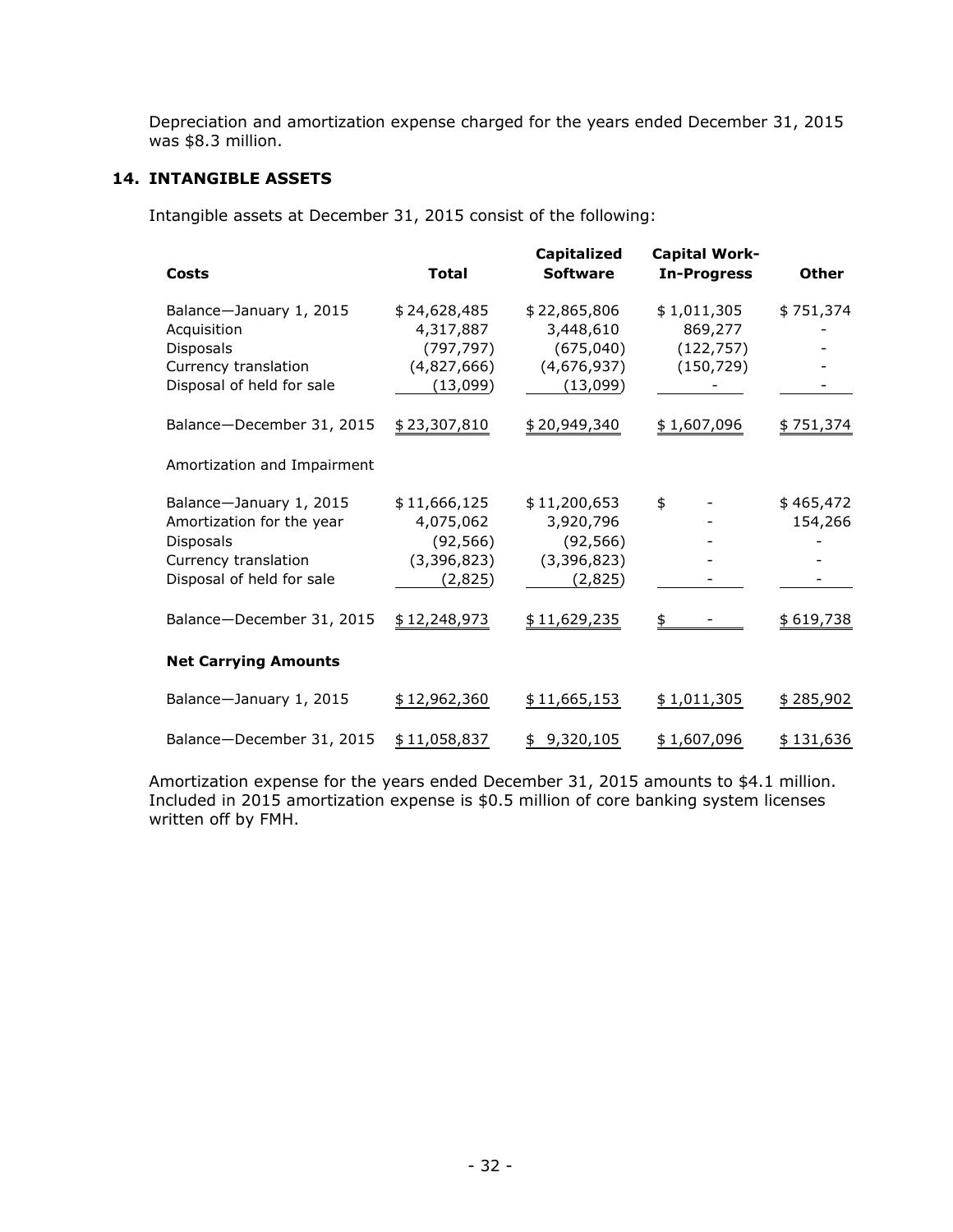Depreciation and amortization expense charged for the years ended December 31, 2015 was $8.3 million.

## 14. INTANGIBLE ASSETS

Intangible assets at December 31, 2015 consist of the following:

| Costs | Total | Capitalized Software | Capital Work-In-Progress | Other |
|---|---|---|---|---|
| Balance—January 1, 2015 | $ 24,628,485 | $ 22,865,806 | $ 1,011,305 | $ 751,374 |
| Acquisition | 4,317,887 | 3,448,610 | 869,277 | - |
| Disposals | (797,797) | (675,040) | (122,757) | - |
| Currency translation | (4,827,666) | (4,676,937) | (150,729) | - |
| Disposal of held for sale | (13,099) | (13,099) | - | - |
| Balance—December 31, 2015 | $ 23,307,810 | $ 20,949,340 | $ 1,607,096 | $ 751,374 |
| Amortization and Impairment | | | | |
| Balance—January 1, 2015 | $ 11,666,125 | $ 11,200,653 | $ - | $ 465,472 |
| Amortization for the year | 4,075,062 | 3,920,796 | - | 154,266 |
| Disposals | (92,566) | (92,566) | - | - |
| Currency translation | (3,396,823) | (3,396,823) | - | - |
| Disposal of held for sale | (2,825) | (2,825) | - | - |
| Balance—December 31, 2015 | $ 12,248,973 | $ 11,629,235 | $ - | $ 619,738 |
| **Net Carrying Amounts** | | | | |
| Balance—January 1, 2015 | $ 12,962,360 | $ 11,665,153 | $ 1,011,305 | $ 285,902 |
| Balance—December 31, 2015 | $ 11,058,837 | $ 9,320,105 | $ 1,607,096 | $ 131,636 |

Amortization expense for the years ended December 31, 2015 amounts to $4.1 million. Included in 2015 amortization expense is $0.5 million of core banking system licenses written off by FMH.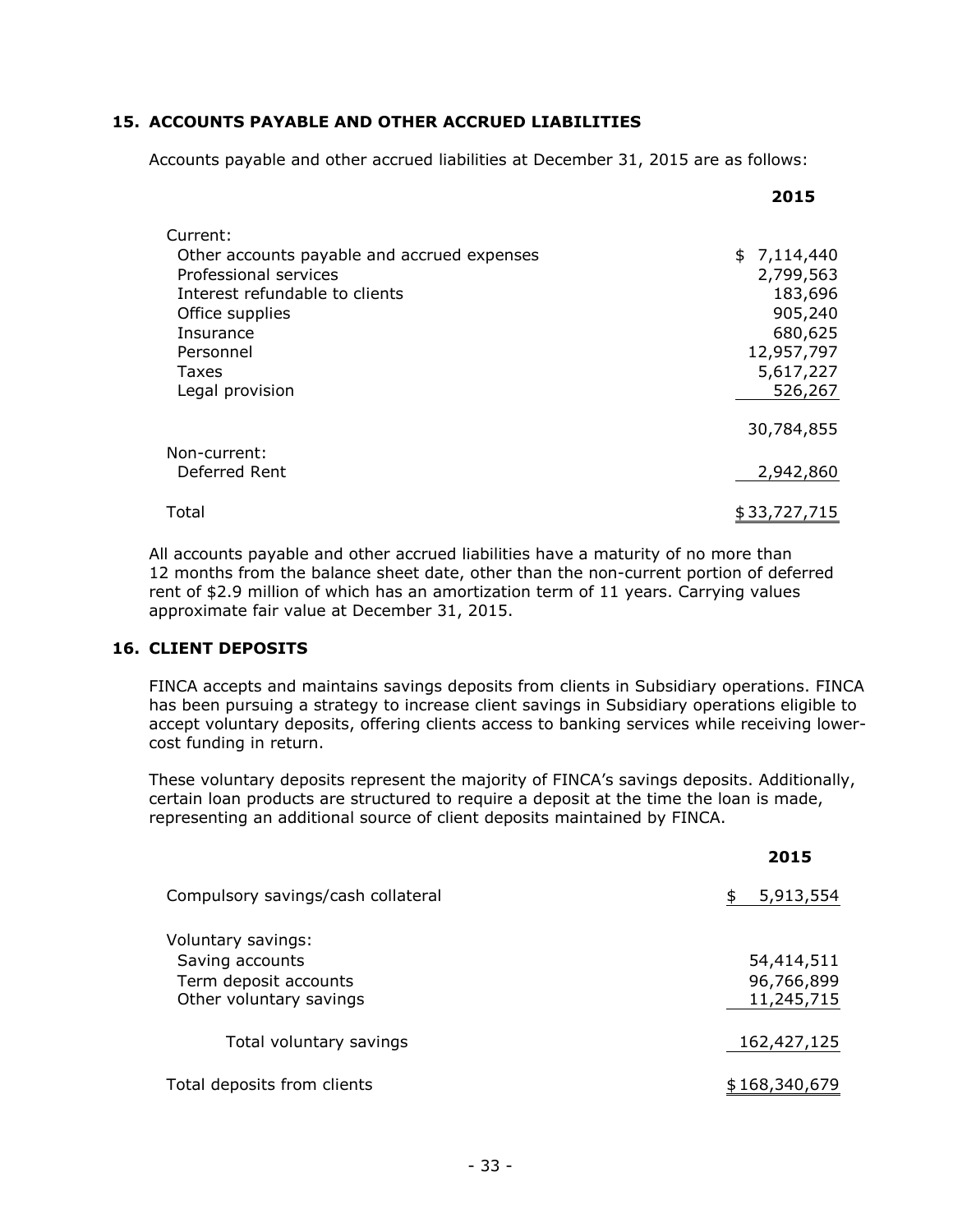## 15. ACCOUNTS PAYABLE AND OTHER ACCRUED LIABILITIES

Accounts payable and other accrued liabilities at December 31, 2015 are as follows:

| | 2015 |
|---|---|
| Current: | |
| Other accounts payable and accrued expenses | $ 7,114,440 |
| Professional services | 2,799,563 |
| Interest refundable to clients | 183,696 |
| Office supplies | 905,240 |
| Insurance | 680,625 |
| Personnel | 12,957,797 |
| Taxes | 5,617,227 |
| Legal provision | 526,267 |
| | 30,784,855 |
| Non-current: | |
| Deferred Rent | 2,942,860 |
| Total | $ 33,727,715 |

All accounts payable and other accrued liabilities have a maturity of no more than 12 months from the balance sheet date, other than the non-current portion of deferred rent of $2.9 million of which has an amortization term of 11 years. Carrying values approximate fair value at December 31, 2015.

## 16. CLIENT DEPOSITS

FINCA accepts and maintains savings deposits from clients in Subsidiary operations. FINCA has been pursuing a strategy to increase client savings in Subsidiary operations eligible to accept voluntary deposits, offering clients access to banking services while receiving lower-cost funding in return.

These voluntary deposits represent the majority of FINCA's savings deposits. Additionally, certain loan products are structured to require a deposit at the time the loan is made, representing an additional source of client deposits maintained by FINCA.

| | 2015 |
|---|---|
| Compulsory savings/cash collateral | $ 5,913,554 |
| Voluntary savings: | |
| Saving accounts | 54,414,511 |
| Term deposit accounts | 96,766,899 |
| Other voluntary savings | 11,245,715 |
| Total voluntary savings | 162,427,125 |
| Total deposits from clients | $ 168,340,679 |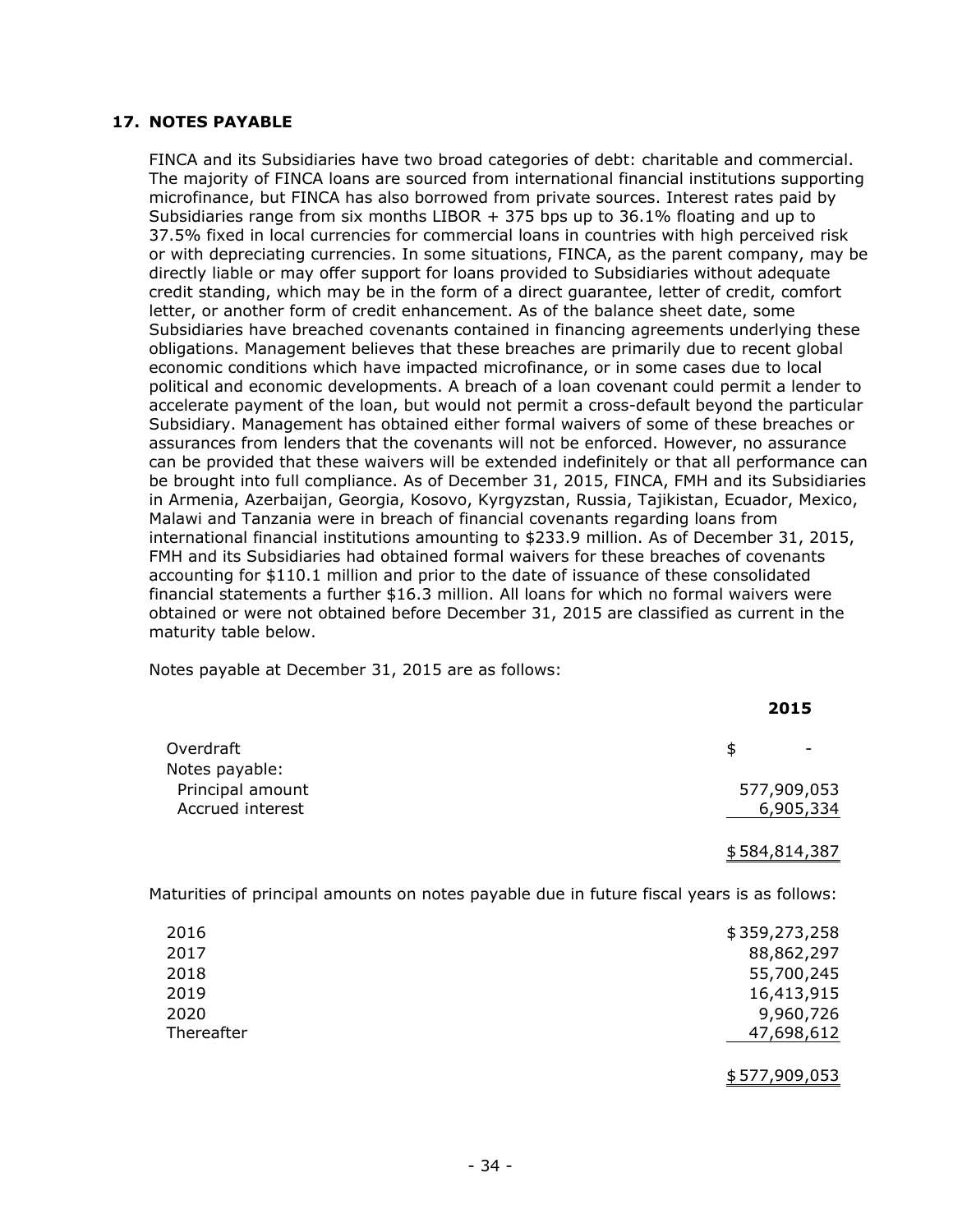## 17. NOTES PAYABLE

FINCA and its Subsidiaries have two broad categories of debt: charitable and commercial. The majority of FINCA loans are sourced from international financial institutions supporting microfinance, but FINCA has also borrowed from private sources. Interest rates paid by Subsidiaries range from six months LIBOR + 375 bps up to 36.1% floating and up to 37.5% fixed in local currencies for commercial loans in countries with high perceived risk or with depreciating currencies. In some situations, FINCA, as the parent company, may be directly liable or may offer support for loans provided to Subsidiaries without adequate credit standing, which may be in the form of a direct guarantee, letter of credit, comfort letter, or another form of credit enhancement. As of the balance sheet date, some Subsidiaries have breached covenants contained in financing agreements underlying these obligations. Management believes that these breaches are primarily due to recent global economic conditions which have impacted microfinance, or in some cases due to local political and economic developments. A breach of a loan covenant could permit a lender to accelerate payment of the loan, but would not permit a cross-default beyond the particular Subsidiary. Management has obtained either formal waivers of some of these breaches or assurances from lenders that the covenants will not be enforced. However, no assurance can be provided that these waivers will be extended indefinitely or that all performance can be brought into full compliance. As of December 31, 2015, FINCA, FMH and its Subsidiaries in Armenia, Azerbaijan, Georgia, Kosovo, Kyrgyzstan, Russia, Tajikistan, Ecuador, Mexico, Malawi and Tanzania were in breach of financial covenants regarding loans from international financial institutions amounting to $233.9 million. As of December 31, 2015, FMH and its Subsidiaries had obtained formal waivers for these breaches of covenants accounting for $110.1 million and prior to the date of issuance of these consolidated financial statements a further $16.3 million. All loans for which no formal waivers were obtained or were not obtained before December 31, 2015 are classified as current in the maturity table below.

Notes payable at December 31, 2015 are as follows:

| | 2015 |
|---|---|
| Overdraft | $ - |
| Notes payable: | |
| Principal amount | 577,909,053 |
| Accrued interest | 6,905,334 |
| | $ 584,814,387 |

Maturities of principal amounts on notes payable due in future fiscal years is as follows:

| | |
|---|---|
| 2016 | $ 359,273,258 |
| 2017 | 88,862,297 |
| 2018 | 55,700,245 |
| 2019 | 16,413,915 |
| 2020 | 9,960,726 |
| Thereafter | 47,698,612 |
| | $ 577,909,053 |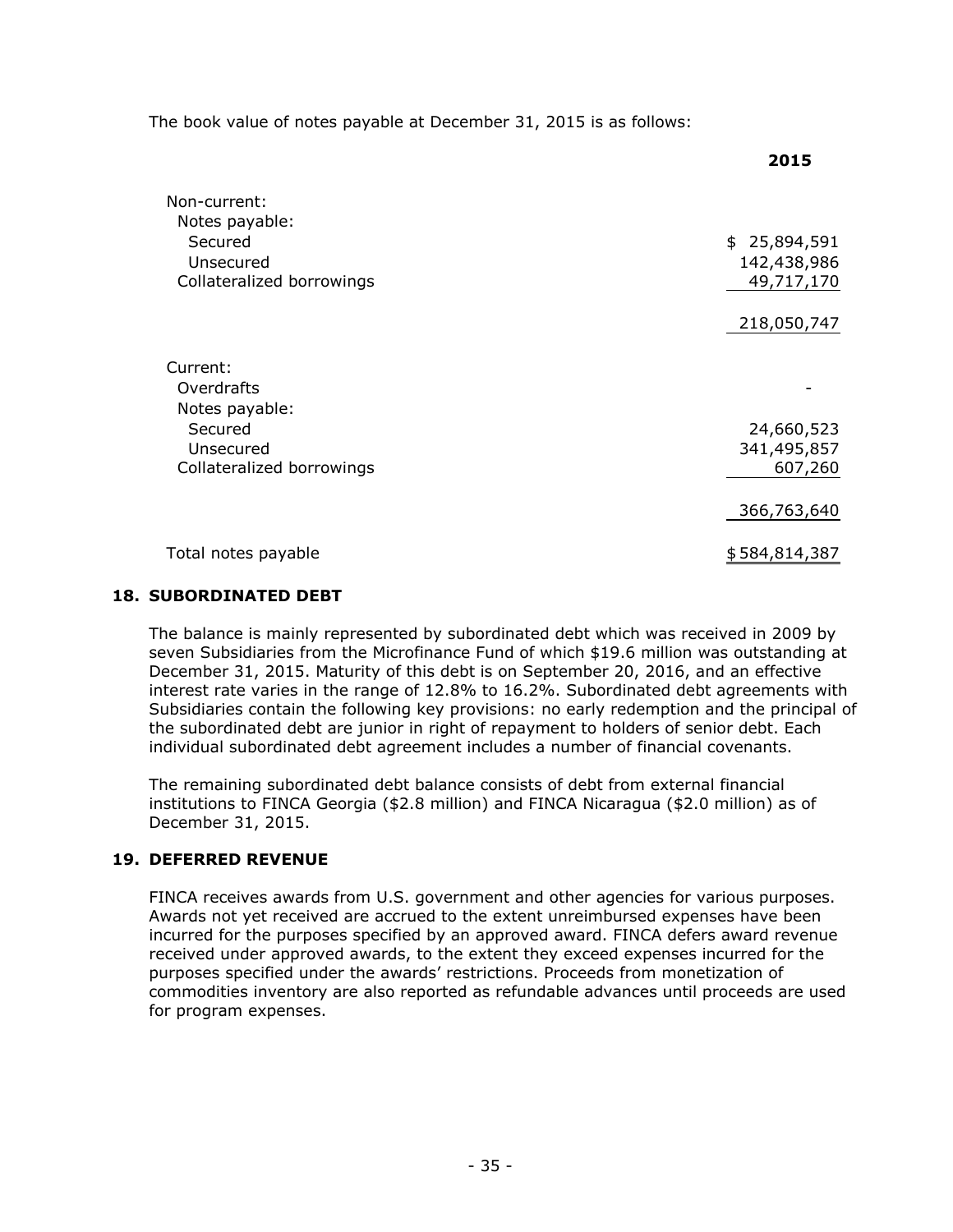The book value of notes payable at December 31, 2015 is as follows:

| | 2015 |
|---|---|
| Non-current: | |
| Notes payable: | |
| Secured | $ 25,894,591 |
| Unsecured | 142,438,986 |
| Collateralized borrowings | 49,717,170 |
| | 218,050,747 |
| Current: | |
| Overdrafts | - |
| Notes payable: | |
| Secured | 24,660,523 |
| Unsecured | 341,495,857 |
| Collateralized borrowings | 607,260 |
| | 366,763,640 |
| Total notes payable | $ 584,814,387 |

## 18. SUBORDINATED DEBT

The balance is mainly represented by subordinated debt which was received in 2009 by seven Subsidiaries from the Microfinance Fund of which $19.6 million was outstanding at December 31, 2015. Maturity of this debt is on September 20, 2016, and an effective interest rate varies in the range of 12.8% to 16.2%. Subordinated debt agreements with Subsidiaries contain the following key provisions: no early redemption and the principal of the subordinated debt are junior in right of repayment to holders of senior debt. Each individual subordinated debt agreement includes a number of financial covenants.

The remaining subordinated debt balance consists of debt from external financial institutions to FINCA Georgia ($2.8 million) and FINCA Nicaragua ($2.0 million) as of December 31, 2015.

## 19. DEFERRED REVENUE

FINCA receives awards from U.S. government and other agencies for various purposes. Awards not yet received are accrued to the extent unreimbursed expenses have been incurred for the purposes specified by an approved award. FINCA defers award revenue received under approved awards, to the extent they exceed expenses incurred for the purposes specified under the awards' restrictions. Proceeds from monetization of commodities inventory are also reported as refundable advances until proceeds are used for program expenses.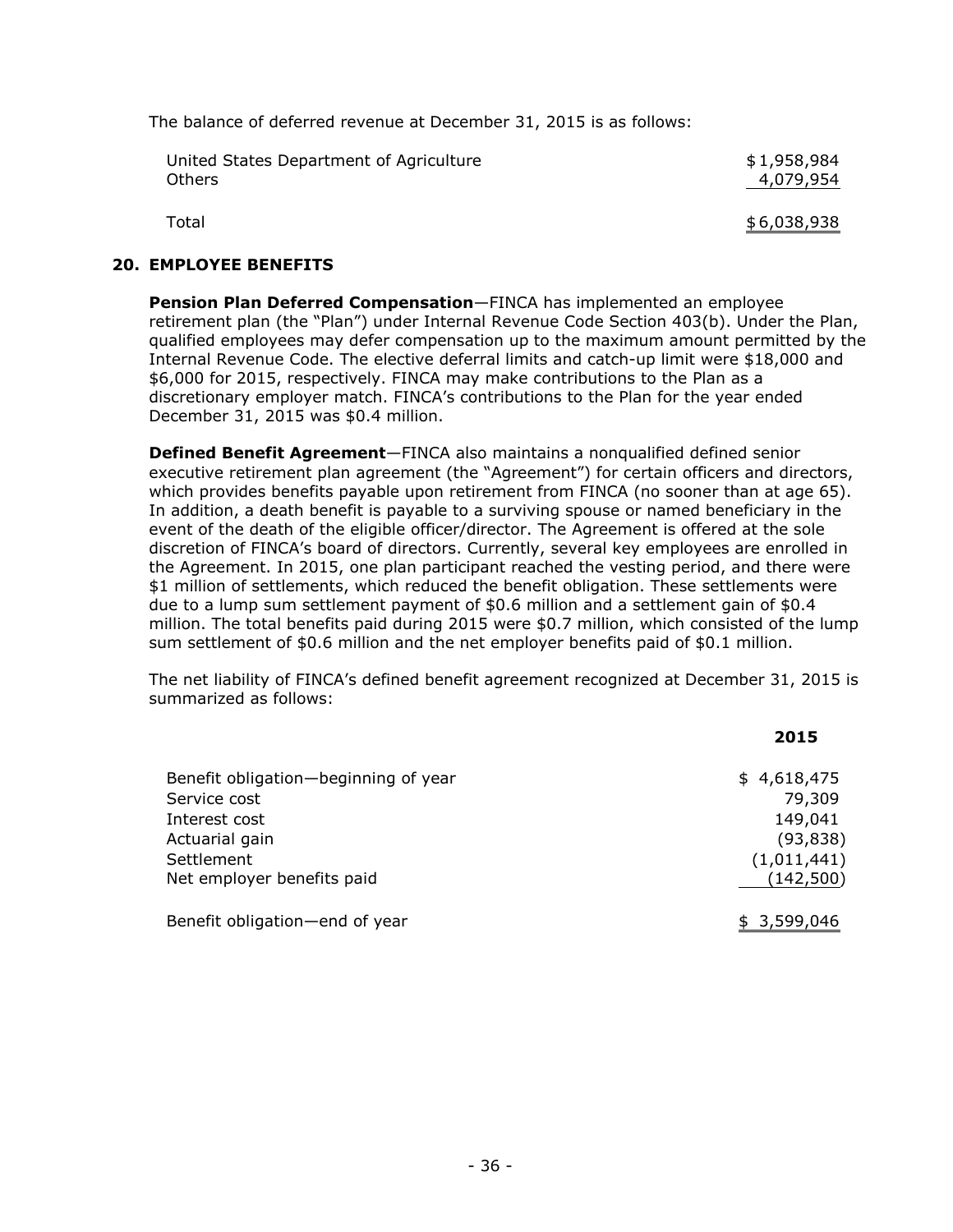The balance of deferred revenue at December 31, 2015 is as follows:

| | |
|---|---|
| United States Department of Agriculture | $ 1,958,984 |
| Others | 4,079,954 |
| Total | $ 6,038,938 |

## 20. EMPLOYEE BENEFITS

**Pension Plan Deferred Compensation**—FINCA has implemented an employee retirement plan (the "Plan") under Internal Revenue Code Section 403(b). Under the Plan, qualified employees may defer compensation up to the maximum amount permitted by the Internal Revenue Code. The elective deferral limits and catch-up limit were $18,000 and $6,000 for 2015, respectively. FINCA may make contributions to the Plan as a discretionary employer match. FINCA's contributions to the Plan for the year ended December 31, 2015 was $0.4 million.

**Defined Benefit Agreement**—FINCA also maintains a nonqualified defined senior executive retirement plan agreement (the "Agreement") for certain officers and directors, which provides benefits payable upon retirement from FINCA (no sooner than at age 65). In addition, a death benefit is payable to a surviving spouse or named beneficiary in the event of the death of the eligible officer/director. The Agreement is offered at the sole discretion of FINCA's board of directors. Currently, several key employees are enrolled in the Agreement. In 2015, one plan participant reached the vesting period, and there were $1 million of settlements, which reduced the benefit obligation. These settlements were due to a lump sum settlement payment of $0.6 million and a settlement gain of $0.4 million. The total benefits paid during 2015 were $0.7 million, which consisted of the lump sum settlement of $0.6 million and the net employer benefits paid of $0.1 million.

The net liability of FINCA's defined benefit agreement recognized at December 31, 2015 is summarized as follows:

| | 2015 |
|---|---|
| Benefit obligation—beginning of year | $ 4,618,475 |
| Service cost | 79,309 |
| Interest cost | 149,041 |
| Actuarial gain | (93,838) |
| Settlement | (1,011,441) |
| Net employer benefits paid | (142,500) |
| Benefit obligation—end of year | $ 3,599,046 |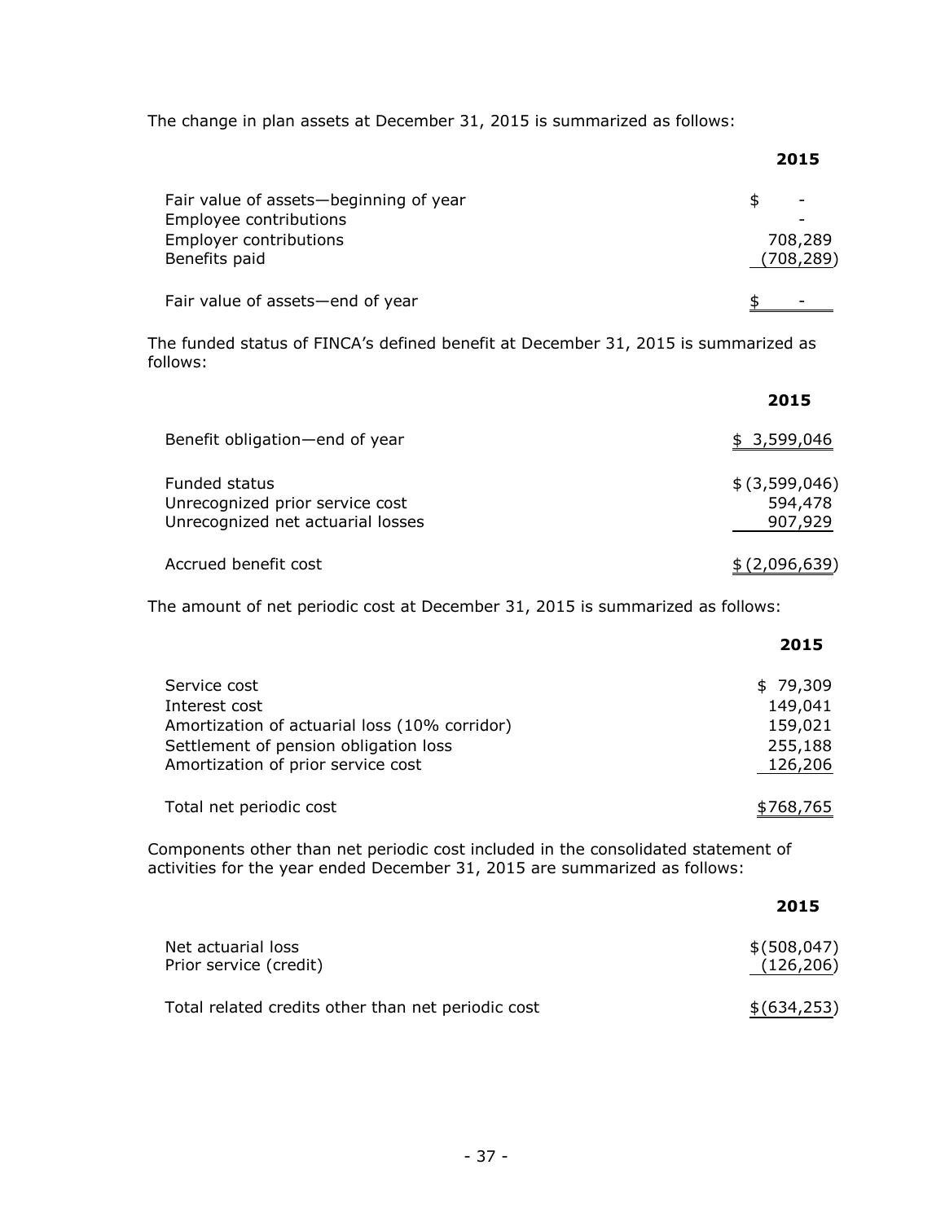The change in plan assets at December 31, 2015 is summarized as follows:

| | 2015 |
|---|---|
| Fair value of assets—beginning of year | $ - |
| Employee contributions | - |
| Employer contributions | 708,289 |
| Benefits paid | (708,289) |
| Fair value of assets—end of year | $ - |

The funded status of FINCA's defined benefit at December 31, 2015 is summarized as follows:

| | 2015 |
|---|---|
| Benefit obligation—end of year | $ 3,599,046 |
| Funded status | $ (3,599,046) |
| Unrecognized prior service cost | 594,478 |
| Unrecognized net actuarial losses | 907,929 |
| Accrued benefit cost | $ (2,096,639) |

The amount of net periodic cost at December 31, 2015 is summarized as follows:

| | 2015 |
|---|---|
| Service cost | $ 79,309 |
| Interest cost | 149,041 |
| Amortization of actuarial loss (10% corridor) | 159,021 |
| Settlement of pension obligation loss | 255,188 |
| Amortization of prior service cost | 126,206 |
| Total net periodic cost | $768,765 |

Components other than net periodic cost included in the consolidated statement of activities for the year ended December 31, 2015 are summarized as follows:

| | 2015 |
|---|---|
| Net actuarial loss | $(508,047) |
| Prior service (credit) | (126,206) |
| Total related credits other than net periodic cost | $(634,253) |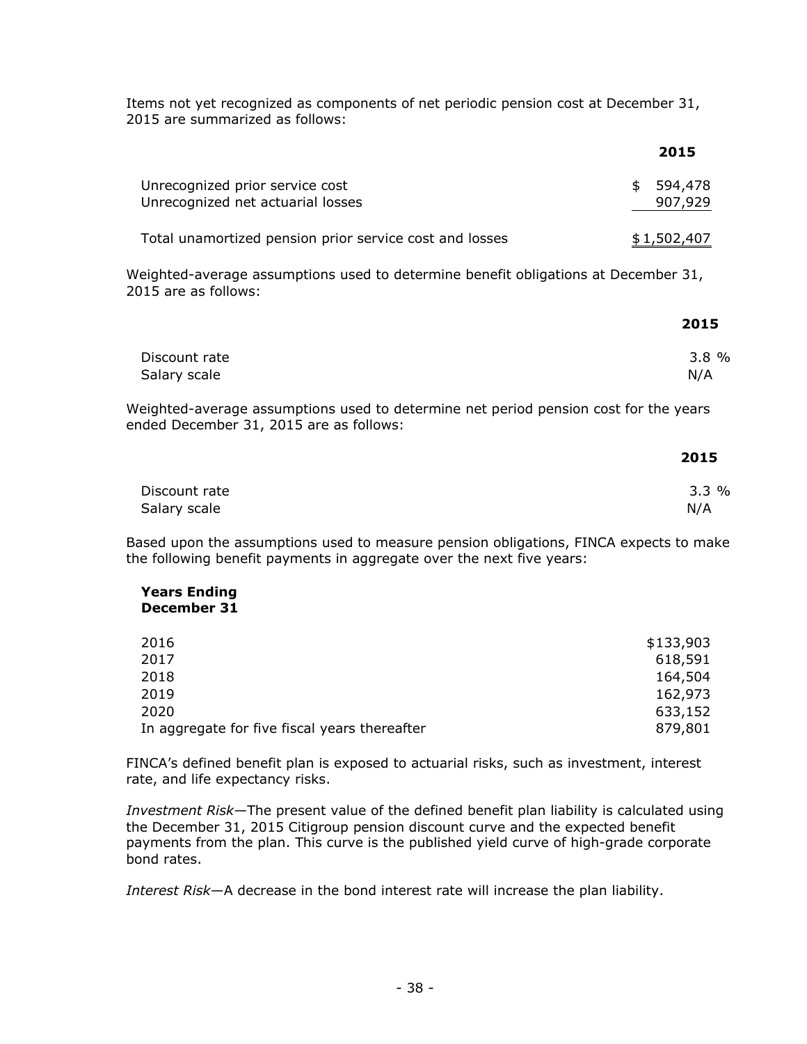Items not yet recognized as components of net periodic pension cost at December 31, 2015 are summarized as follows:

| | 2015 |
|---|---|
| Unrecognized prior service cost | $ 594,478 |
| Unrecognized net actuarial losses | 907,929 |
| Total unamortized pension prior service cost and losses | $ 1,502,407 |

Weighted-average assumptions used to determine benefit obligations at December 31, 2015 are as follows:

| | 2015 |
|---|---|
| Discount rate | 3.8 % |
| Salary scale | N/A |

Weighted-average assumptions used to determine net period pension cost for the years ended December 31, 2015 are as follows:

| | 2015 |
|---|---|
| Discount rate | 3.3 % |
| Salary scale | N/A |

Based upon the assumptions used to measure pension obligations, FINCA expects to make the following benefit payments in aggregate over the next five years:

| **Years Ending December 31** | |
|---|---|
| 2016 | $133,903 |
| 2017 | 618,591 |
| 2018 | 164,504 |
| 2019 | 162,973 |
| 2020 | 633,152 |
| In aggregate for five fiscal years thereafter | 879,801 |

FINCA's defined benefit plan is exposed to actuarial risks, such as investment, interest rate, and life expectancy risks.

*Investment Risk*—The present value of the defined benefit plan liability is calculated using the December 31, 2015 Citigroup pension discount curve and the expected benefit payments from the plan. This curve is the published yield curve of high-grade corporate bond rates.

*Interest Risk*—A decrease in the bond interest rate will increase the plan liability.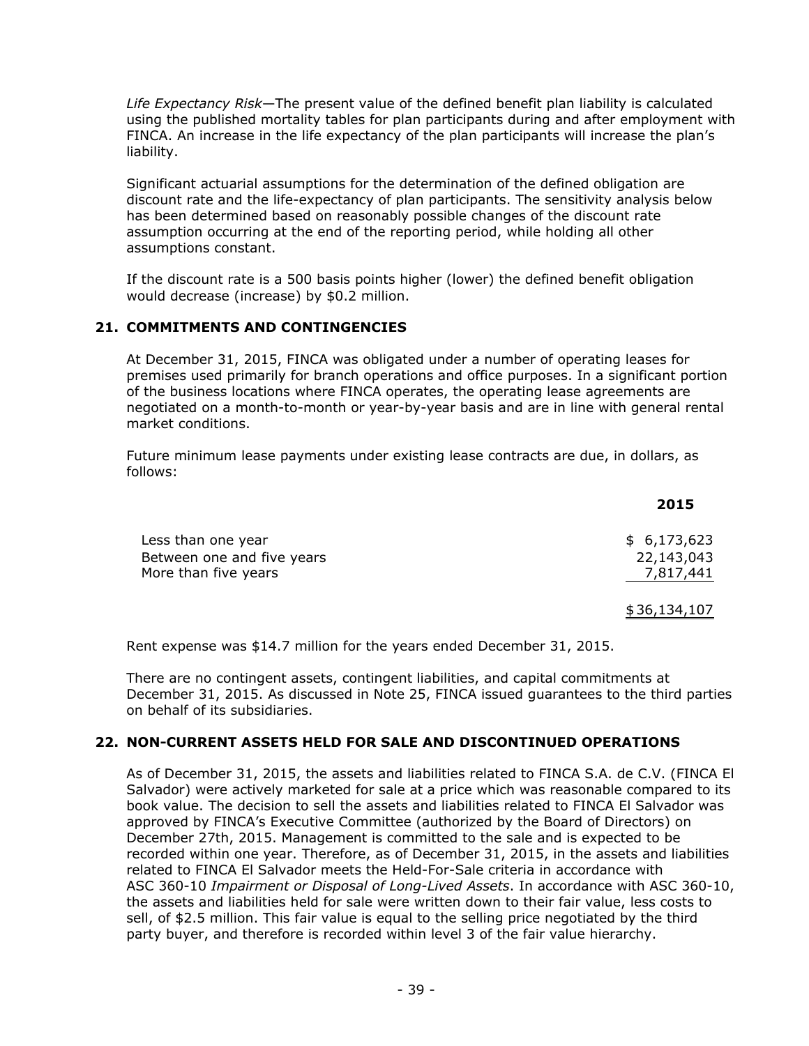*Life Expectancy Risk*—The present value of the defined benefit plan liability is calculated using the published mortality tables for plan participants during and after employment with FINCA. An increase in the life expectancy of the plan participants will increase the plan's liability.

Significant actuarial assumptions for the determination of the defined obligation are discount rate and the life-expectancy of plan participants. The sensitivity analysis below has been determined based on reasonably possible changes of the discount rate assumption occurring at the end of the reporting period, while holding all other assumptions constant.

If the discount rate is a 500 basis points higher (lower) the defined benefit obligation would decrease (increase) by $0.2 million.

## 21. COMMITMENTS AND CONTINGENCIES

At December 31, 2015, FINCA was obligated under a number of operating leases for premises used primarily for branch operations and office purposes. In a significant portion of the business locations where FINCA operates, the operating lease agreements are negotiated on a month-to-month or year-by-year basis and are in line with general rental market conditions.

Future minimum lease payments under existing lease contracts are due, in dollars, as follows:

| | 2015 |
|---|---|
| Less than one year | $ 6,173,623 |
| Between one and five years | 22,143,043 |
| More than five years | 7,817,441 |
| | $36,134,107 |

Rent expense was $14.7 million for the years ended December 31, 2015.

There are no contingent assets, contingent liabilities, and capital commitments at December 31, 2015. As discussed in Note 25, FINCA issued guarantees to the third parties on behalf of its subsidiaries.

## 22. NON-CURRENT ASSETS HELD FOR SALE AND DISCONTINUED OPERATIONS

As of December 31, 2015, the assets and liabilities related to FINCA S.A. de C.V. (FINCA El Salvador) were actively marketed for sale at a price which was reasonable compared to its book value. The decision to sell the assets and liabilities related to FINCA El Salvador was approved by FINCA's Executive Committee (authorized by the Board of Directors) on December 27th, 2015. Management is committed to the sale and is expected to be recorded within one year. Therefore, as of December 31, 2015, in the assets and liabilities related to FINCA El Salvador meets the Held-For-Sale criteria in accordance with ASC 360-10 *Impairment or Disposal of Long-Lived Assets*. In accordance with ASC 360-10, the assets and liabilities held for sale were written down to their fair value, less costs to sell, of $2.5 million. This fair value is equal to the selling price negotiated by the third party buyer, and therefore is recorded within level 3 of the fair value hierarchy.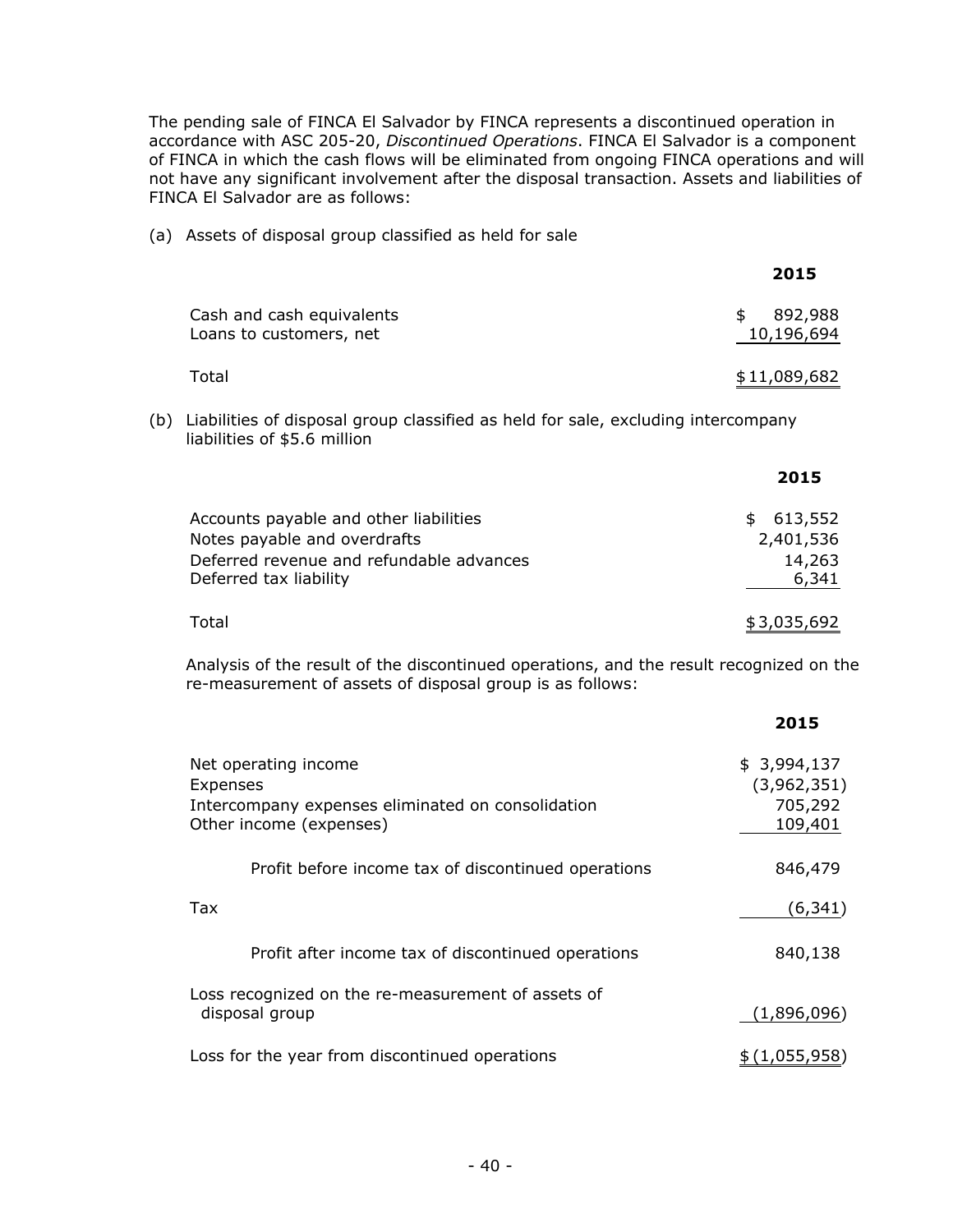The pending sale of FINCA El Salvador by FINCA represents a discontinued operation in accordance with ASC 205-20, *Discontinued Operations*. FINCA El Salvador is a component of FINCA in which the cash flows will be eliminated from ongoing FINCA operations and will not have any significant involvement after the disposal transaction. Assets and liabilities of FINCA El Salvador are as follows:

(a) Assets of disposal group classified as held for sale

| | 2015 |
|---|---|
| Cash and cash equivalents | $ 892,988 |
| Loans to customers, net | 10,196,694 |
| Total | $ 11,089,682 |

(b) Liabilities of disposal group classified as held for sale, excluding intercompany liabilities of $5.6 million

| | 2015 |
|---|---|
| Accounts payable and other liabilities | $ 613,552 |
| Notes payable and overdrafts | 2,401,536 |
| Deferred revenue and refundable advances | 14,263 |
| Deferred tax liability | 6,341 |
| Total | $ 3,035,692 |

Analysis of the result of the discontinued operations, and the result recognized on the re-measurement of assets of disposal group is as follows:

| | 2015 |
|---|---|
| Net operating income | $ 3,994,137 |
| Expenses | (3,962,351) |
| Intercompany expenses eliminated on consolidation | 705,292 |
| Other income (expenses) | 109,401 |
| Profit before income tax of discontinued operations | 846,479 |
| Tax | (6,341) |
| Profit after income tax of discontinued operations | 840,138 |
| Loss recognized on the re-measurement of assets of disposal group | (1,896,096) |
| Loss for the year from discontinued operations | $ (1,055,958) |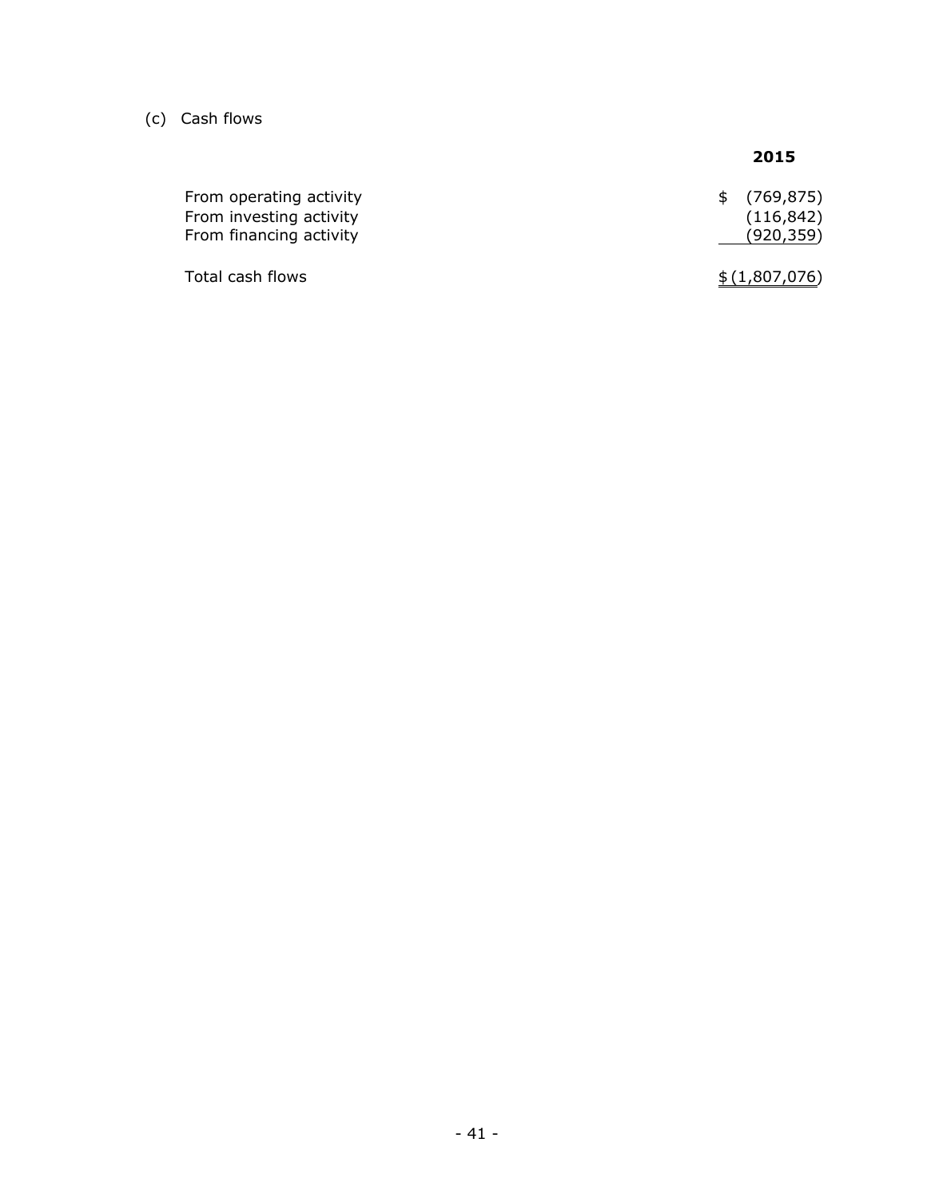(c) Cash flows

| | 2015 |
|---|---|
| From operating activity | $ (769,875) |
| From investing activity | (116,842) |
| From financing activity | (920,359) |
| Total cash flows | $ (1,807,076) |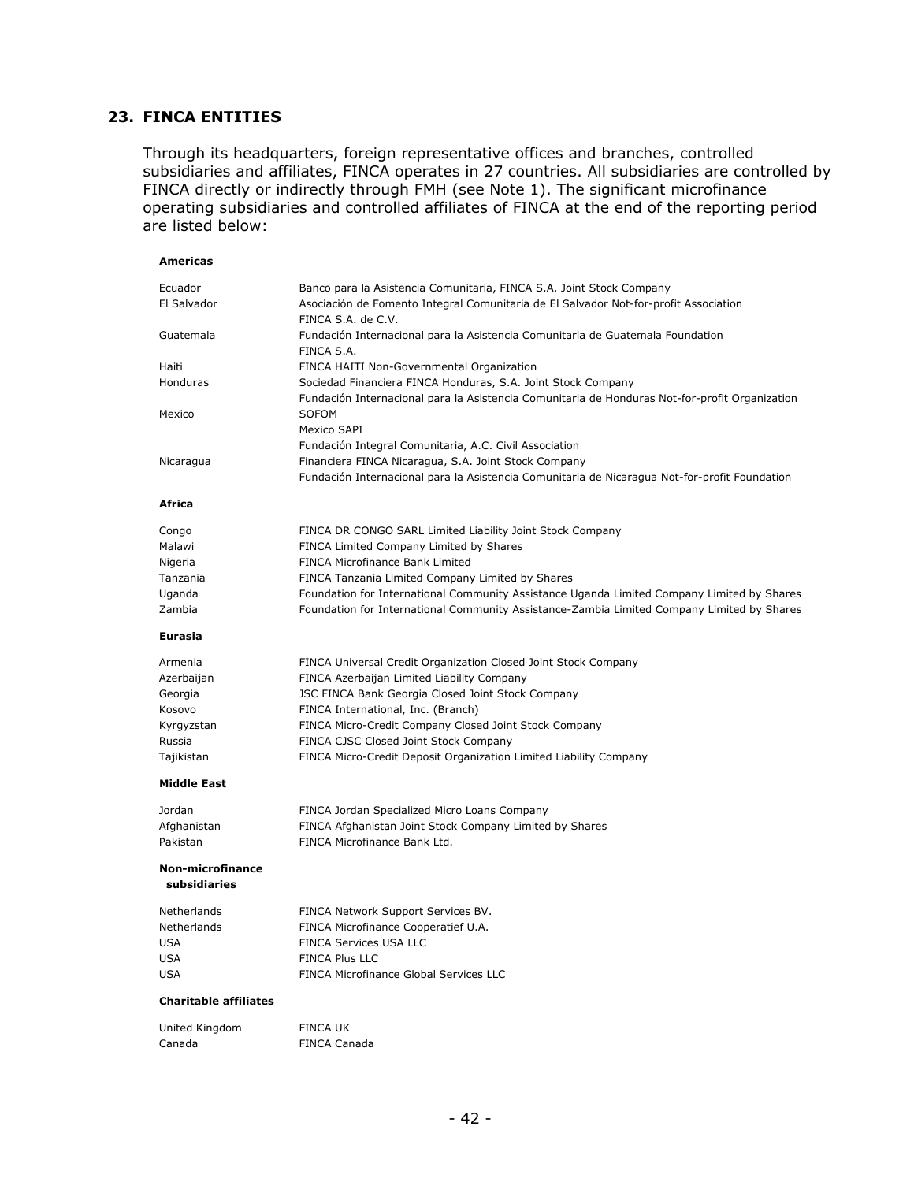## 23. FINCA ENTITIES

Through its headquarters, foreign representative offices and branches, controlled subsidiaries and affiliates, FINCA operates in 27 countries. All subsidiaries are controlled by FINCA directly or indirectly through FMH (see Note 1). The significant microfinance operating subsidiaries and controlled affiliates of FINCA at the end of the reporting period are listed below:

**Americas**

| | |
|---|---|
| Ecuador | Banco para la Asistencia Comunitaria, FINCA S.A. Joint Stock Company |
| El Salvador | Asociación de Fomento Integral Comunitaria de El Salvador Not-for-profit Association |
| | FINCA S.A. de C.V. |
| Guatemala | Fundación Internacional para la Asistencia Comunitaria de Guatemala Foundation |
| | FINCA S.A. |
| Haiti | FINCA HAITI Non-Governmental Organization |
| Honduras | Sociedad Financiera FINCA Honduras, S.A. Joint Stock Company |
| | Fundación Internacional para la Asistencia Comunitaria de Honduras Not-for-profit Organization |
| Mexico | SOFOM |
| | Mexico SAPI |
| | Fundación Integral Comunitaria, A.C. Civil Association |
| Nicaragua | Financiera FINCA Nicaragua, S.A. Joint Stock Company |
| | Fundación Internacional para la Asistencia Comunitaria de Nicaragua Not-for-profit Foundation |

**Africa**

| | |
|---|---|
| Congo | FINCA DR CONGO SARL Limited Liability Joint Stock Company |
| Malawi | FINCA Limited Company Limited by Shares |
| Nigeria | FINCA Microfinance Bank Limited |
| Tanzania | FINCA Tanzania Limited Company Limited by Shares |
| Uganda | Foundation for International Community Assistance Uganda Limited Company Limited by Shares |
| Zambia | Foundation for International Community Assistance-Zambia Limited Company Limited by Shares |

**Eurasia**

| | |
|---|---|
| Armenia | FINCA Universal Credit Organization Closed Joint Stock Company |
| Azerbaijan | FINCA Azerbaijan Limited Liability Company |
| Georgia | JSC FINCA Bank Georgia Closed Joint Stock Company |
| Kosovo | FINCA International, Inc. (Branch) |
| Kyrgyzstan | FINCA Micro-Credit Company Closed Joint Stock Company |
| Russia | FINCA CJSC Closed Joint Stock Company |
| Tajikistan | FINCA Micro-Credit Deposit Organization Limited Liability Company |

**Middle East**

| | |
|---|---|
| Jordan | FINCA Jordan Specialized Micro Loans Company |
| Afghanistan | FINCA Afghanistan Joint Stock Company Limited by Shares |
| Pakistan | FINCA Microfinance Bank Ltd. |

**Non-microfinance subsidiaries**

| | |
|---|---|
| Netherlands | FINCA Network Support Services BV. |
| Netherlands | FINCA Microfinance Cooperatief U.A. |
| USA | FINCA Services USA LLC |
| USA | FINCA Plus LLC |
| USA | FINCA Microfinance Global Services LLC |

**Charitable affiliates**

| | |
|---|---|
| United Kingdom | FINCA UK |
| Canada | FINCA Canada |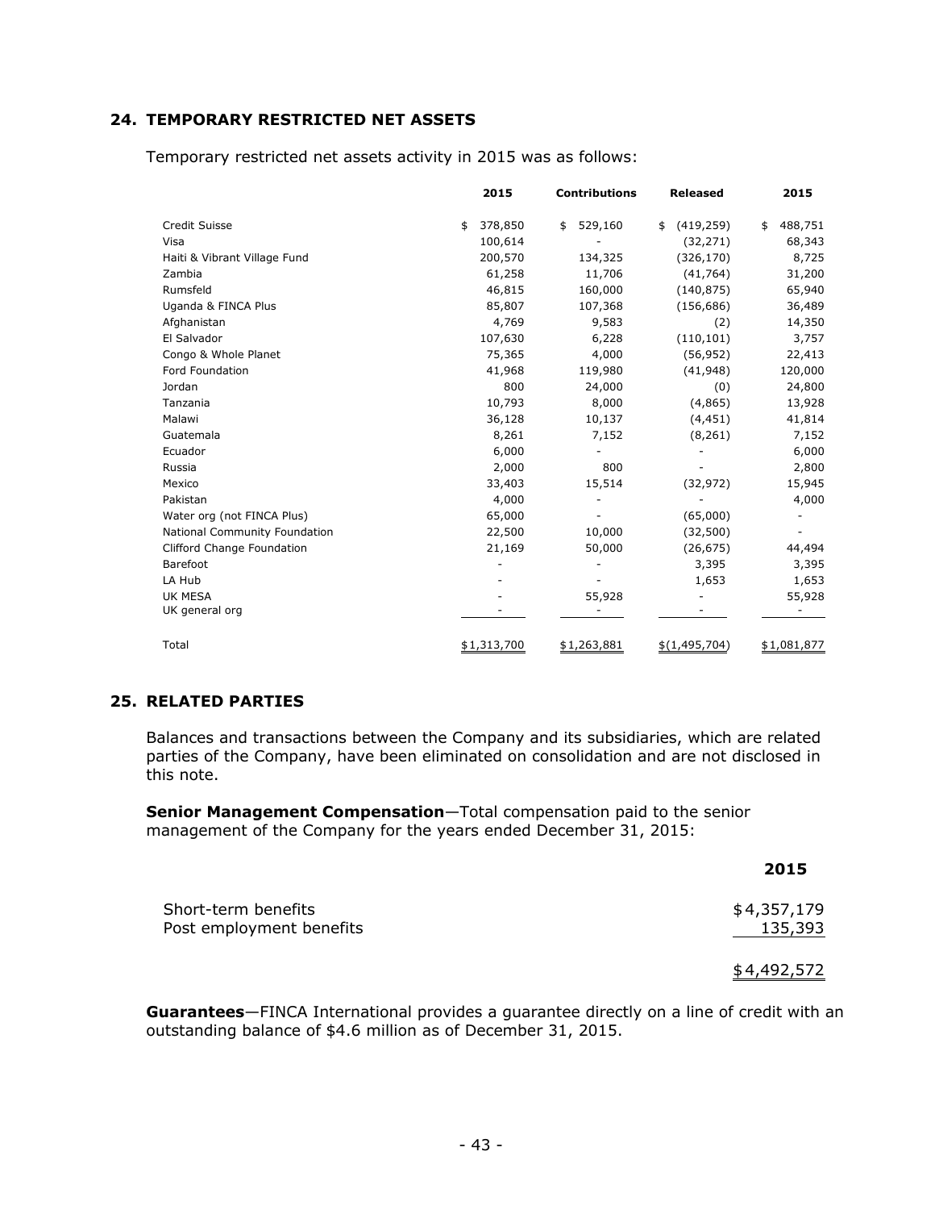## 24. TEMPORARY RESTRICTED NET ASSETS

Temporary restricted net assets activity in 2015 was as follows:

| | 2015 | Contributions | Released | 2015 |
|---|---|---|---|---|
| Credit Suisse | $ 378,850 | $ 529,160 | $ (419,259) | $ 488,751 |
| Visa | 100,614 | - | (32,271) | 68,343 |
| Haiti & Vibrant Village Fund | 200,570 | 134,325 | (326,170) | 8,725 |
| Zambia | 61,258 | 11,706 | (41,764) | 31,200 |
| Rumsfeld | 46,815 | 160,000 | (140,875) | 65,940 |
| Uganda & FINCA Plus | 85,807 | 107,368 | (156,686) | 36,489 |
| Afghanistan | 4,769 | 9,583 | (2) | 14,350 |
| El Salvador | 107,630 | 6,228 | (110,101) | 3,757 |
| Congo & Whole Planet | 75,365 | 4,000 | (56,952) | 22,413 |
| Ford Foundation | 41,968 | 119,980 | (41,948) | 120,000 |
| Jordan | 800 | 24,000 | (0) | 24,800 |
| Tanzania | 10,793 | 8,000 | (4,865) | 13,928 |
| Malawi | 36,128 | 10,137 | (4,451) | 41,814 |
| Guatemala | 8,261 | 7,152 | (8,261) | 7,152 |
| Ecuador | 6,000 | - | - | 6,000 |
| Russia | 2,000 | 800 | - | 2,800 |
| Mexico | 33,403 | 15,514 | (32,972) | 15,945 |
| Pakistan | 4,000 | - | - | 4,000 |
| Water org (not FINCA Plus) | 65,000 | - | (65,000) | - |
| National Community Foundation | 22,500 | 10,000 | (32,500) | - |
| Clifford Change Foundation | 21,169 | 50,000 | (26,675) | 44,494 |
| Barefoot | - | - | 3,395 | 3,395 |
| LA Hub | - | - | 1,653 | 1,653 |
| UK MESA | - | 55,928 | - | 55,928 |
| UK general org | - | - | - | - |
| Total | $1,313,700 | $1,263,881 | $(1,495,704) | $1,081,877 |

## 25. RELATED PARTIES

Balances and transactions between the Company and its subsidiaries, which are related parties of the Company, have been eliminated on consolidation and are not disclosed in this note.

**Senior Management Compensation**—Total compensation paid to the senior management of the Company for the years ended December 31, 2015:

| | 2015 |
|---|---|
| Short-term benefits | $4,357,179 |
| Post employment benefits | 135,393 |
| | $4,492,572 |

**Guarantees**—FINCA International provides a guarantee directly on a line of credit with an outstanding balance of $4.6 million as of December 31, 2015.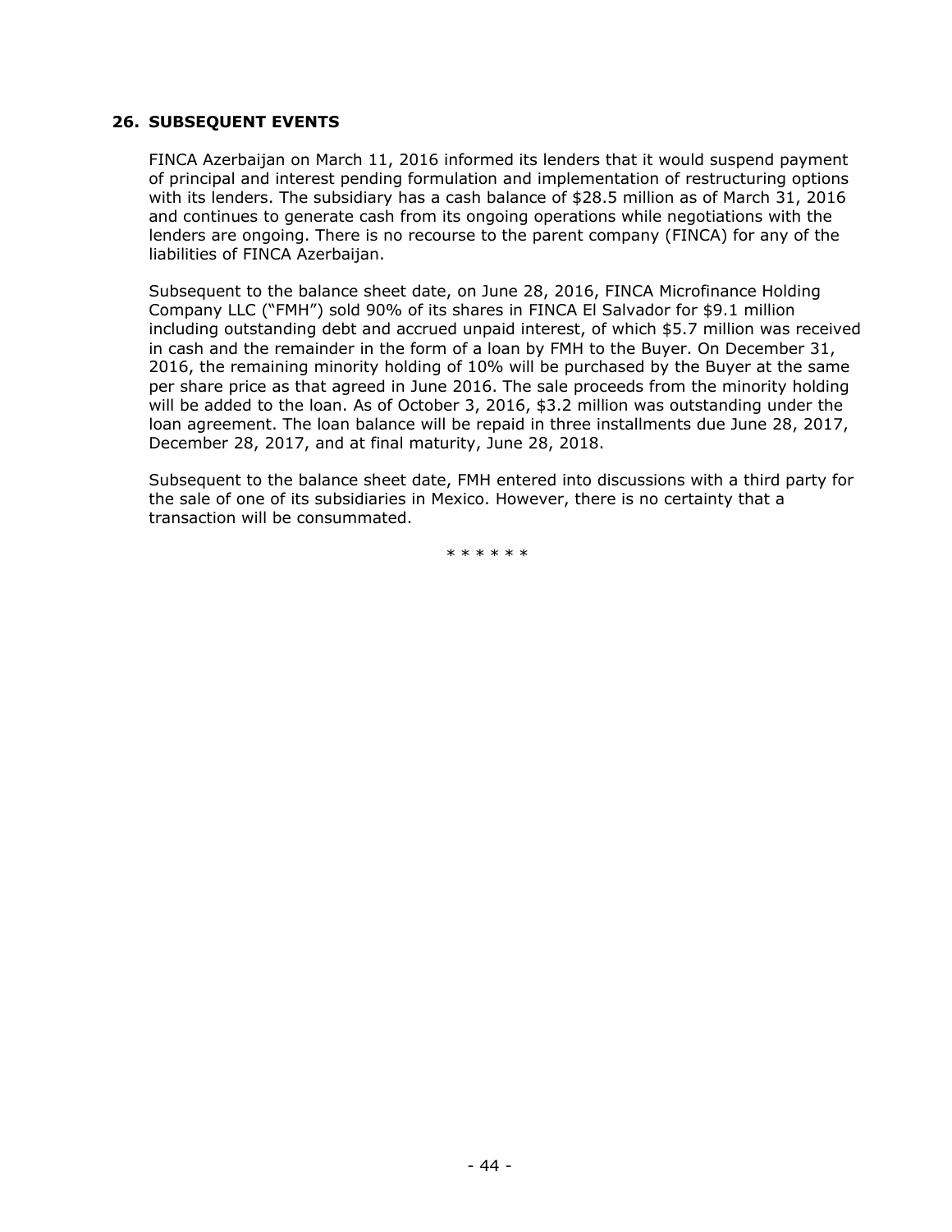## 26. SUBSEQUENT EVENTS

FINCA Azerbaijan on March 11, 2016 informed its lenders that it would suspend payment of principal and interest pending formulation and implementation of restructuring options with its lenders. The subsidiary has a cash balance of $28.5 million as of March 31, 2016 and continues to generate cash from its ongoing operations while negotiations with the lenders are ongoing. There is no recourse to the parent company (FINCA) for any of the liabilities of FINCA Azerbaijan.

Subsequent to the balance sheet date, on June 28, 2016, FINCA Microfinance Holding Company LLC ("FMH") sold 90% of its shares in FINCA El Salvador for $9.1 million including outstanding debt and accrued unpaid interest, of which $5.7 million was received in cash and the remainder in the form of a loan by FMH to the Buyer. On December 31, 2016, the remaining minority holding of 10% will be purchased by the Buyer at the same per share price as that agreed in June 2016. The sale proceeds from the minority holding will be added to the loan. As of October 3, 2016, $3.2 million was outstanding under the loan agreement. The loan balance will be repaid in three installments due June 28, 2017, December 28, 2017, and at final maturity, June 28, 2018.

Subsequent to the balance sheet date, FMH entered into discussions with a third party for the sale of one of its subsidiaries in Mexico. However, there is no certainty that a transaction will be consummated.

* * * * * *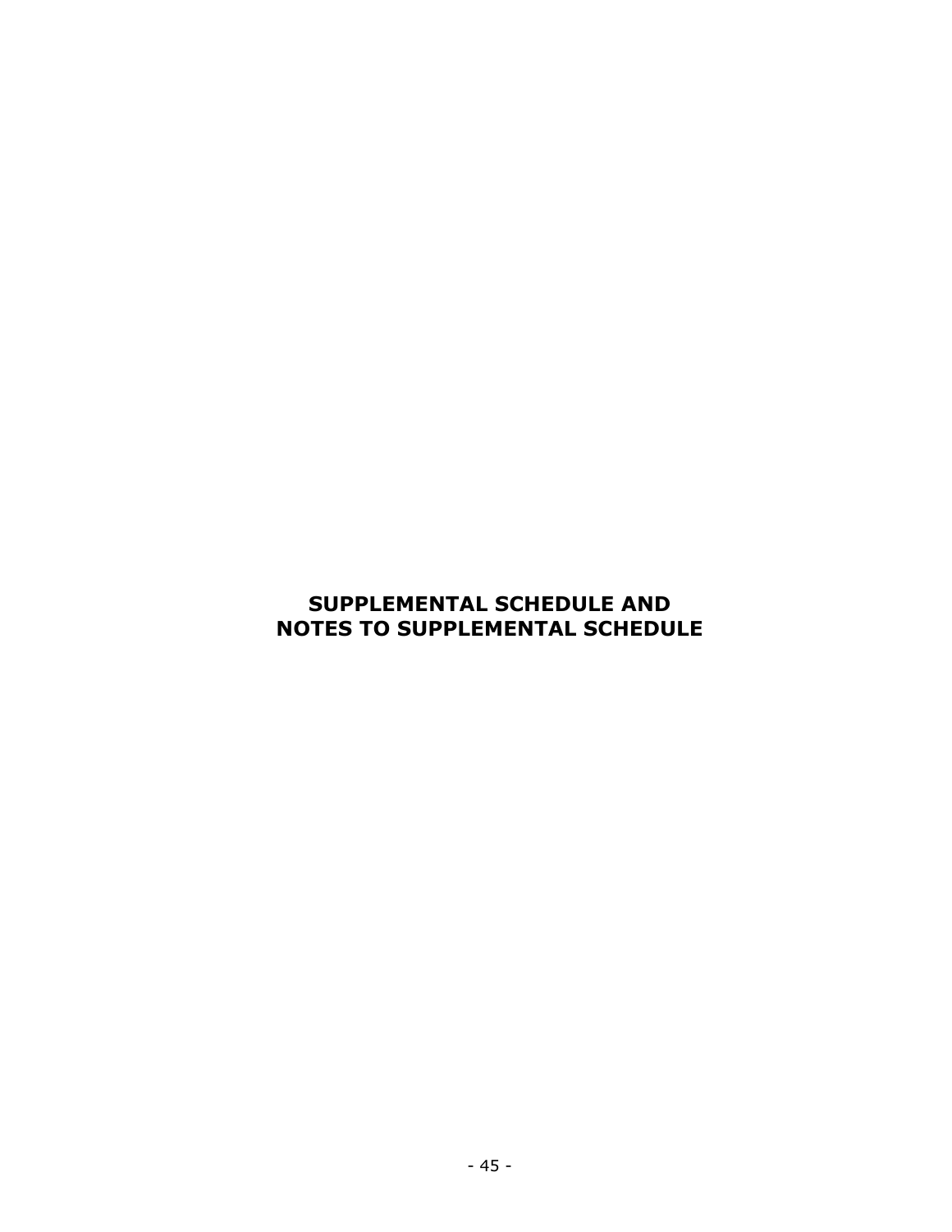# SUPPLEMENTAL SCHEDULE AND NOTES TO SUPPLEMENTAL SCHEDULE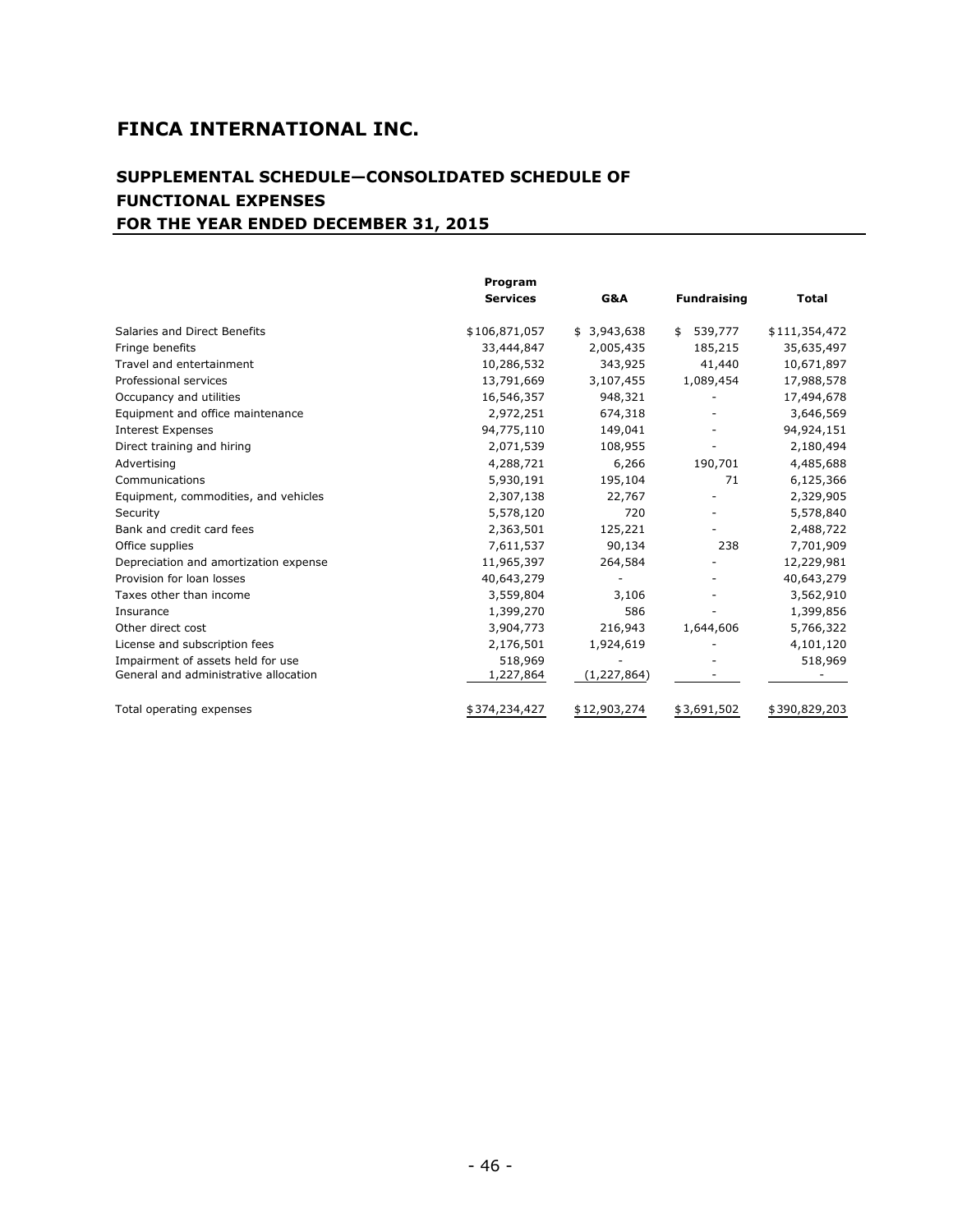# FINCA INTERNATIONAL INC.

## SUPPLEMENTAL SCHEDULE—CONSOLIDATED SCHEDULE OF FUNCTIONAL EXPENSES
## FOR THE YEAR ENDED DECEMBER 31, 2015

| | Program Services | G&A | Fundraising | Total |
|---|---|---|---|---|
| Salaries and Direct Benefits | $106,871,057 | $ 3,943,638 | $ 539,777 | $111,354,472 |
| Fringe benefits | 33,444,847 | 2,005,435 | 185,215 | 35,635,497 |
| Travel and entertainment | 10,286,532 | 343,925 | 41,440 | 10,671,897 |
| Professional services | 13,791,669 | 3,107,455 | 1,089,454 | 17,988,578 |
| Occupancy and utilities | 16,546,357 | 948,321 | - | 17,494,678 |
| Equipment and office maintenance | 2,972,251 | 674,318 | - | 3,646,569 |
| Interest Expenses | 94,775,110 | 149,041 | - | 94,924,151 |
| Direct training and hiring | 2,071,539 | 108,955 | - | 2,180,494 |
| Advertising | 4,288,721 | 6,266 | 190,701 | 4,485,688 |
| Communications | 5,930,191 | 195,104 | 71 | 6,125,366 |
| Equipment, commodities, and vehicles | 2,307,138 | 22,767 | - | 2,329,905 |
| Security | 5,578,120 | 720 | - | 5,578,840 |
| Bank and credit card fees | 2,363,501 | 125,221 | - | 2,488,722 |
| Office supplies | 7,611,537 | 90,134 | 238 | 7,701,909 |
| Depreciation and amortization expense | 11,965,397 | 264,584 | - | 12,229,981 |
| Provision for loan losses | 40,643,279 | - | - | 40,643,279 |
| Taxes other than income | 3,559,804 | 3,106 | - | 3,562,910 |
| Insurance | 1,399,270 | 586 | - | 1,399,856 |
| Other direct cost | 3,904,773 | 216,943 | 1,644,606 | 5,766,322 |
| License and subscription fees | 2,176,501 | 1,924,619 | - | 4,101,120 |
| Impairment of assets held for use | 518,969 | - | - | 518,969 |
| General and administrative allocation | 1,227,864 | (1,227,864) | - | - |
| Total operating expenses | $374,234,427 | $12,903,274 | $3,691,502 | $390,829,203 |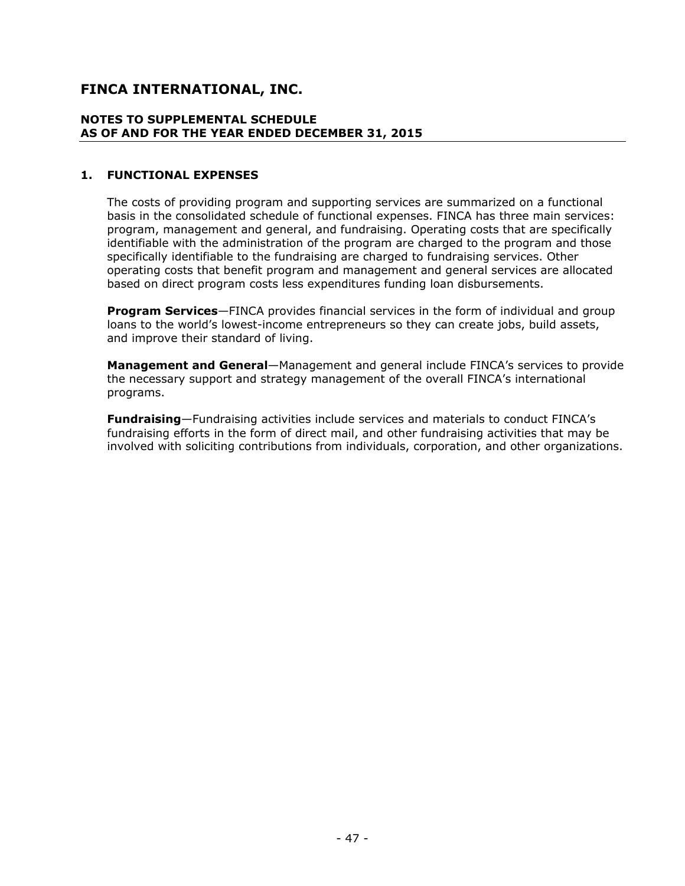# FINCA INTERNATIONAL, INC.

## NOTES TO SUPPLEMENTAL SCHEDULE
## AS OF AND FOR THE YEAR ENDED DECEMBER 31, 2015

### 1. FUNCTIONAL EXPENSES

The costs of providing program and supporting services are summarized on a functional basis in the consolidated schedule of functional expenses. FINCA has three main services: program, management and general, and fundraising. Operating costs that are specifically identifiable with the administration of the program are charged to the program and those specifically identifiable to the fundraising are charged to fundraising services. Other operating costs that benefit program and management and general services are allocated based on direct program costs less expenditures funding loan disbursements.

**Program Services**—FINCA provides financial services in the form of individual and group loans to the world's lowest-income entrepreneurs so they can create jobs, build assets, and improve their standard of living.

**Management and General**—Management and general include FINCA's services to provide the necessary support and strategy management of the overall FINCA's international programs.

**Fundraising**—Fundraising activities include services and materials to conduct FINCA's fundraising efforts in the form of direct mail, and other fundraising activities that may be involved with soliciting contributions from individuals, corporation, and other organizations.